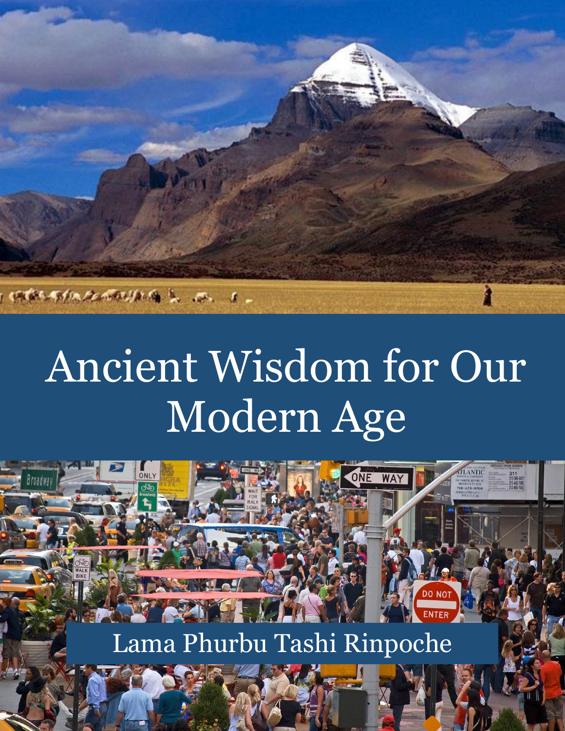# Ancient Wisdom for Our Modern Age

Lama Phurbu Tashi Rinpoche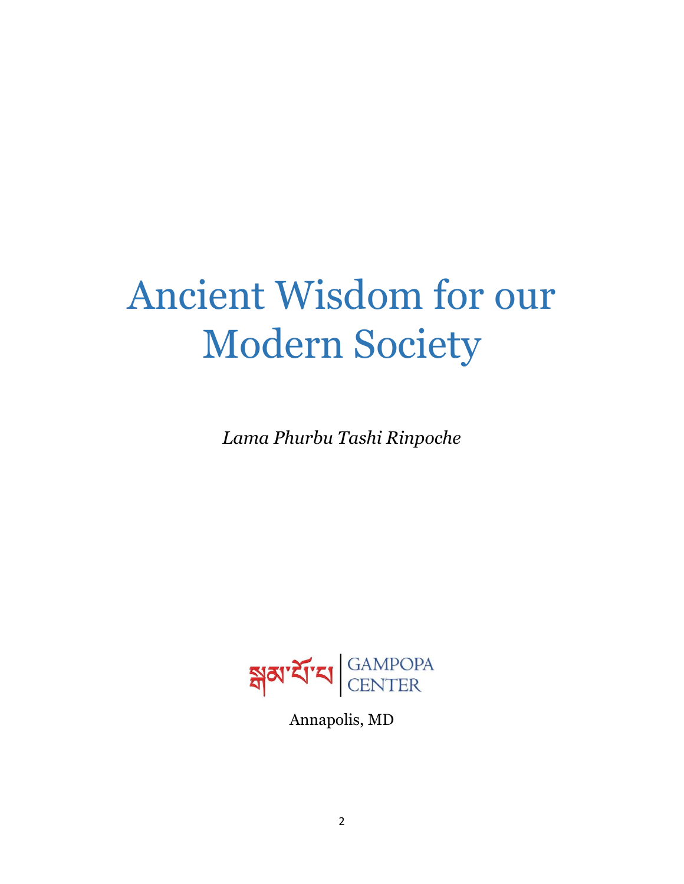# Ancient Wisdom for our Modern Society

*Lama Phurbu Tashi Rinpoche*

སྒམ་པོ་པ | GAMPOPA CENTER

Annapolis, MD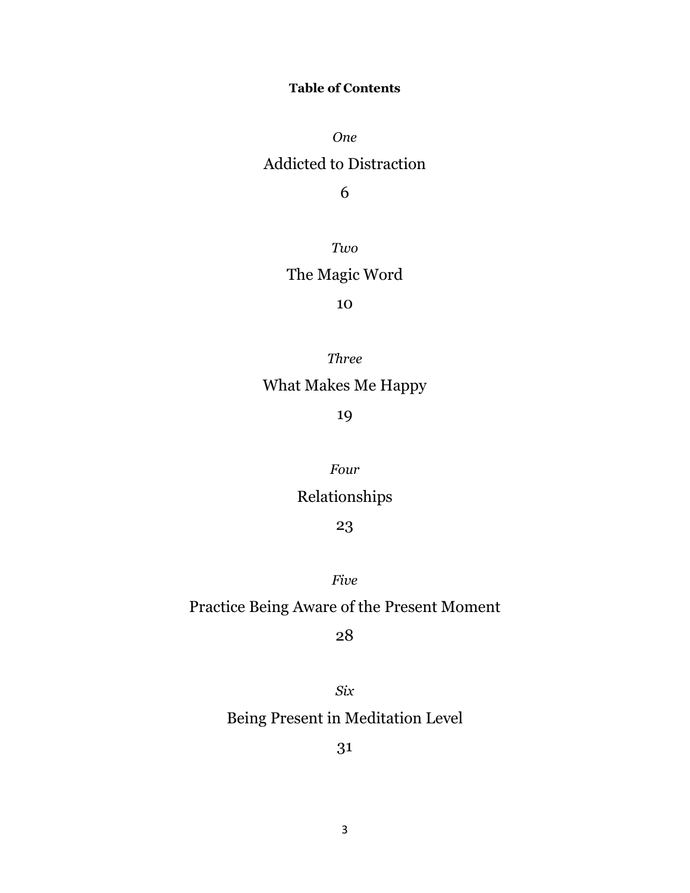**Table of Contents**

*One*

Addicted to Distraction

6

*Two*

The Magic Word

10

*Three*

What Makes Me Happy

19

*Four*

Relationships

23

*Five*

Practice Being Aware of the Present Moment

28

*Six*

Being Present in Meditation Level

31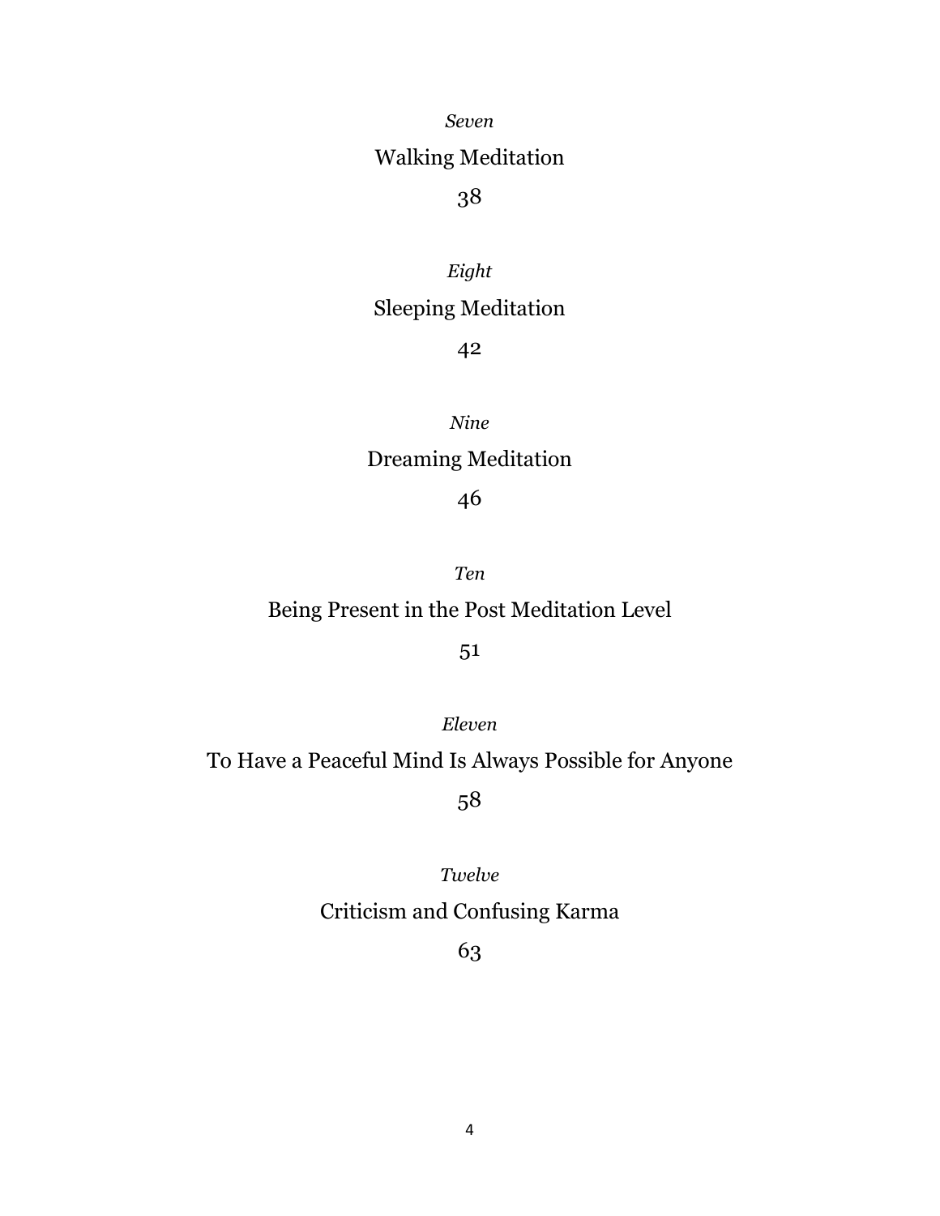*Seven*

Walking Meditation

38

*Eight*

Sleeping Meditation

42

*Nine*

Dreaming Meditation

46

*Ten*

Being Present in the Post Meditation Level

51

*Eleven*

To Have a Peaceful Mind Is Always Possible for Anyone

58

*Twelve*

Criticism and Confusing Karma

63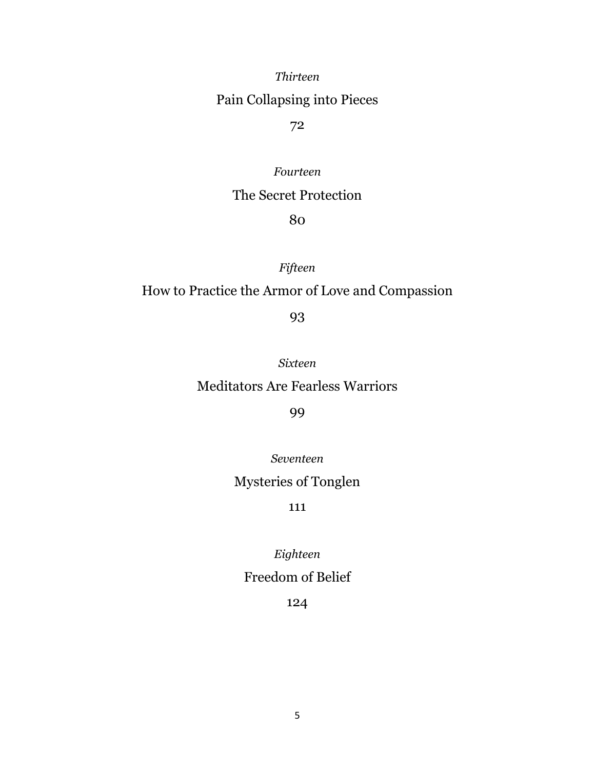*Thirteen*

Pain Collapsing into Pieces

72

*Fourteen*

The Secret Protection

80

*Fifteen*

How to Practice the Armor of Love and Compassion

93

*Sixteen*

Meditators Are Fearless Warriors

99

*Seventeen*

Mysteries of Tonglen

111

*Eighteen*

Freedom of Belief

124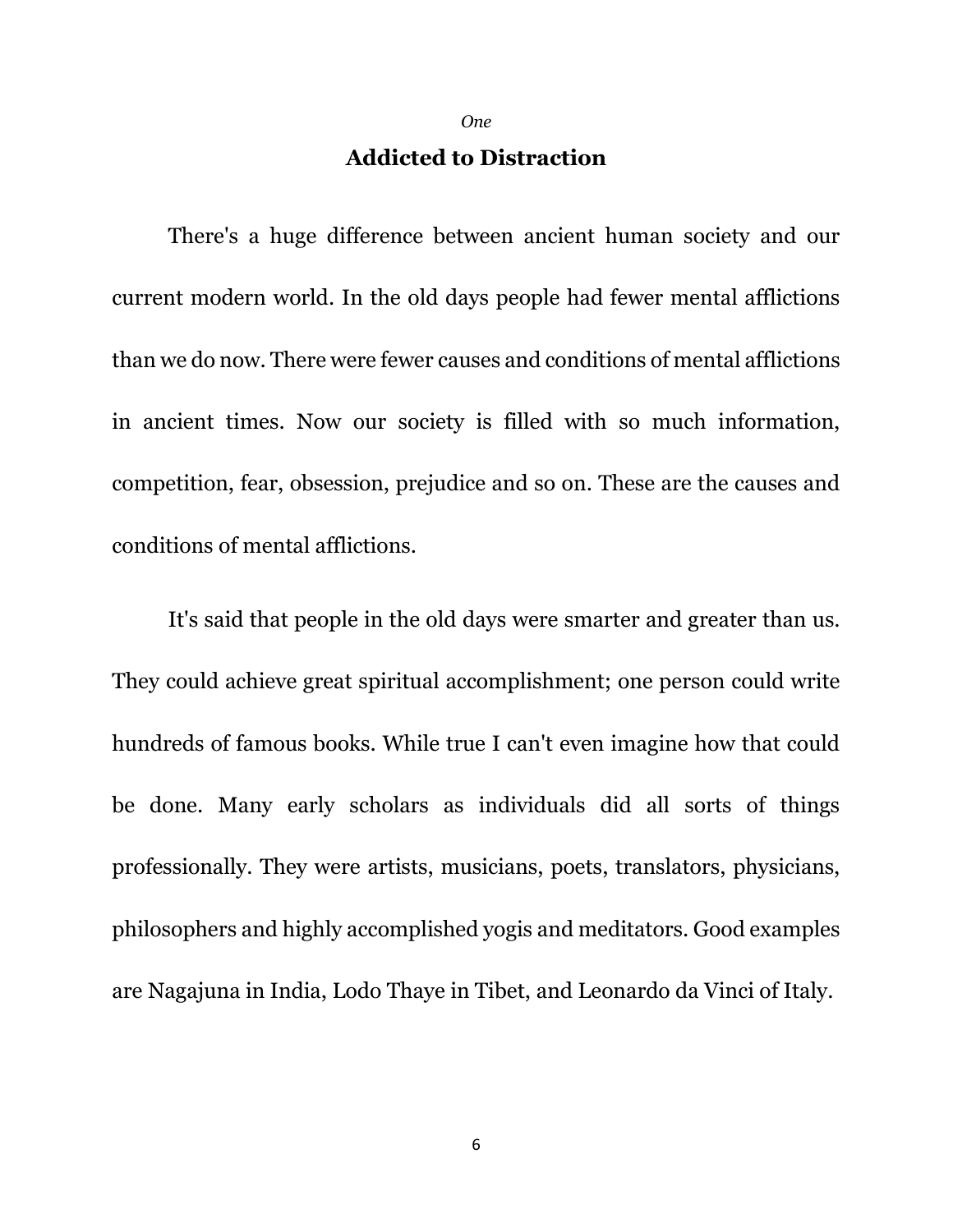*One*

## Addicted to Distraction

There's a huge difference between ancient human society and our current modern world. In the old days people had fewer mental afflictions than we do now. There were fewer causes and conditions of mental afflictions in ancient times. Now our society is filled with so much information, competition, fear, obsession, prejudice and so on. These are the causes and conditions of mental afflictions.

It's said that people in the old days were smarter and greater than us. They could achieve great spiritual accomplishment; one person could write hundreds of famous books. While true I can't even imagine how that could be done. Many early scholars as individuals did all sorts of things professionally. They were artists, musicians, poets, translators, physicians, philosophers and highly accomplished yogis and meditators. Good examples are Nagajuna in India, Lodo Thaye in Tibet, and Leonardo da Vinci of Italy.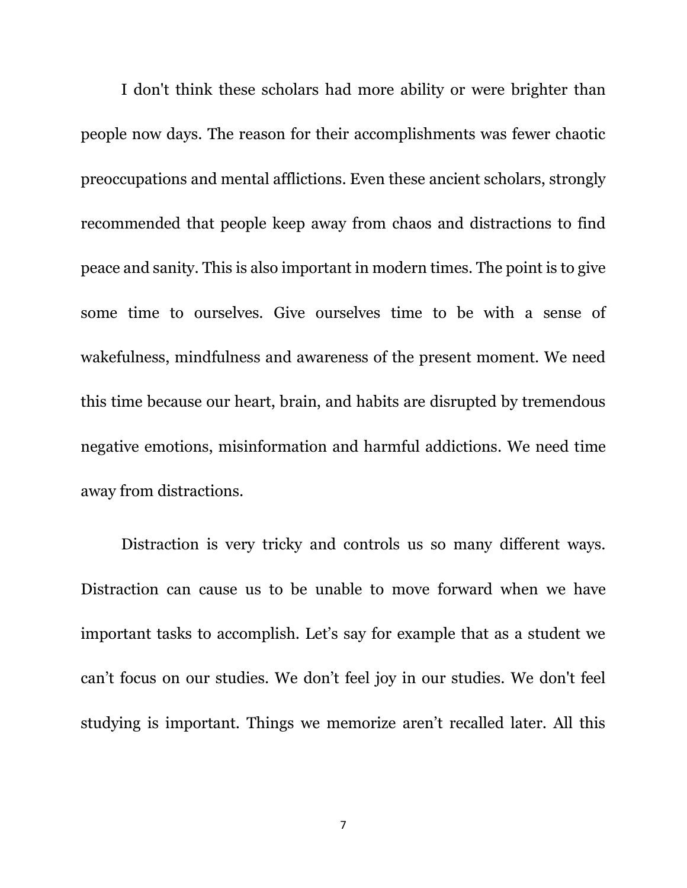I don't think these scholars had more ability or were brighter than people now days. The reason for their accomplishments was fewer chaotic preoccupations and mental afflictions. Even these ancient scholars, strongly recommended that people keep away from chaos and distractions to find peace and sanity. This is also important in modern times. The point is to give some time to ourselves. Give ourselves time to be with a sense of wakefulness, mindfulness and awareness of the present moment. We need this time because our heart, brain, and habits are disrupted by tremendous negative emotions, misinformation and harmful addictions. We need time away from distractions.

Distraction is very tricky and controls us so many different ways. Distraction can cause us to be unable to move forward when we have important tasks to accomplish. Let's say for example that as a student we can't focus on our studies. We don't feel joy in our studies. We don't feel studying is important. Things we memorize aren't recalled later. All this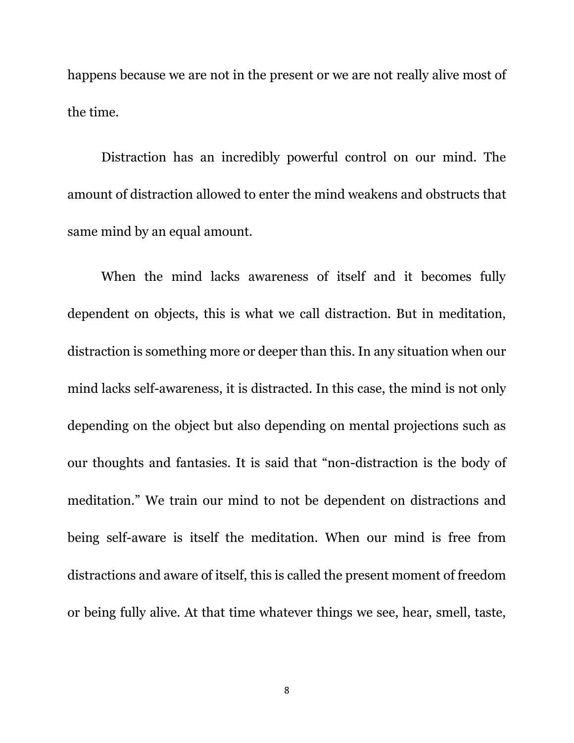happens because we are not in the present or we are not really alive most of the time.

Distraction has an incredibly powerful control on our mind. The amount of distraction allowed to enter the mind weakens and obstructs that same mind by an equal amount.

When the mind lacks awareness of itself and it becomes fully dependent on objects, this is what we call distraction. But in meditation, distraction is something more or deeper than this. In any situation when our mind lacks self-awareness, it is distracted. In this case, the mind is not only depending on the object but also depending on mental projections such as our thoughts and fantasies. It is said that "non-distraction is the body of meditation." We train our mind to not be dependent on distractions and being self-aware is itself the meditation. When our mind is free from distractions and aware of itself, this is called the present moment of freedom or being fully alive. At that time whatever things we see, hear, smell, taste,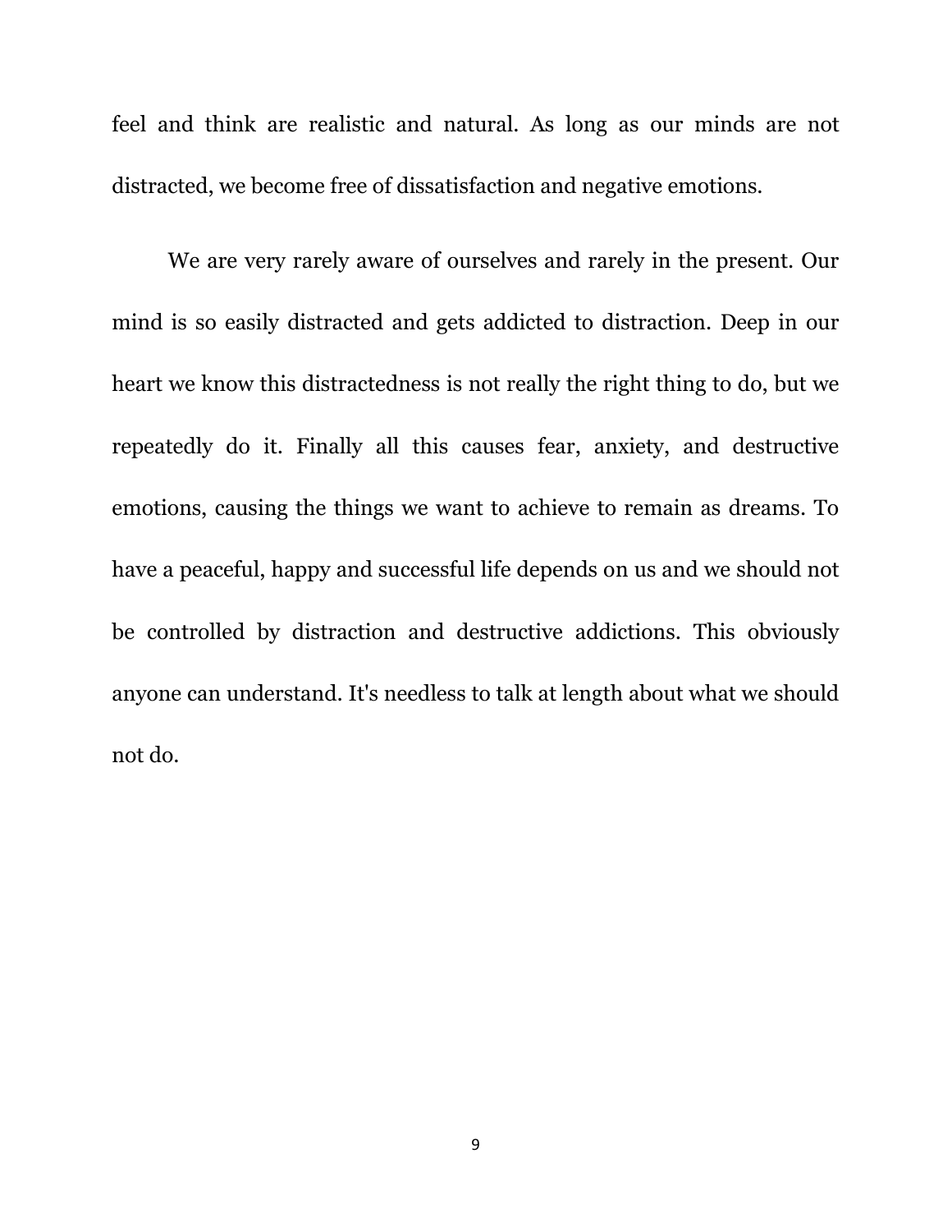feel and think are realistic and natural. As long as our minds are not distracted, we become free of dissatisfaction and negative emotions.

We are very rarely aware of ourselves and rarely in the present. Our mind is so easily distracted and gets addicted to distraction. Deep in our heart we know this distractedness is not really the right thing to do, but we repeatedly do it. Finally all this causes fear, anxiety, and destructive emotions, causing the things we want to achieve to remain as dreams. To have a peaceful, happy and successful life depends on us and we should not be controlled by distraction and destructive addictions. This obviously anyone can understand. It's needless to talk at length about what we should not do.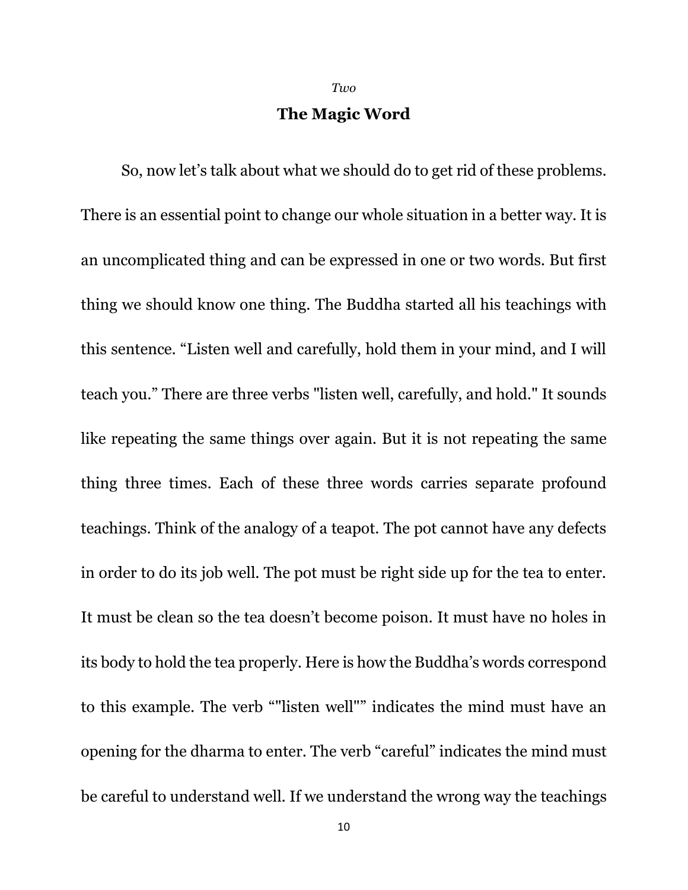*Two*

## The Magic Word

So, now let's talk about what we should do to get rid of these problems. There is an essential point to change our whole situation in a better way. It is an uncomplicated thing and can be expressed in one or two words. But first thing we should know one thing. The Buddha started all his teachings with this sentence. "Listen well and carefully, hold them in your mind, and I will teach you." There are three verbs "listen well, carefully, and hold." It sounds like repeating the same things over again. But it is not repeating the same thing three times. Each of these three words carries separate profound teachings. Think of the analogy of a teapot. The pot cannot have any defects in order to do its job well. The pot must be right side up for the tea to enter. It must be clean so the tea doesn't become poison. It must have no holes in its body to hold the tea properly. Here is how the Buddha's words correspond to this example. The verb ""listen well"" indicates the mind must have an opening for the dharma to enter. The verb "careful" indicates the mind must be careful to understand well. If we understand the wrong way the teachings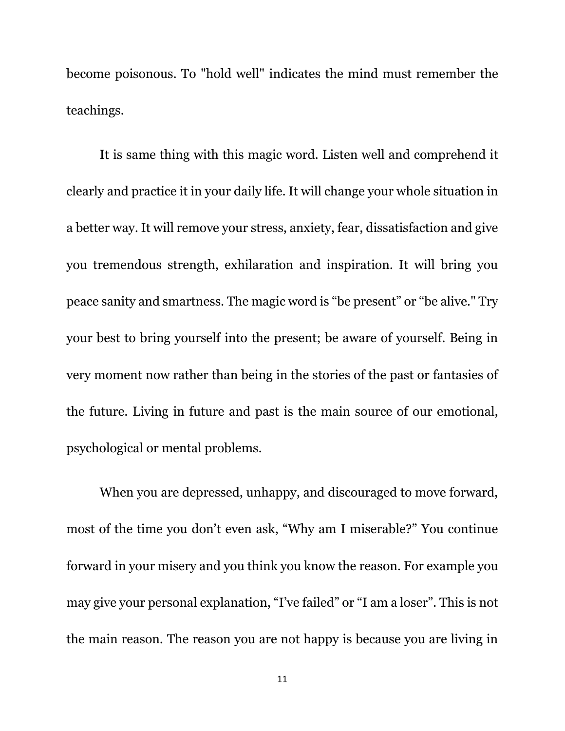become poisonous. To "hold well" indicates the mind must remember the teachings.

It is same thing with this magic word. Listen well and comprehend it clearly and practice it in your daily life. It will change your whole situation in a better way. It will remove your stress, anxiety, fear, dissatisfaction and give you tremendous strength, exhilaration and inspiration. It will bring you peace sanity and smartness. The magic word is “be present” or “be alive." Try your best to bring yourself into the present; be aware of yourself. Being in very moment now rather than being in the stories of the past or fantasies of the future. Living in future and past is the main source of our emotional, psychological or mental problems.

When you are depressed, unhappy, and discouraged to move forward, most of the time you don’t even ask, “Why am I miserable?” You continue forward in your misery and you think you know the reason. For example you may give your personal explanation, “I’ve failed” or “I am a loser”. This is not the main reason. The reason you are not happy is because you are living in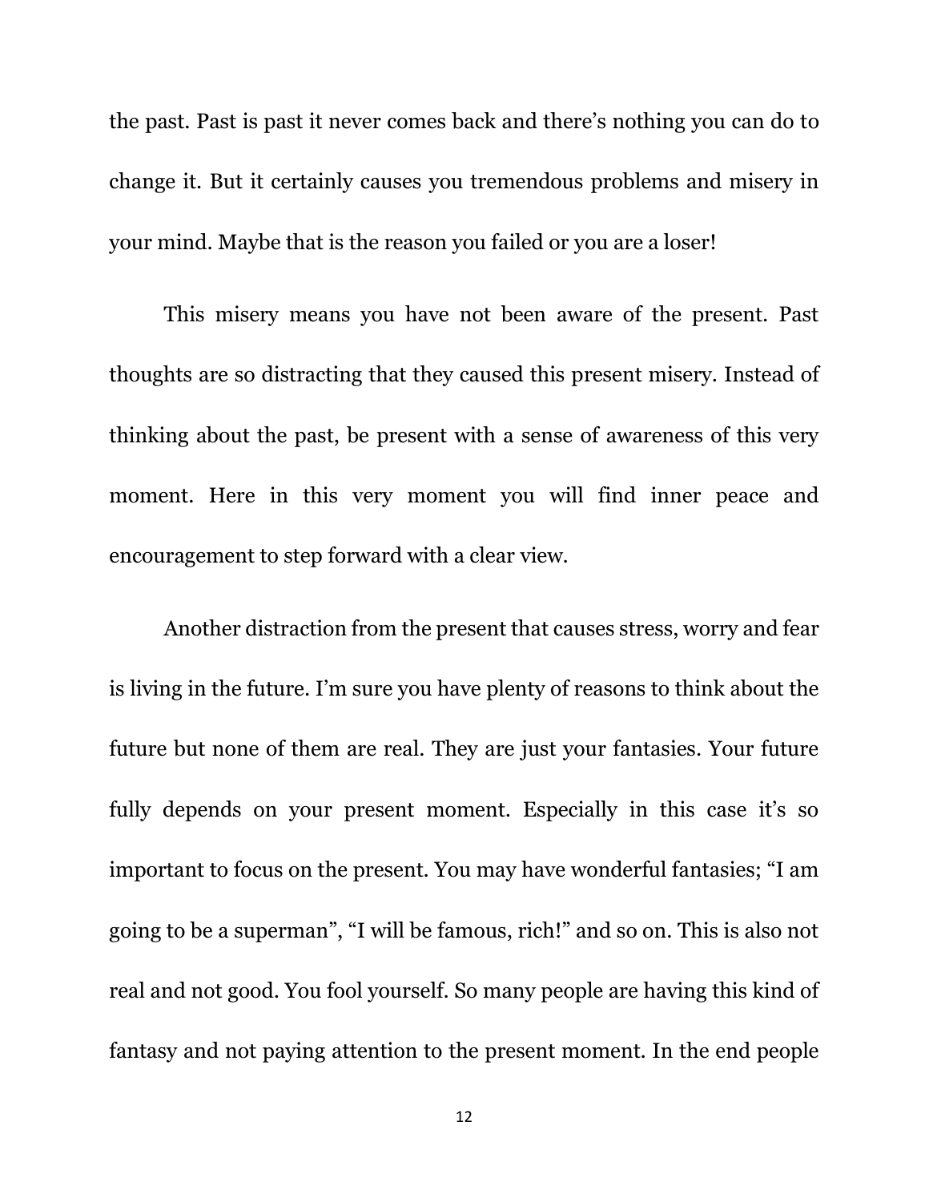the past. Past is past it never comes back and there's nothing you can do to change it. But it certainly causes you tremendous problems and misery in your mind. Maybe that is the reason you failed or you are a loser!

This misery means you have not been aware of the present. Past thoughts are so distracting that they caused this present misery. Instead of thinking about the past, be present with a sense of awareness of this very moment. Here in this very moment you will find inner peace and encouragement to step forward with a clear view.

Another distraction from the present that causes stress, worry and fear is living in the future. I'm sure you have plenty of reasons to think about the future but none of them are real. They are just your fantasies. Your future fully depends on your present moment. Especially in this case it's so important to focus on the present. You may have wonderful fantasies; "I am going to be a superman", "I will be famous, rich!" and so on. This is also not real and not good. You fool yourself. So many people are having this kind of fantasy and not paying attention to the present moment. In the end people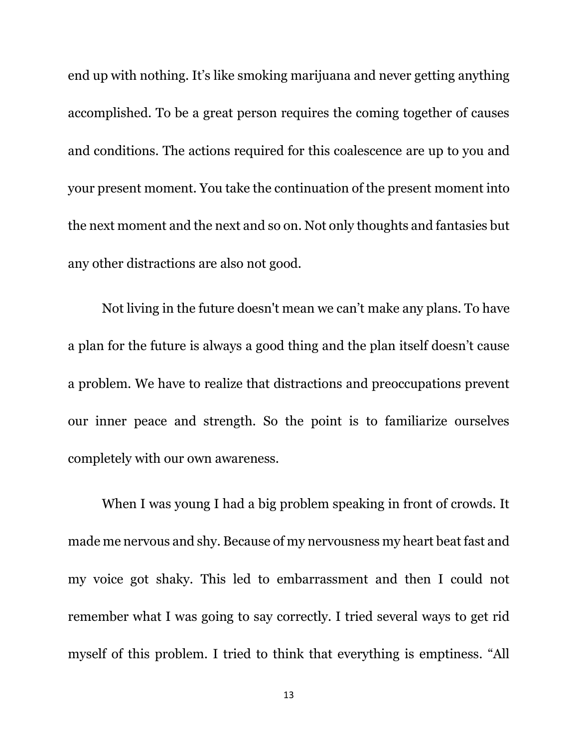end up with nothing. It's like smoking marijuana and never getting anything accomplished. To be a great person requires the coming together of causes and conditions. The actions required for this coalescence are up to you and your present moment. You take the continuation of the present moment into the next moment and the next and so on. Not only thoughts and fantasies but any other distractions are also not good.

Not living in the future doesn't mean we can't make any plans. To have a plan for the future is always a good thing and the plan itself doesn't cause a problem. We have to realize that distractions and preoccupations prevent our inner peace and strength. So the point is to familiarize ourselves completely with our own awareness.

When I was young I had a big problem speaking in front of crowds. It made me nervous and shy. Because of my nervousness my heart beat fast and my voice got shaky. This led to embarrassment and then I could not remember what I was going to say correctly. I tried several ways to get rid myself of this problem. I tried to think that everything is emptiness. "All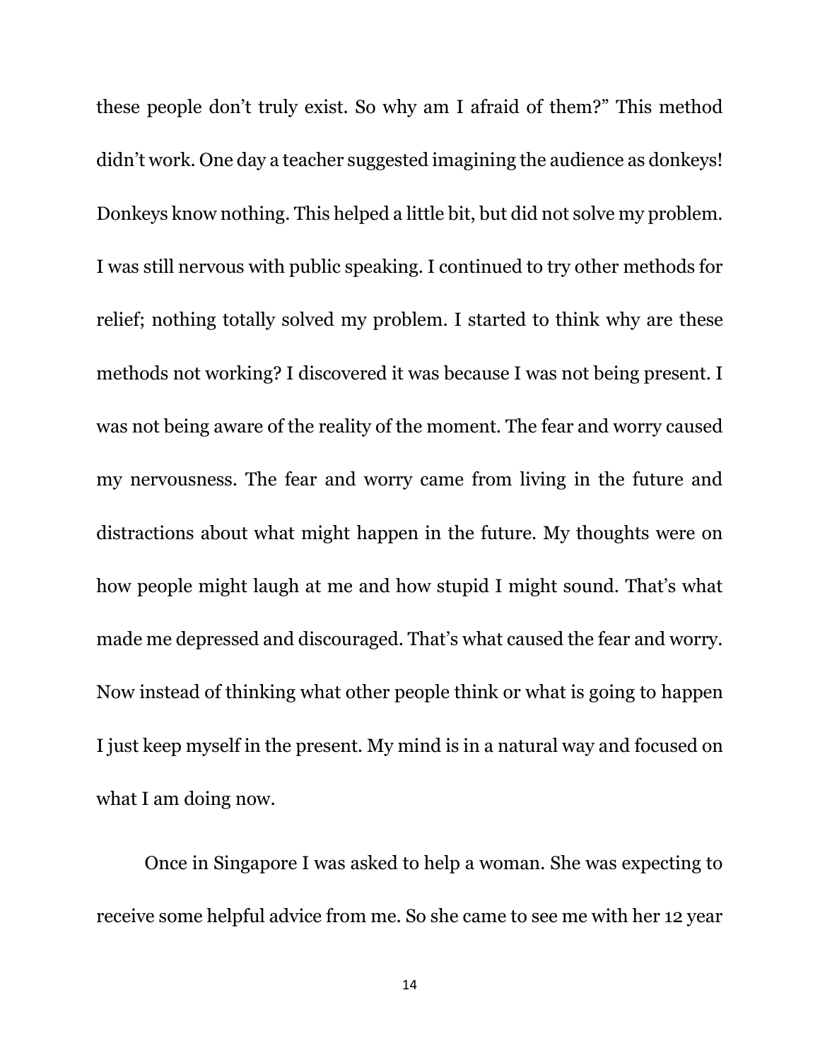these people don't truly exist. So why am I afraid of them?" This method didn't work. One day a teacher suggested imagining the audience as donkeys! Donkeys know nothing. This helped a little bit, but did not solve my problem. I was still nervous with public speaking. I continued to try other methods for relief; nothing totally solved my problem. I started to think why are these methods not working? I discovered it was because I was not being present. I was not being aware of the reality of the moment. The fear and worry caused my nervousness. The fear and worry came from living in the future and distractions about what might happen in the future. My thoughts were on how people might laugh at me and how stupid I might sound. That's what made me depressed and discouraged. That's what caused the fear and worry. Now instead of thinking what other people think or what is going to happen I just keep myself in the present. My mind is in a natural way and focused on what I am doing now.

Once in Singapore I was asked to help a woman. She was expecting to receive some helpful advice from me. So she came to see me with her 12 year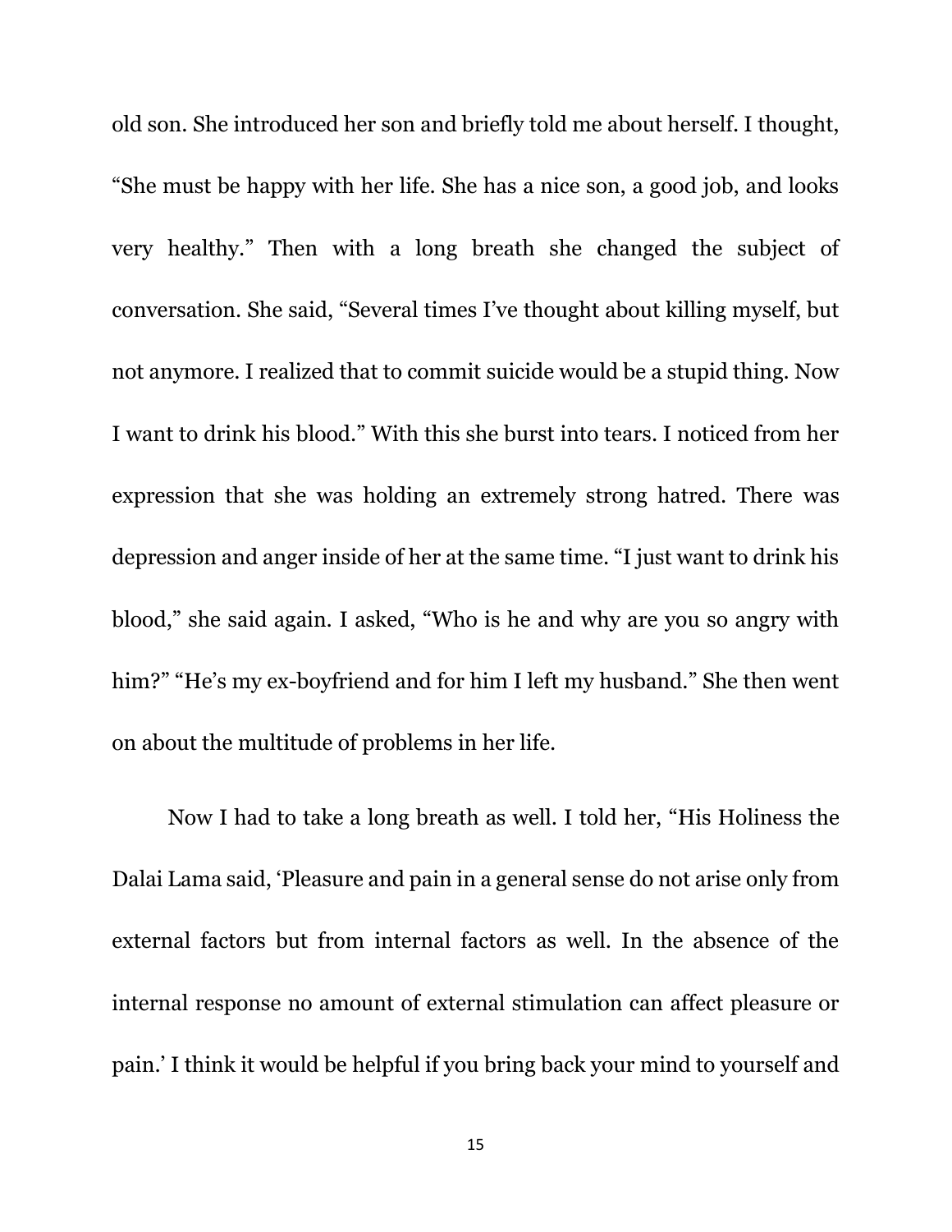old son. She introduced her son and briefly told me about herself. I thought, "She must be happy with her life. She has a nice son, a good job, and looks very healthy." Then with a long breath she changed the subject of conversation. She said, "Several times I've thought about killing myself, but not anymore. I realized that to commit suicide would be a stupid thing. Now I want to drink his blood." With this she burst into tears. I noticed from her expression that she was holding an extremely strong hatred. There was depression and anger inside of her at the same time. "I just want to drink his blood," she said again. I asked, "Who is he and why are you so angry with him?" "He's my ex-boyfriend and for him I left my husband." She then went on about the multitude of problems in her life.

Now I had to take a long breath as well. I told her, "His Holiness the Dalai Lama said, 'Pleasure and pain in a general sense do not arise only from external factors but from internal factors as well. In the absence of the internal response no amount of external stimulation can affect pleasure or pain.' I think it would be helpful if you bring back your mind to yourself and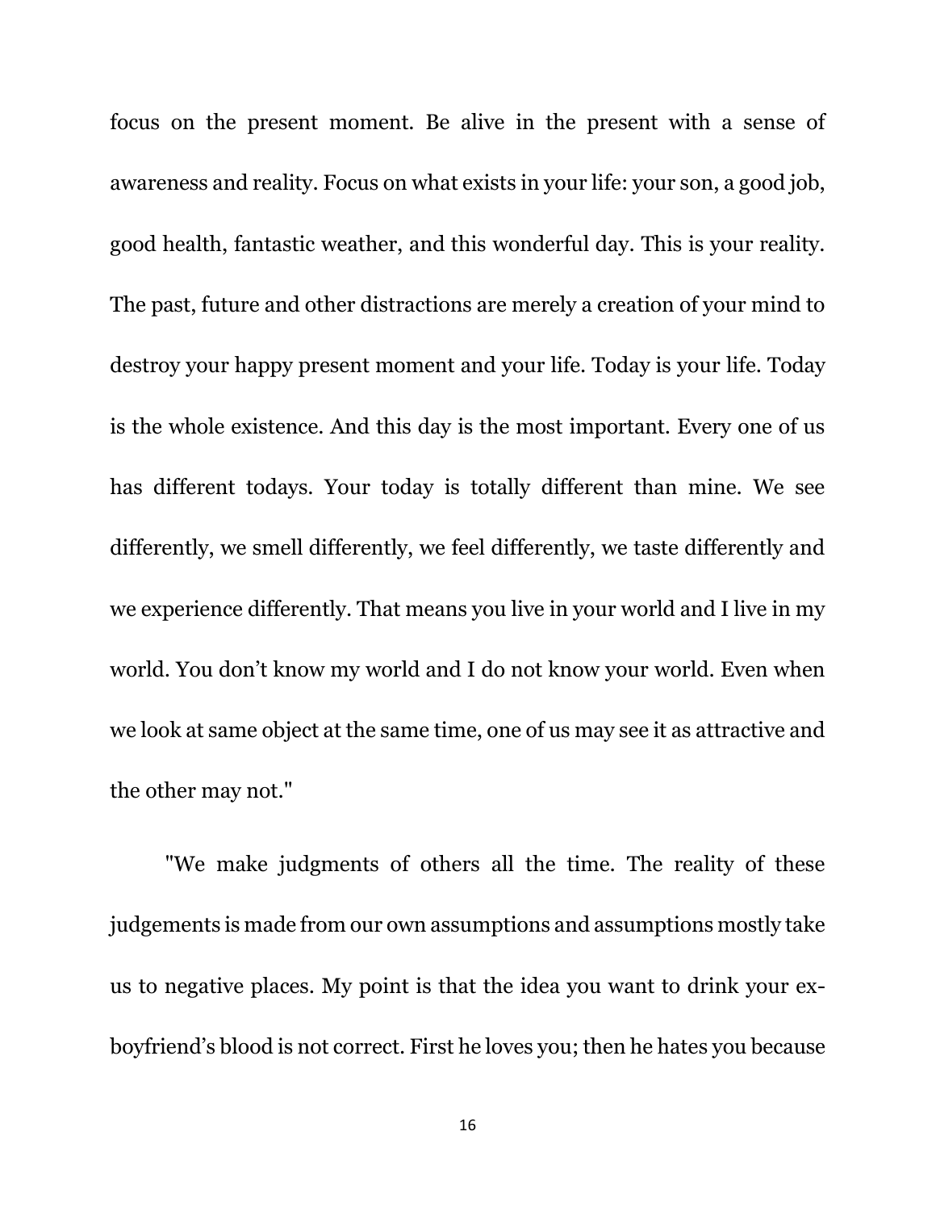focus on the present moment. Be alive in the present with a sense of awareness and reality. Focus on what exists in your life: your son, a good job, good health, fantastic weather, and this wonderful day. This is your reality. The past, future and other distractions are merely a creation of your mind to destroy your happy present moment and your life. Today is your life. Today is the whole existence. And this day is the most important. Every one of us has different todays. Your today is totally different than mine. We see differently, we smell differently, we feel differently, we taste differently and we experience differently. That means you live in your world and I live in my world. You don't know my world and I do not know your world. Even when we look at same object at the same time, one of us may see it as attractive and the other may not."

"We make judgments of others all the time. The reality of these judgements is made from our own assumptions and assumptions mostly take us to negative places. My point is that the idea you want to drink your ex-boyfriend's blood is not correct. First he loves you; then he hates you because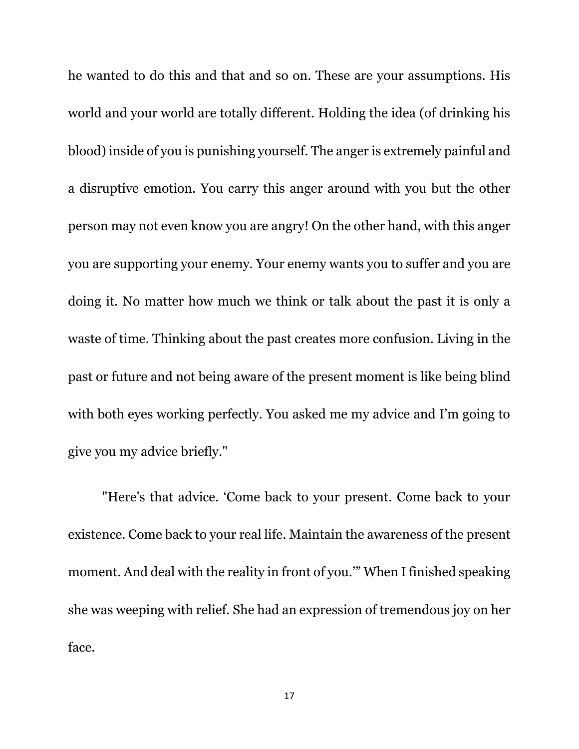he wanted to do this and that and so on. These are your assumptions. His world and your world are totally different. Holding the idea (of drinking his blood) inside of you is punishing yourself. The anger is extremely painful and a disruptive emotion. You carry this anger around with you but the other person may not even know you are angry! On the other hand, with this anger you are supporting your enemy. Your enemy wants you to suffer and you are doing it. No matter how much we think or talk about the past it is only a waste of time. Thinking about the past creates more confusion. Living in the past or future and not being aware of the present moment is like being blind with both eyes working perfectly. You asked me my advice and I'm going to give you my advice briefly."

"Here's that advice. 'Come back to your present. Come back to your existence. Come back to your real life. Maintain the awareness of the present moment. And deal with the reality in front of you.'" When I finished speaking she was weeping with relief. She had an expression of tremendous joy on her face.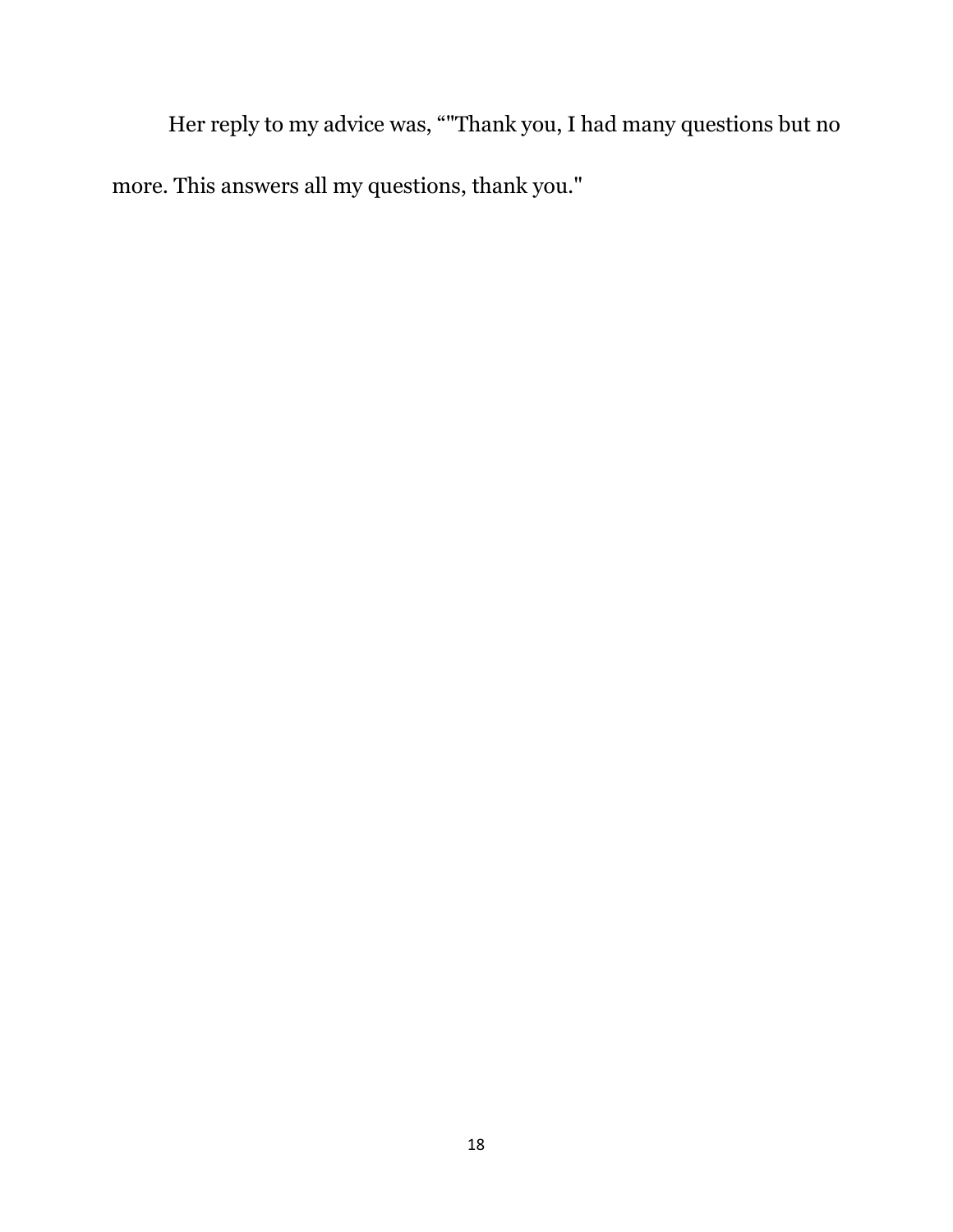Her reply to my advice was, “"Thank you, I had many questions but no more. This answers all my questions, thank you."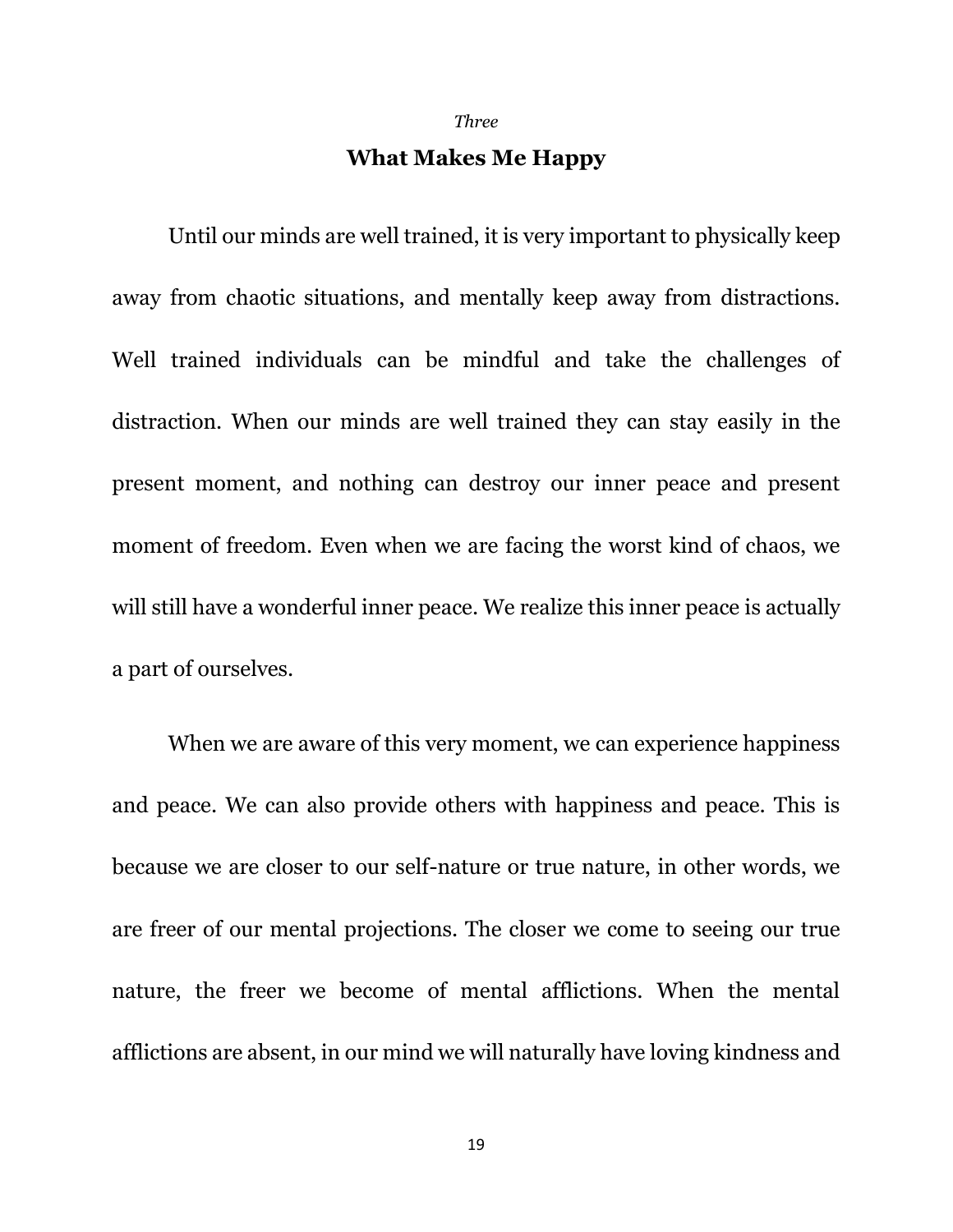*Three*

## What Makes Me Happy

Until our minds are well trained, it is very important to physically keep away from chaotic situations, and mentally keep away from distractions. Well trained individuals can be mindful and take the challenges of distraction. When our minds are well trained they can stay easily in the present moment, and nothing can destroy our inner peace and present moment of freedom. Even when we are facing the worst kind of chaos, we will still have a wonderful inner peace. We realize this inner peace is actually a part of ourselves.

When we are aware of this very moment, we can experience happiness and peace. We can also provide others with happiness and peace. This is because we are closer to our self-nature or true nature, in other words, we are freer of our mental projections. The closer we come to seeing our true nature, the freer we become of mental afflictions. When the mental afflictions are absent, in our mind we will naturally have loving kindness and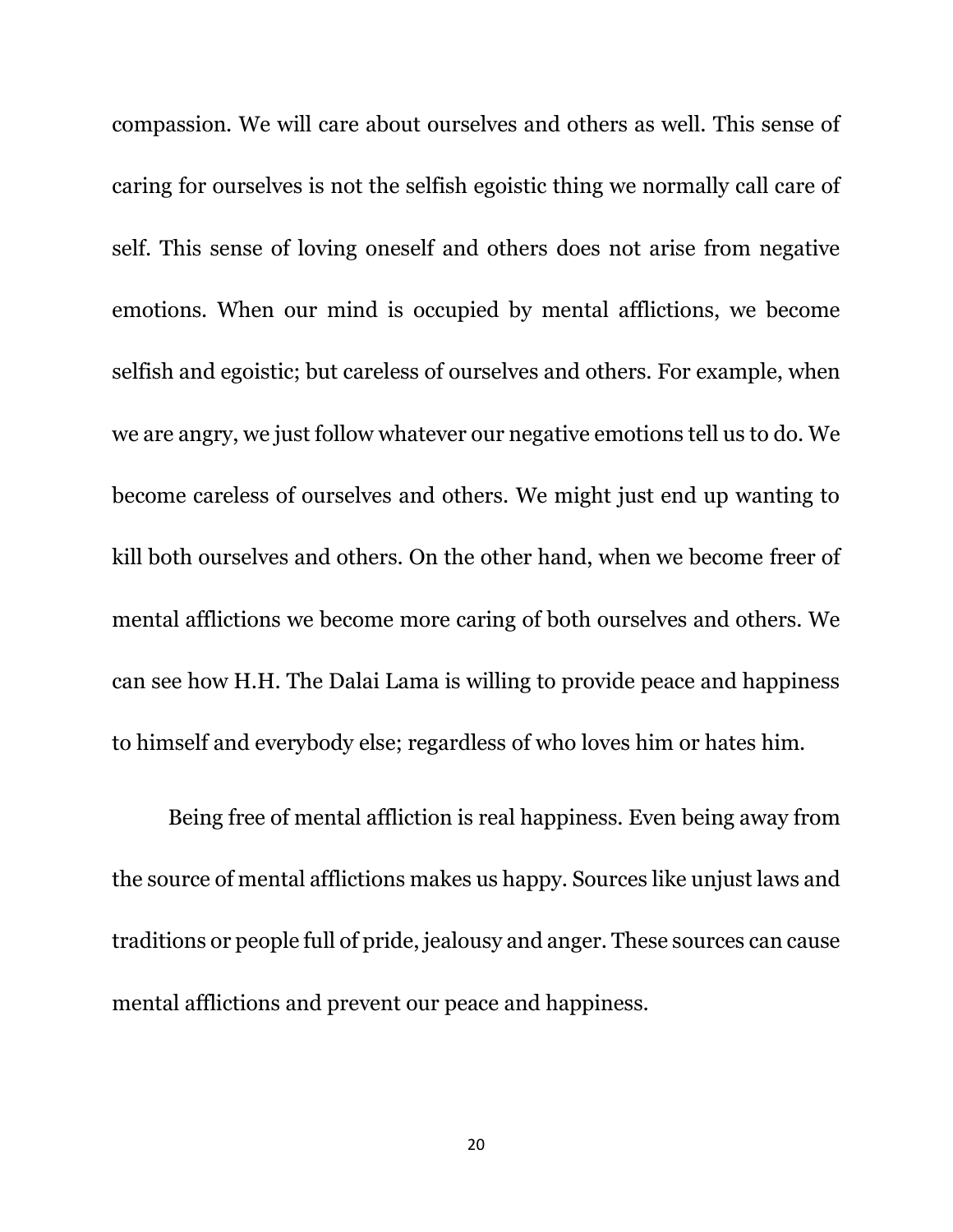compassion. We will care about ourselves and others as well. This sense of caring for ourselves is not the selfish egoistic thing we normally call care of self. This sense of loving oneself and others does not arise from negative emotions. When our mind is occupied by mental afflictions, we become selfish and egoistic; but careless of ourselves and others. For example, when we are angry, we just follow whatever our negative emotions tell us to do. We become careless of ourselves and others. We might just end up wanting to kill both ourselves and others. On the other hand, when we become freer of mental afflictions we become more caring of both ourselves and others. We can see how H.H. The Dalai Lama is willing to provide peace and happiness to himself and everybody else; regardless of who loves him or hates him.

Being free of mental affliction is real happiness. Even being away from the source of mental afflictions makes us happy. Sources like unjust laws and traditions or people full of pride, jealousy and anger. These sources can cause mental afflictions and prevent our peace and happiness.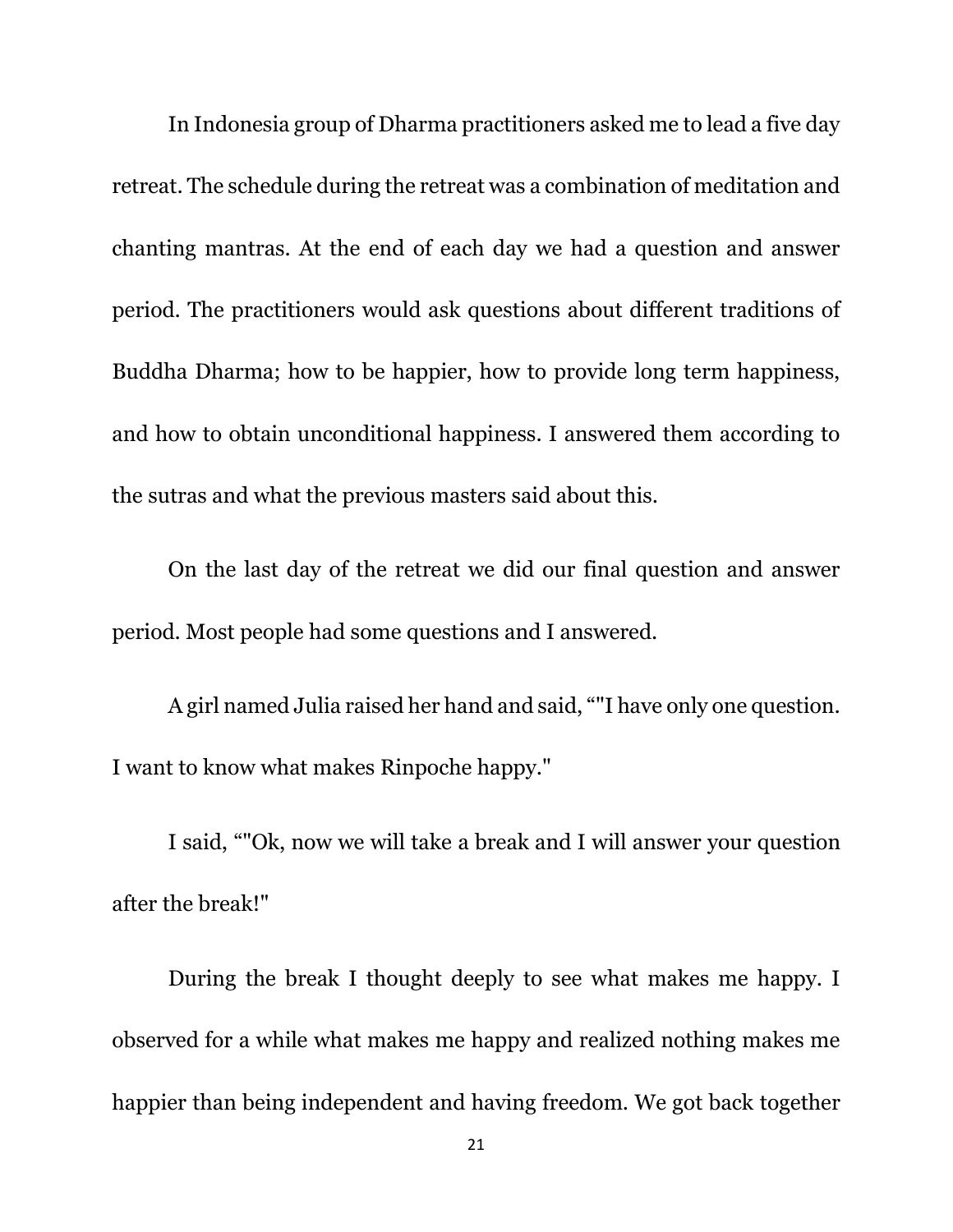In Indonesia group of Dharma practitioners asked me to lead a five day retreat. The schedule during the retreat was a combination of meditation and chanting mantras. At the end of each day we had a question and answer period. The practitioners would ask questions about different traditions of Buddha Dharma; how to be happier, how to provide long term happiness, and how to obtain unconditional happiness. I answered them according to the sutras and what the previous masters said about this.

On the last day of the retreat we did our final question and answer period. Most people had some questions and I answered.

A girl named Julia raised her hand and said, “"I have only one question. I want to know what makes Rinpoche happy."

I said, “"Ok, now we will take a break and I will answer your question after the break!"

During the break I thought deeply to see what makes me happy. I observed for a while what makes me happy and realized nothing makes me happier than being independent and having freedom. We got back together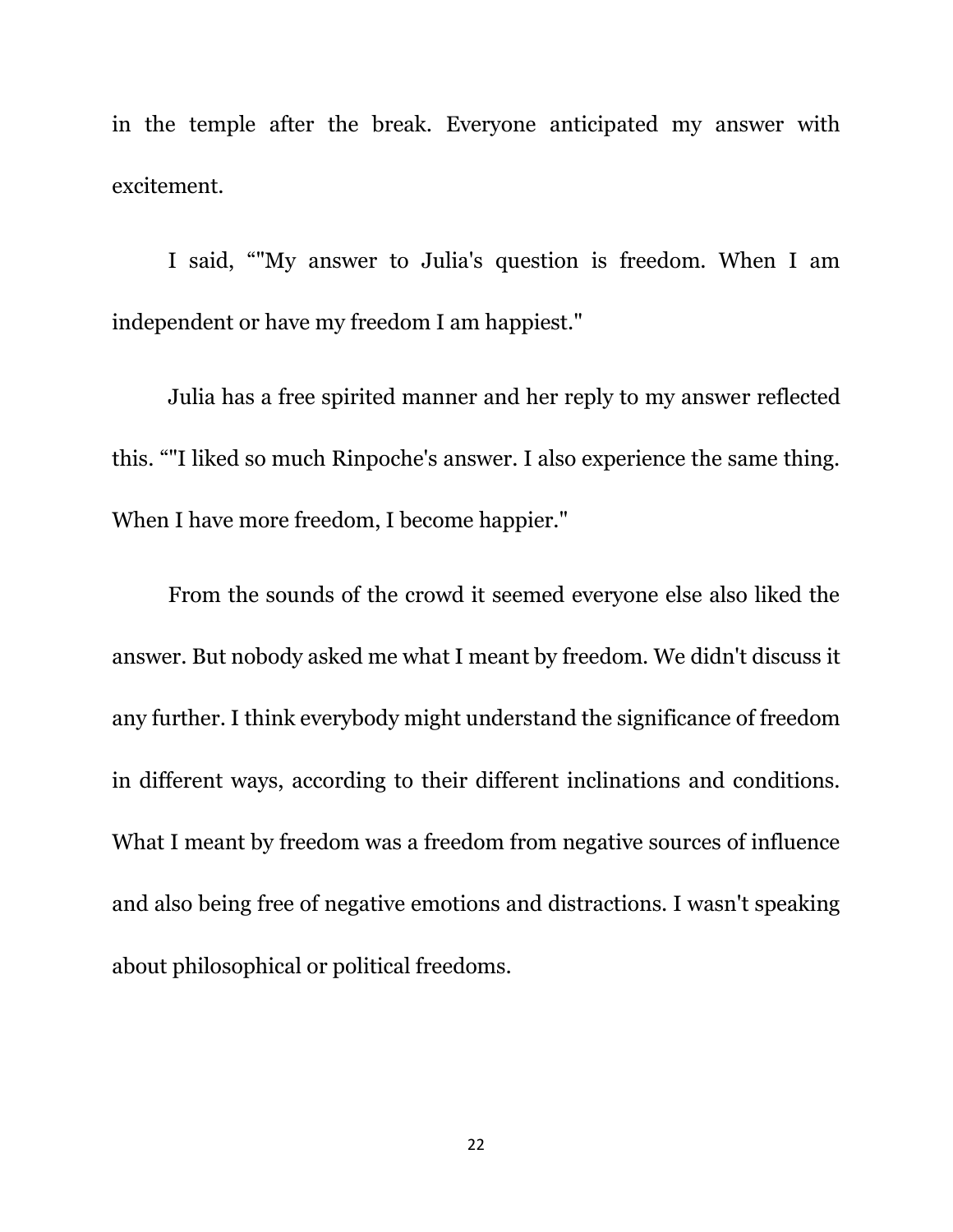in the temple after the break. Everyone anticipated my answer with excitement.

I said, “"My answer to Julia's question is freedom. When I am independent or have my freedom I am happiest."

Julia has a free spirited manner and her reply to my answer reflected this. “"I liked so much Rinpoche's answer. I also experience the same thing. When I have more freedom, I become happier."

From the sounds of the crowd it seemed everyone else also liked the answer. But nobody asked me what I meant by freedom. We didn't discuss it any further. I think everybody might understand the significance of freedom in different ways, according to their different inclinations and conditions. What I meant by freedom was a freedom from negative sources of influence and also being free of negative emotions and distractions. I wasn't speaking about philosophical or political freedoms.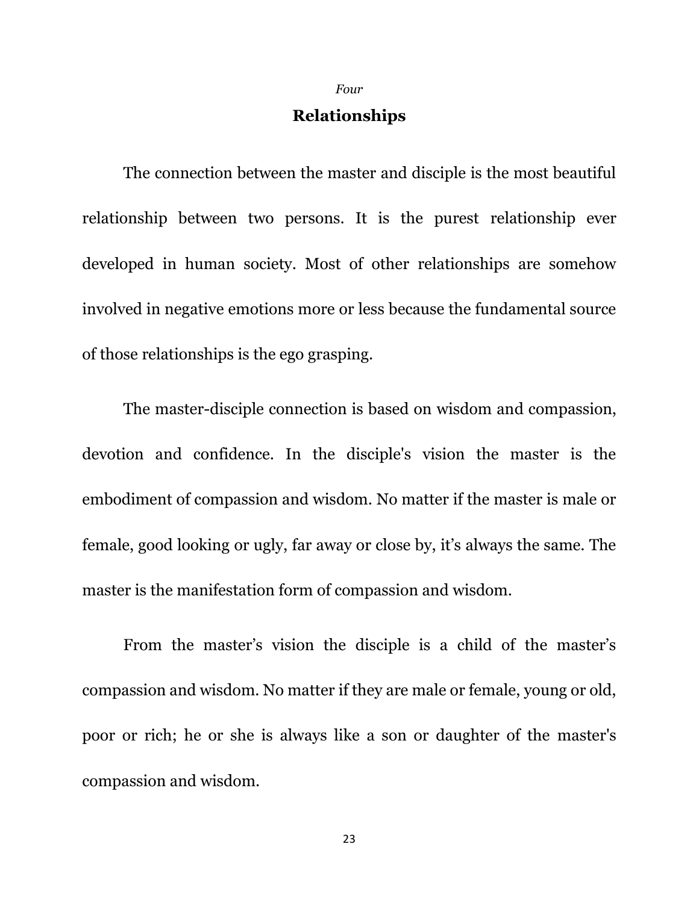*Four*

## Relationships

The connection between the master and disciple is the most beautiful relationship between two persons. It is the purest relationship ever developed in human society. Most of other relationships are somehow involved in negative emotions more or less because the fundamental source of those relationships is the ego grasping.

The master-disciple connection is based on wisdom and compassion, devotion and confidence. In the disciple's vision the master is the embodiment of compassion and wisdom. No matter if the master is male or female, good looking or ugly, far away or close by, it's always the same. The master is the manifestation form of compassion and wisdom.

From the master's vision the disciple is a child of the master's compassion and wisdom. No matter if they are male or female, young or old, poor or rich; he or she is always like a son or daughter of the master's compassion and wisdom.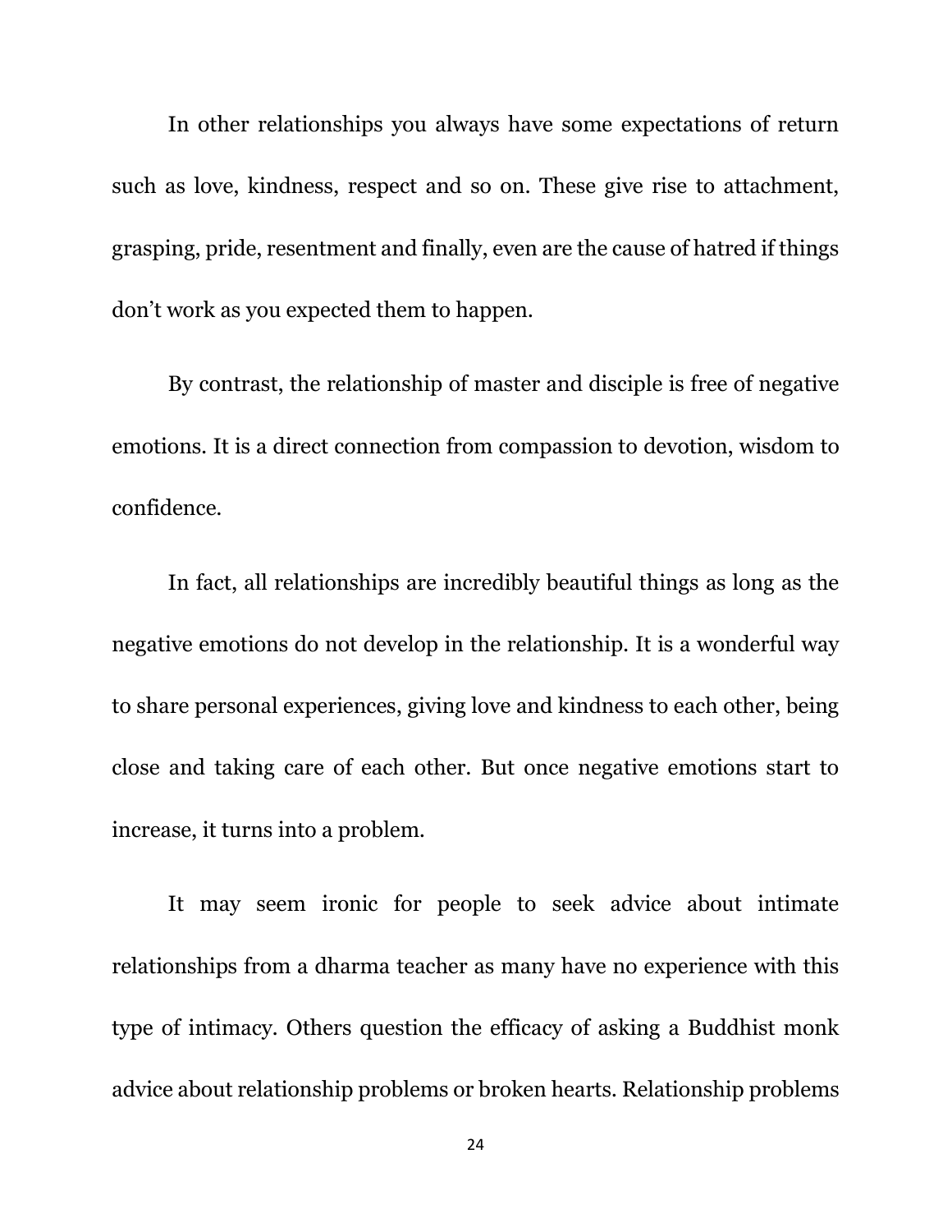In other relationships you always have some expectations of return such as love, kindness, respect and so on. These give rise to attachment, grasping, pride, resentment and finally, even are the cause of hatred if things don't work as you expected them to happen.

By contrast, the relationship of master and disciple is free of negative emotions. It is a direct connection from compassion to devotion, wisdom to confidence.

In fact, all relationships are incredibly beautiful things as long as the negative emotions do not develop in the relationship. It is a wonderful way to share personal experiences, giving love and kindness to each other, being close and taking care of each other. But once negative emotions start to increase, it turns into a problem.

It may seem ironic for people to seek advice about intimate relationships from a dharma teacher as many have no experience with this type of intimacy. Others question the efficacy of asking a Buddhist monk advice about relationship problems or broken hearts. Relationship problems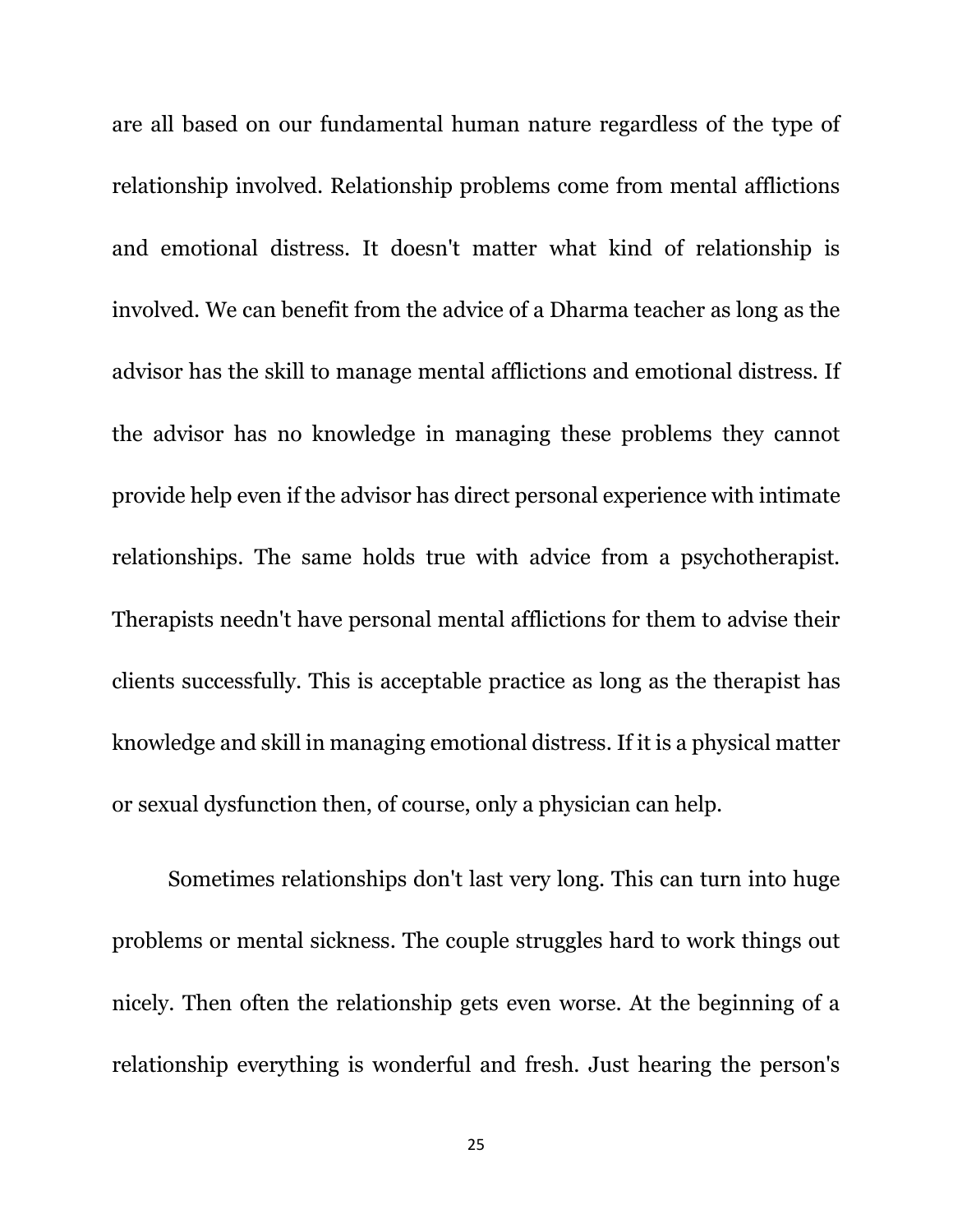are all based on our fundamental human nature regardless of the type of relationship involved. Relationship problems come from mental afflictions and emotional distress. It doesn't matter what kind of relationship is involved. We can benefit from the advice of a Dharma teacher as long as the advisor has the skill to manage mental afflictions and emotional distress. If the advisor has no knowledge in managing these problems they cannot provide help even if the advisor has direct personal experience with intimate relationships. The same holds true with advice from a psychotherapist. Therapists needn't have personal mental afflictions for them to advise their clients successfully. This is acceptable practice as long as the therapist has knowledge and skill in managing emotional distress. If it is a physical matter or sexual dysfunction then, of course, only a physician can help.

Sometimes relationships don't last very long. This can turn into huge problems or mental sickness. The couple struggles hard to work things out nicely. Then often the relationship gets even worse. At the beginning of a relationship everything is wonderful and fresh. Just hearing the person's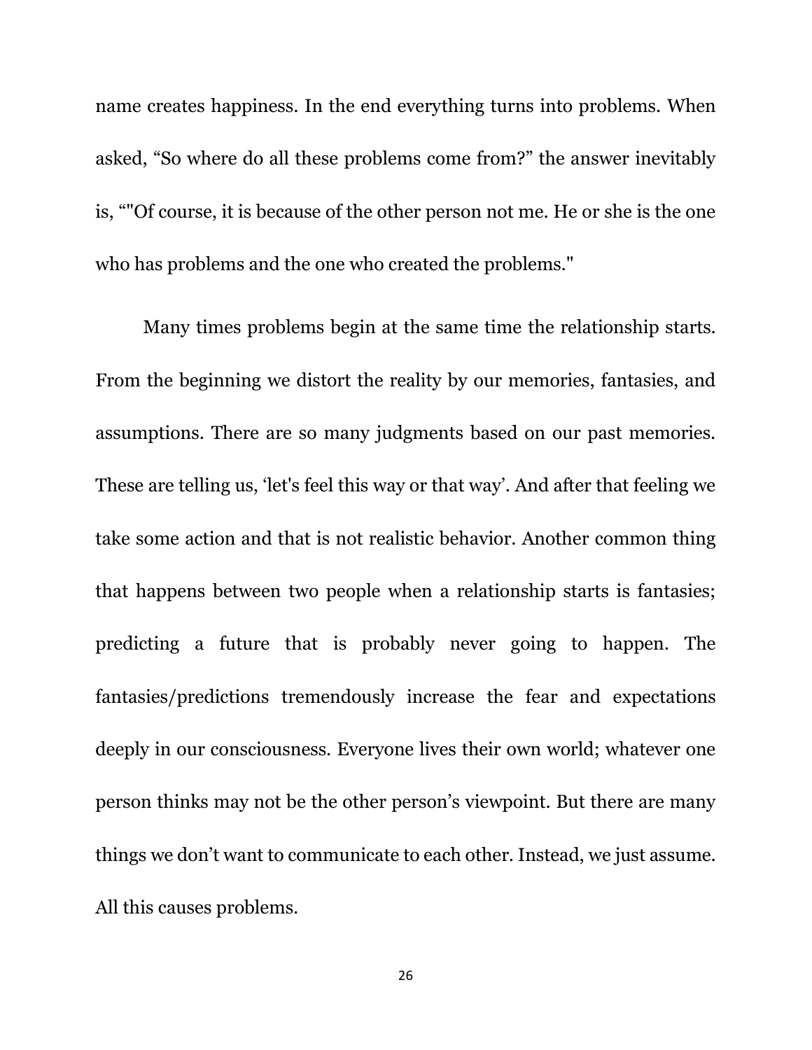name creates happiness. In the end everything turns into problems. When asked, “So where do all these problems come from?” the answer inevitably is, “"Of course, it is because of the other person not me. He or she is the one who has problems and the one who created the problems."

Many times problems begin at the same time the relationship starts. From the beginning we distort the reality by our memories, fantasies, and assumptions. There are so many judgments based on our past memories. These are telling us, ‘let's feel this way or that way’. And after that feeling we take some action and that is not realistic behavior. Another common thing that happens between two people when a relationship starts is fantasies; predicting a future that is probably never going to happen. The fantasies/predictions tremendously increase the fear and expectations deeply in our consciousness. Everyone lives their own world; whatever one person thinks may not be the other person’s viewpoint. But there are many things we don’t want to communicate to each other. Instead, we just assume. All this causes problems.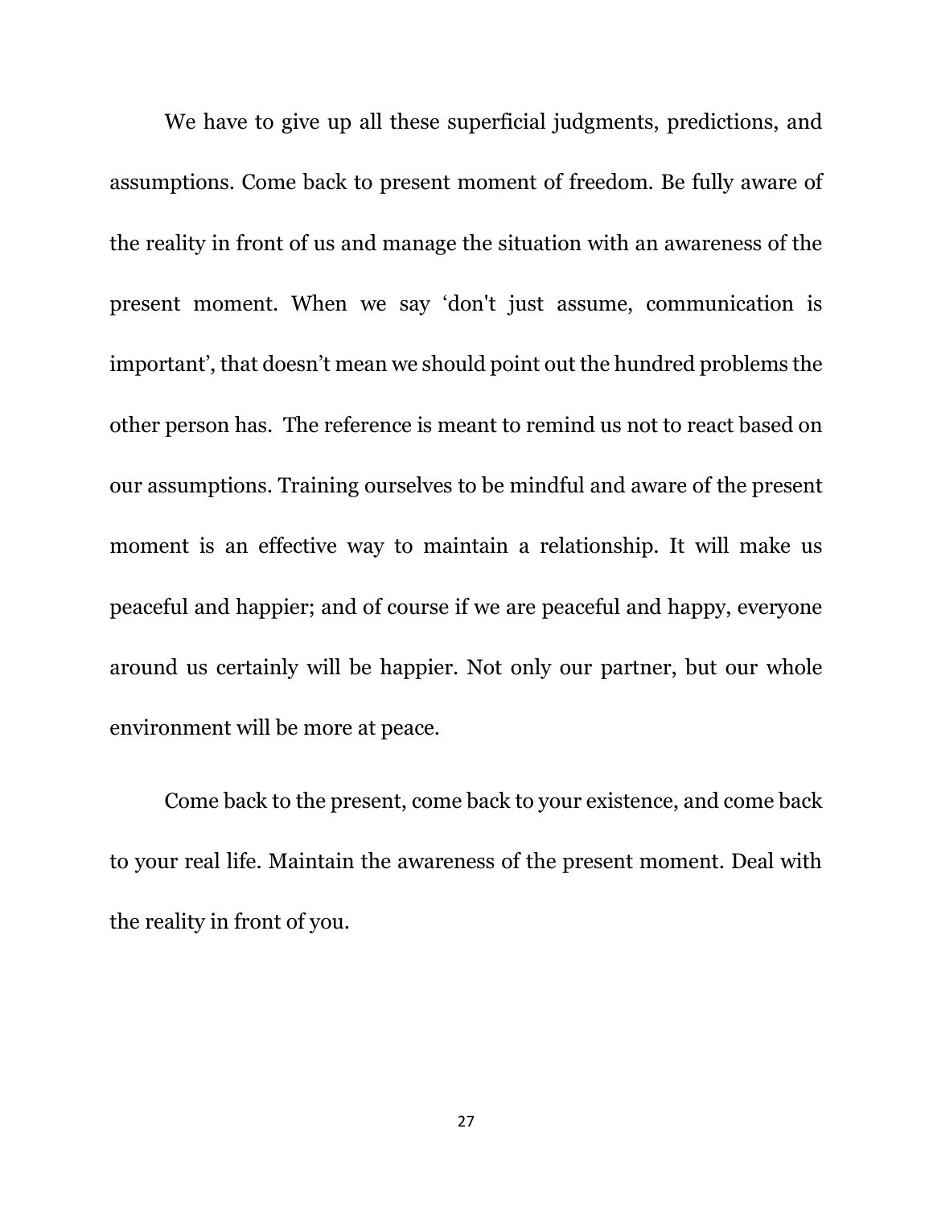We have to give up all these superficial judgments, predictions, and assumptions. Come back to present moment of freedom. Be fully aware of the reality in front of us and manage the situation with an awareness of the present moment. When we say ‘don't just assume, communication is important’, that doesn’t mean we should point out the hundred problems the other person has.  The reference is meant to remind us not to react based on our assumptions. Training ourselves to be mindful and aware of the present moment is an effective way to maintain a relationship. It will make us peaceful and happier; and of course if we are peaceful and happy, everyone around us certainly will be happier. Not only our partner, but our whole environment will be more at peace.

Come back to the present, come back to your existence, and come back to your real life. Maintain the awareness of the present moment. Deal with the reality in front of you.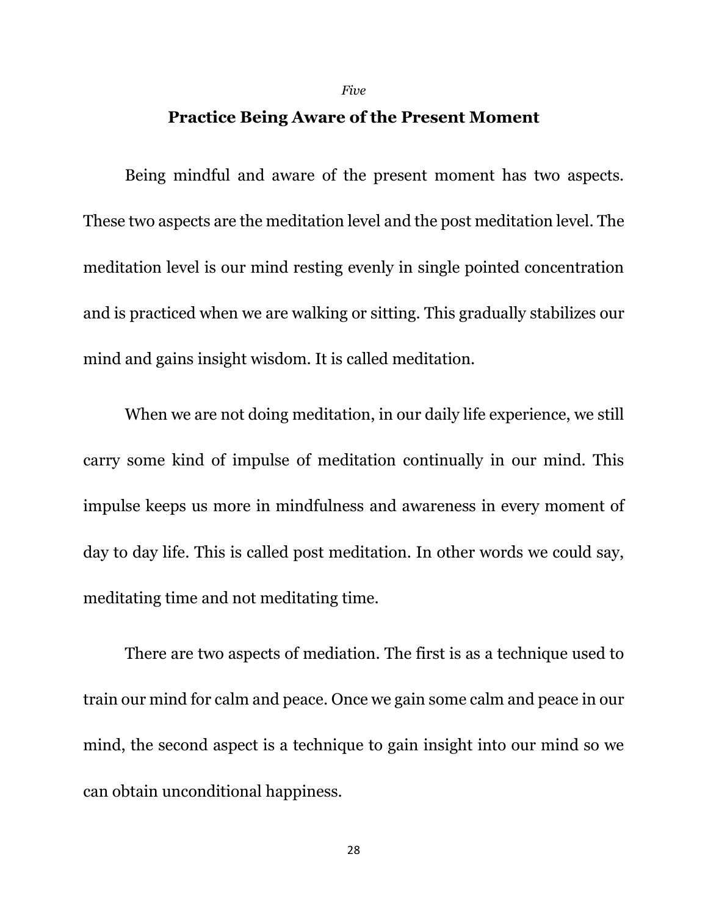*Five*

## Practice Being Aware of the Present Moment

Being mindful and aware of the present moment has two aspects. These two aspects are the meditation level and the post meditation level. The meditation level is our mind resting evenly in single pointed concentration and is practiced when we are walking or sitting. This gradually stabilizes our mind and gains insight wisdom. It is called meditation.

When we are not doing meditation, in our daily life experience, we still carry some kind of impulse of meditation continually in our mind. This impulse keeps us more in mindfulness and awareness in every moment of day to day life. This is called post meditation. In other words we could say, meditating time and not meditating time.

There are two aspects of mediation. The first is as a technique used to train our mind for calm and peace. Once we gain some calm and peace in our mind, the second aspect is a technique to gain insight into our mind so we can obtain unconditional happiness.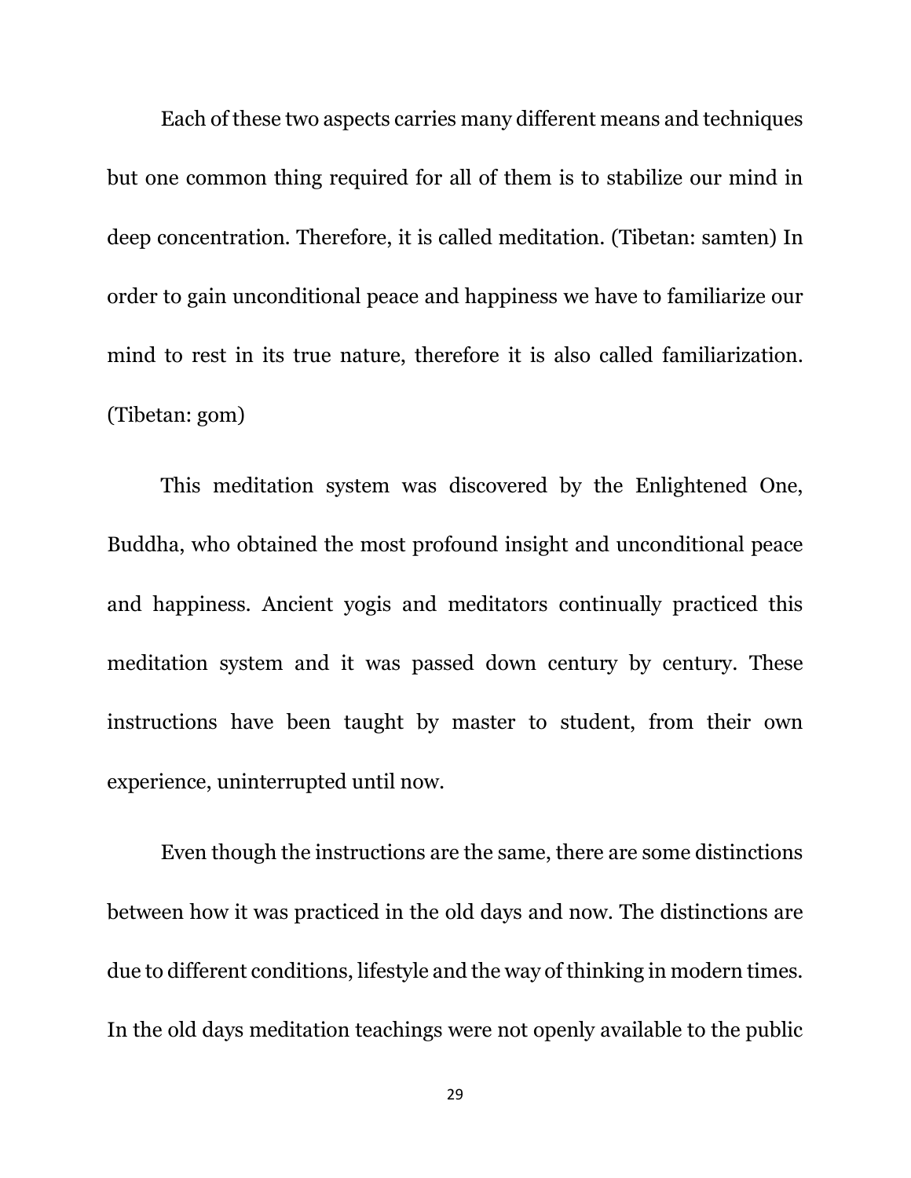Each of these two aspects carries many different means and techniques but one common thing required for all of them is to stabilize our mind in deep concentration. Therefore, it is called meditation. (Tibetan: samten) In order to gain unconditional peace and happiness we have to familiarize our mind to rest in its true nature, therefore it is also called familiarization. (Tibetan: gom)

This meditation system was discovered by the Enlightened One, Buddha, who obtained the most profound insight and unconditional peace and happiness. Ancient yogis and meditators continually practiced this meditation system and it was passed down century by century. These instructions have been taught by master to student, from their own experience, uninterrupted until now.

Even though the instructions are the same, there are some distinctions between how it was practiced in the old days and now. The distinctions are due to different conditions, lifestyle and the way of thinking in modern times. In the old days meditation teachings were not openly available to the public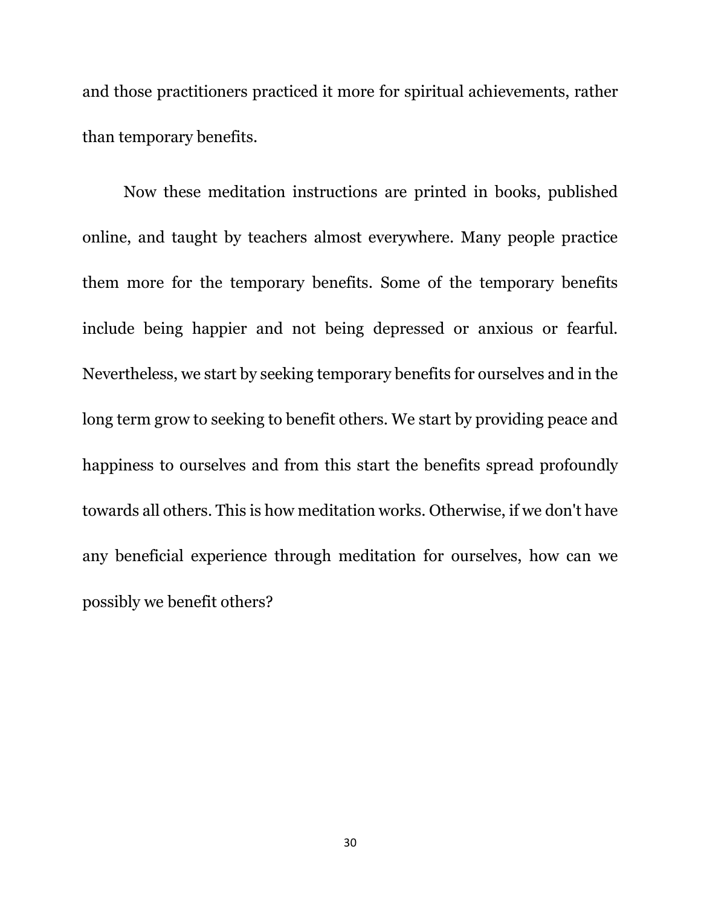and those practitioners practiced it more for spiritual achievements, rather than temporary benefits.

Now these meditation instructions are printed in books, published online, and taught by teachers almost everywhere. Many people practice them more for the temporary benefits. Some of the temporary benefits include being happier and not being depressed or anxious or fearful. Nevertheless, we start by seeking temporary benefits for ourselves and in the long term grow to seeking to benefit others. We start by providing peace and happiness to ourselves and from this start the benefits spread profoundly towards all others. This is how meditation works. Otherwise, if we don't have any beneficial experience through meditation for ourselves, how can we possibly we benefit others?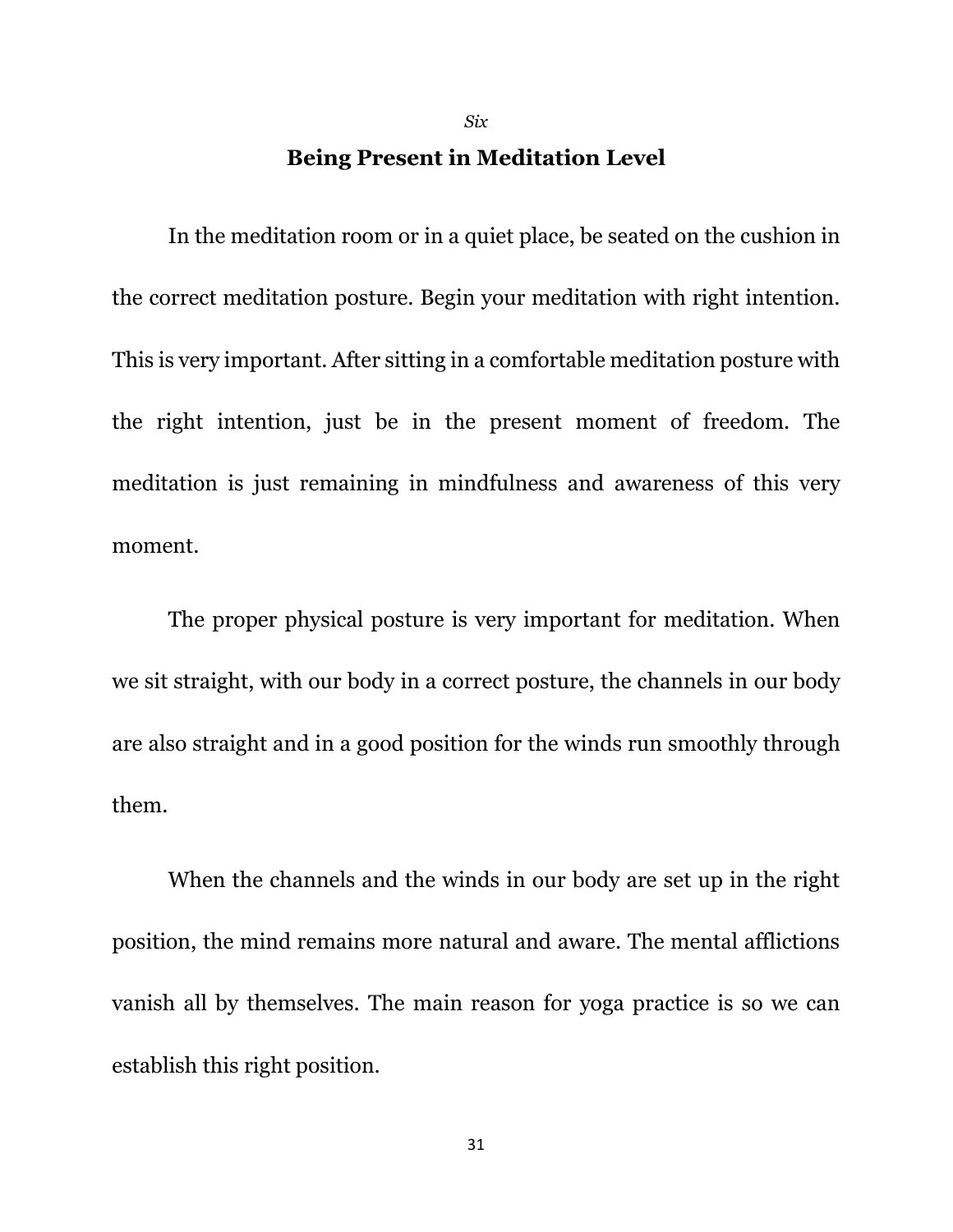*Six*

## Being Present in Meditation Level

In the meditation room or in a quiet place, be seated on the cushion in the correct meditation posture. Begin your meditation with right intention. This is very important. After sitting in a comfortable meditation posture with the right intention, just be in the present moment of freedom. The meditation is just remaining in mindfulness and awareness of this very moment.

The proper physical posture is very important for meditation. When we sit straight, with our body in a correct posture, the channels in our body are also straight and in a good position for the winds run smoothly through them.

When the channels and the winds in our body are set up in the right position, the mind remains more natural and aware. The mental afflictions vanish all by themselves. The main reason for yoga practice is so we can establish this right position.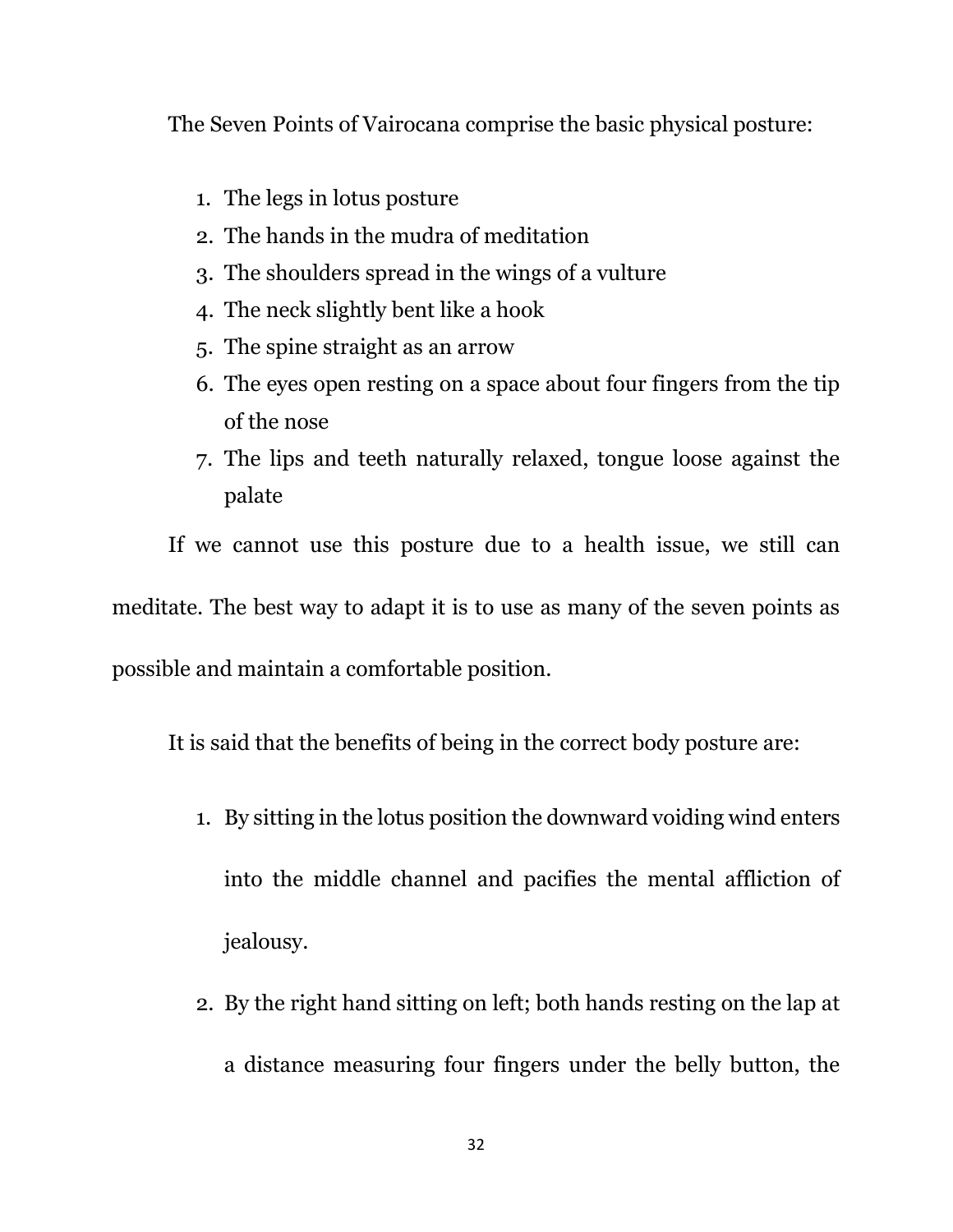The Seven Points of Vairocana comprise the basic physical posture:

1. The legs in lotus posture
2. The hands in the mudra of meditation
3. The shoulders spread in the wings of a vulture
4. The neck slightly bent like a hook
5. The spine straight as an arrow
6. The eyes open resting on a space about four fingers from the tip of the nose
7. The lips and teeth naturally relaxed, tongue loose against the palate

If we cannot use this posture due to a health issue, we still can meditate. The best way to adapt it is to use as many of the seven points as possible and maintain a comfortable position.

It is said that the benefits of being in the correct body posture are:

1. By sitting in the lotus position the downward voiding wind enters into the middle channel and pacifies the mental affliction of jealousy.
2. By the right hand sitting on left; both hands resting on the lap at a distance measuring four fingers under the belly button, the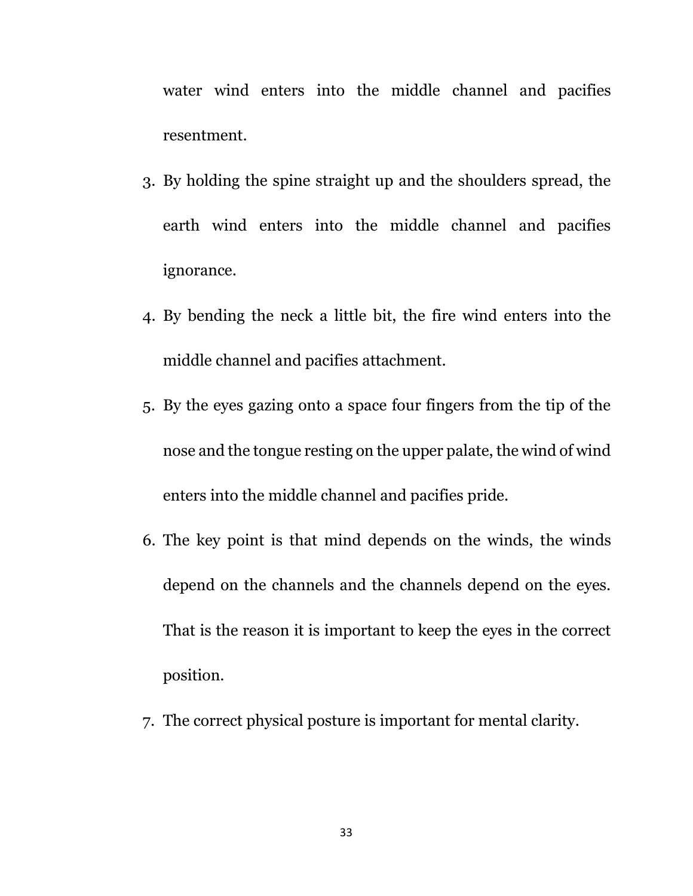water wind enters into the middle channel and pacifies resentment.

3. By holding the spine straight up and the shoulders spread, the earth wind enters into the middle channel and pacifies ignorance.
4. By bending the neck a little bit, the fire wind enters into the middle channel and pacifies attachment.
5. By the eyes gazing onto a space four fingers from the tip of the nose and the tongue resting on the upper palate, the wind of wind enters into the middle channel and pacifies pride.
6. The key point is that mind depends on the winds, the winds depend on the channels and the channels depend on the eyes. That is the reason it is important to keep the eyes in the correct position.
7. The correct physical posture is important for mental clarity.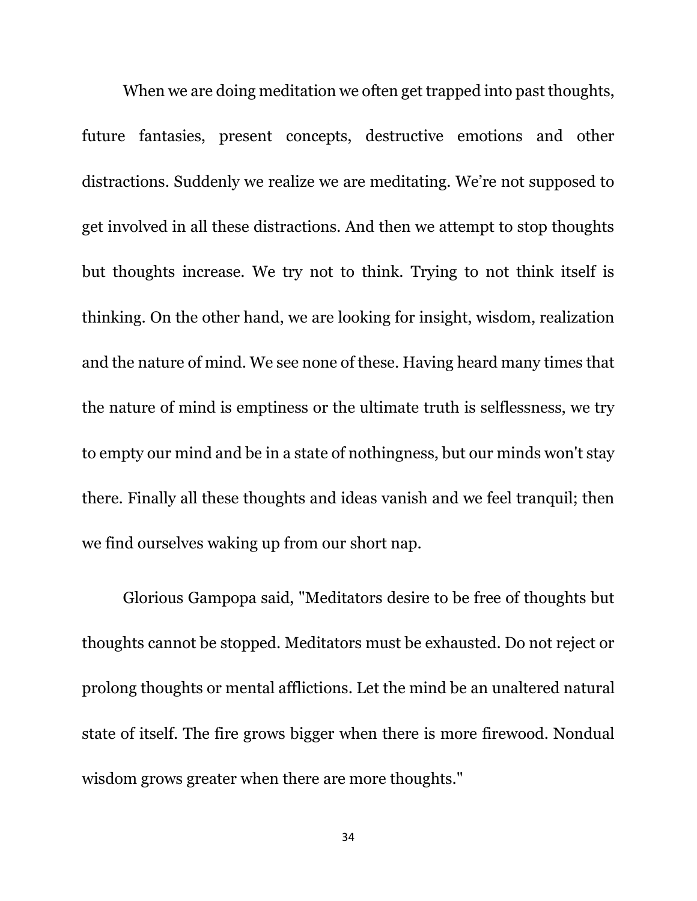When we are doing meditation we often get trapped into past thoughts, future fantasies, present concepts, destructive emotions and other distractions. Suddenly we realize we are meditating. We're not supposed to get involved in all these distractions. And then we attempt to stop thoughts but thoughts increase. We try not to think. Trying to not think itself is thinking. On the other hand, we are looking for insight, wisdom, realization and the nature of mind. We see none of these. Having heard many times that the nature of mind is emptiness or the ultimate truth is selflessness, we try to empty our mind and be in a state of nothingness, but our minds won't stay there. Finally all these thoughts and ideas vanish and we feel tranquil; then we find ourselves waking up from our short nap.

Glorious Gampopa said, "Meditators desire to be free of thoughts but thoughts cannot be stopped. Meditators must be exhausted. Do not reject or prolong thoughts or mental afflictions. Let the mind be an unaltered natural state of itself. The fire grows bigger when there is more firewood. Nondual wisdom grows greater when there are more thoughts."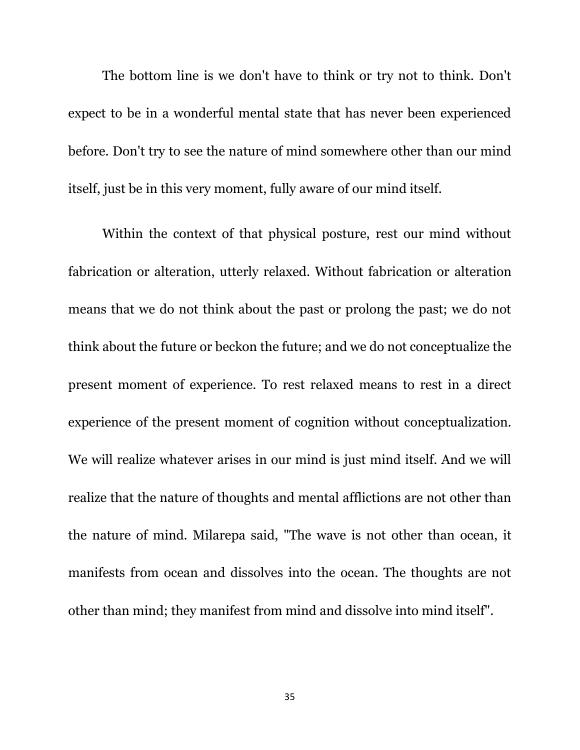The bottom line is we don't have to think or try not to think. Don't expect to be in a wonderful mental state that has never been experienced before. Don't try to see the nature of mind somewhere other than our mind itself, just be in this very moment, fully aware of our mind itself.

Within the context of that physical posture, rest our mind without fabrication or alteration, utterly relaxed. Without fabrication or alteration means that we do not think about the past or prolong the past; we do not think about the future or beckon the future; and we do not conceptualize the present moment of experience. To rest relaxed means to rest in a direct experience of the present moment of cognition without conceptualization. We will realize whatever arises in our mind is just mind itself. And we will realize that the nature of thoughts and mental afflictions are not other than the nature of mind. Milarepa said, "The wave is not other than ocean, it manifests from ocean and dissolves into the ocean. The thoughts are not other than mind; they manifest from mind and dissolve into mind itself".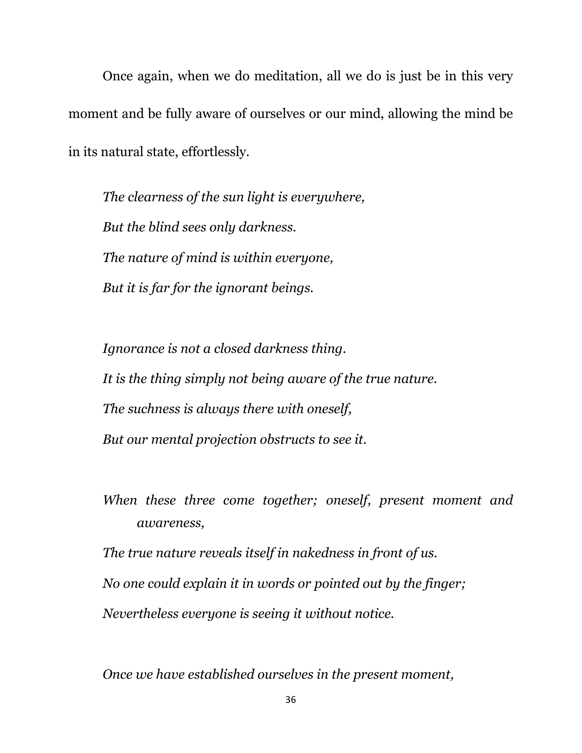Once again, when we do meditation, all we do is just be in this very moment and be fully aware of ourselves or our mind, allowing the mind be in its natural state, effortlessly.

*The clearness of the sun light is everywhere,*  
*But the blind sees only darkness.*  
*The nature of mind is within everyone,*  
*But it is far for the ignorant beings.*

*Ignorance is not a closed darkness thing.*  
*It is the thing simply not being aware of the true nature.*  
*The suchness is always there with oneself,*  
*But our mental projection obstructs to see it.*

*When these three come together; oneself, present moment and awareness,*  
*The true nature reveals itself in nakedness in front of us.*  
*No one could explain it in words or pointed out by the finger;*  
*Nevertheless everyone is seeing it without notice.*

*Once we have established ourselves in the present moment,*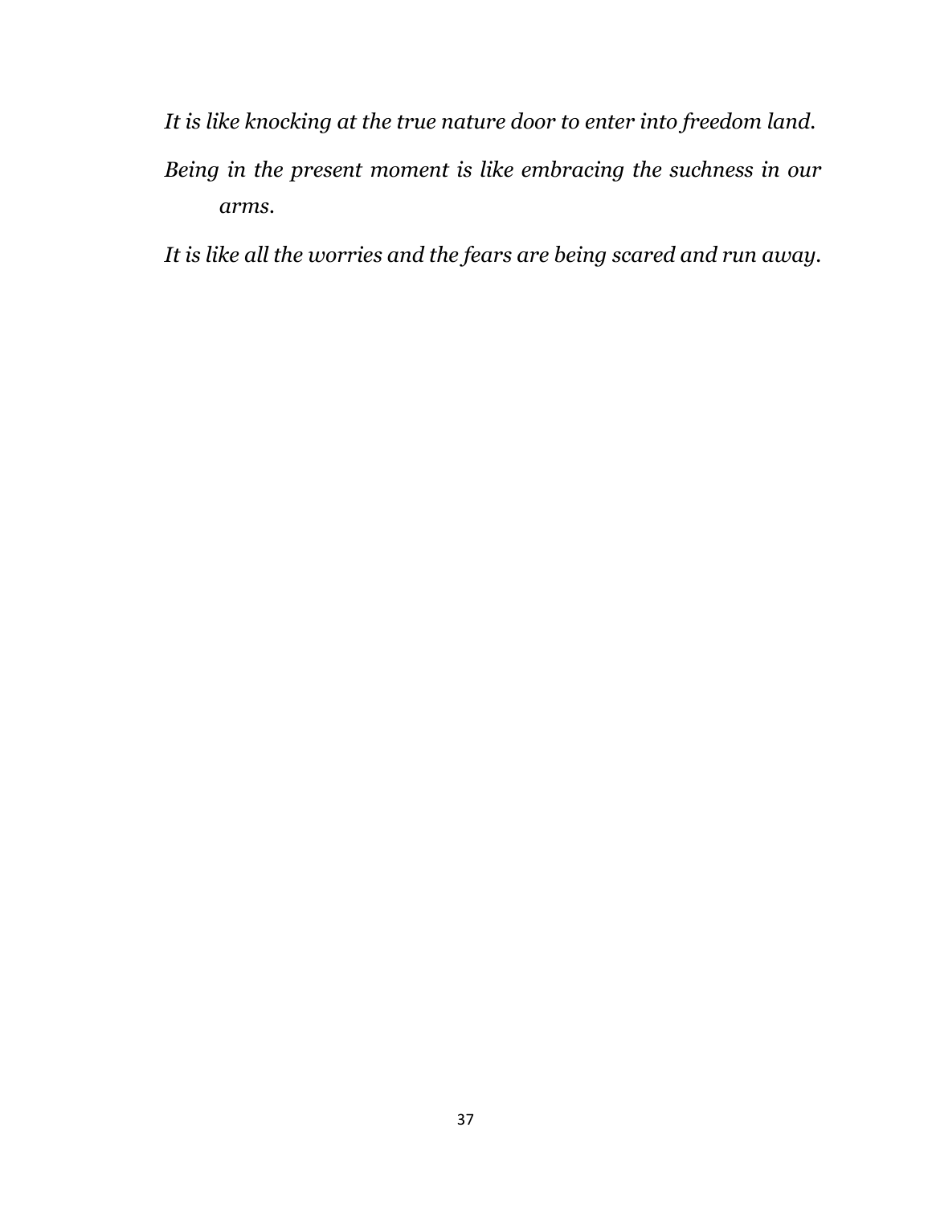*It is like knocking at the true nature door to enter into freedom land.*

*Being in the present moment is like embracing the suchness in our arms.*

*It is like all the worries and the fears are being scared and run away.*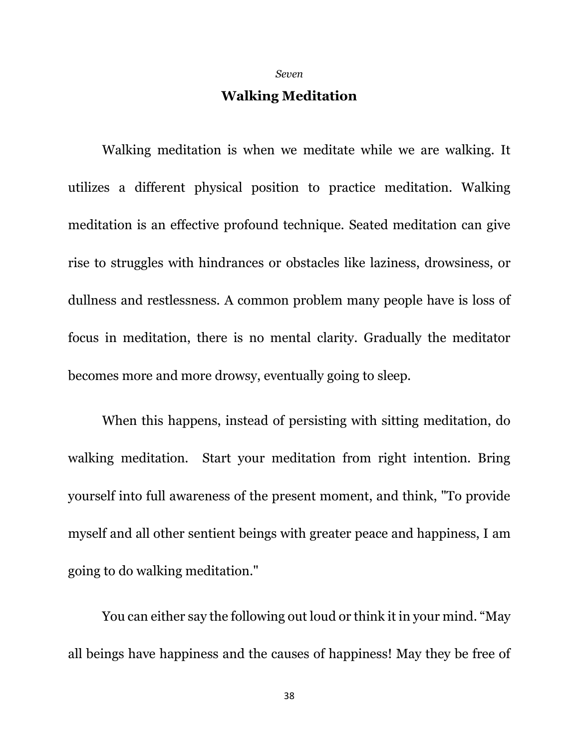*Seven*

## Walking Meditation

Walking meditation is when we meditate while we are walking. It utilizes a different physical position to practice meditation. Walking meditation is an effective profound technique. Seated meditation can give rise to struggles with hindrances or obstacles like laziness, drowsiness, or dullness and restlessness. A common problem many people have is loss of focus in meditation, there is no mental clarity. Gradually the meditator becomes more and more drowsy, eventually going to sleep.

When this happens, instead of persisting with sitting meditation, do walking meditation. Start your meditation from right intention. Bring yourself into full awareness of the present moment, and think, "To provide myself and all other sentient beings with greater peace and happiness, I am going to do walking meditation."

You can either say the following out loud or think it in your mind. "May all beings have happiness and the causes of happiness! May they be free of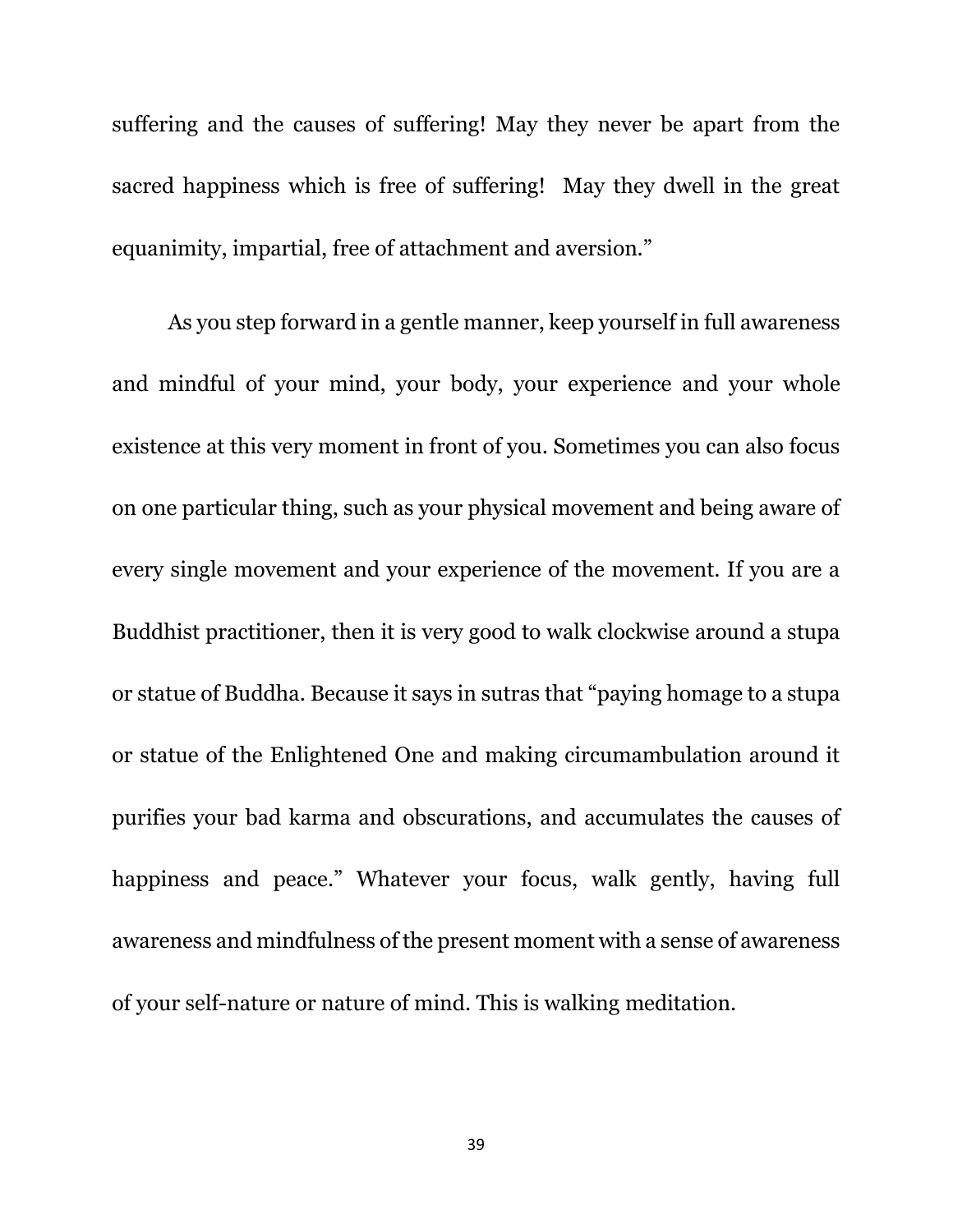suffering and the causes of suffering! May they never be apart from the sacred happiness which is free of suffering!  May they dwell in the great equanimity, impartial, free of attachment and aversion."

As you step forward in a gentle manner, keep yourself in full awareness and mindful of your mind, your body, your experience and your whole existence at this very moment in front of you. Sometimes you can also focus on one particular thing, such as your physical movement and being aware of every single movement and your experience of the movement. If you are a Buddhist practitioner, then it is very good to walk clockwise around a stupa or statue of Buddha. Because it says in sutras that "paying homage to a stupa or statue of the Enlightened One and making circumambulation around it purifies your bad karma and obscurations, and accumulates the causes of happiness and peace." Whatever your focus, walk gently, having full awareness and mindfulness of the present moment with a sense of awareness of your self-nature or nature of mind. This is walking meditation.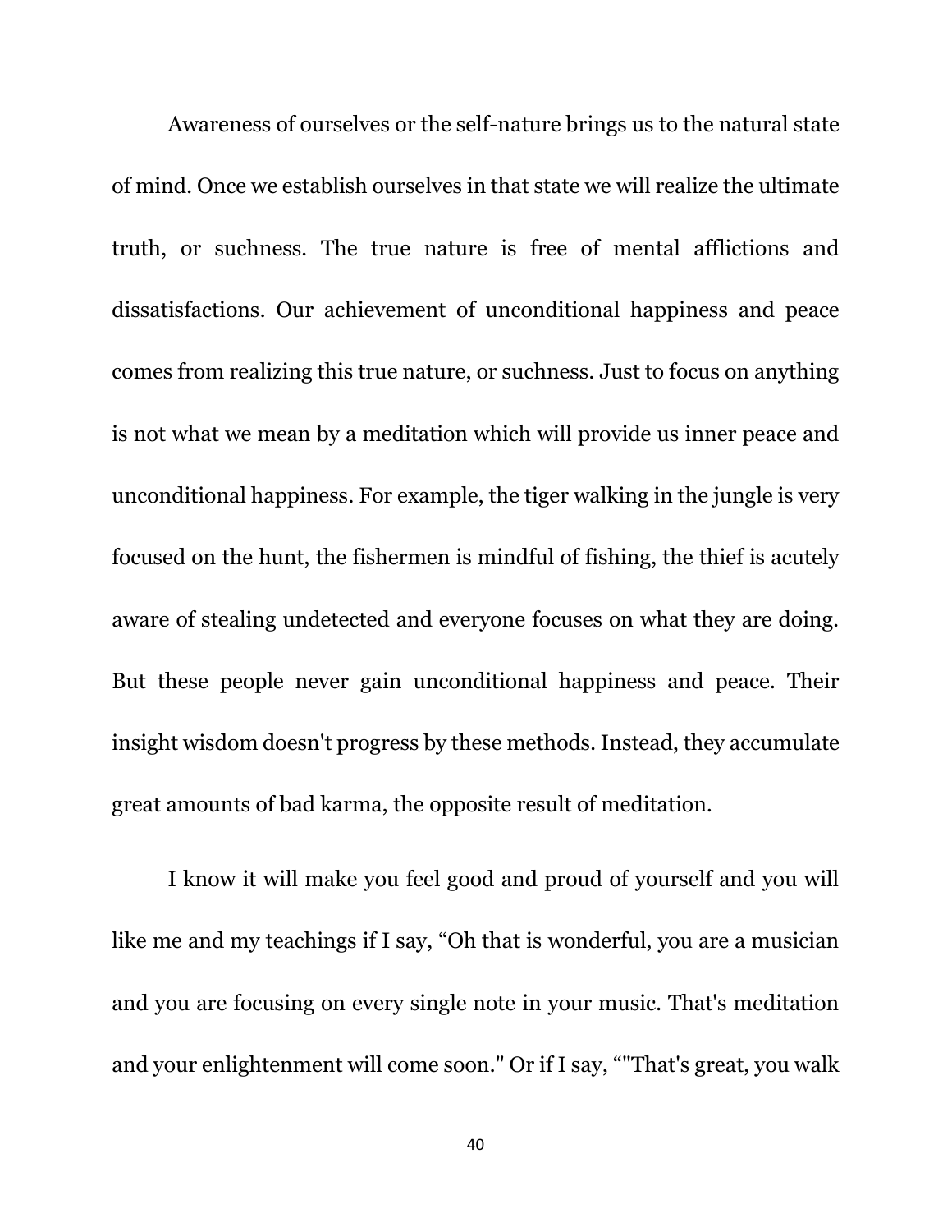Awareness of ourselves or the self-nature brings us to the natural state of mind. Once we establish ourselves in that state we will realize the ultimate truth, or suchness. The true nature is free of mental afflictions and dissatisfactions. Our achievement of unconditional happiness and peace comes from realizing this true nature, or suchness. Just to focus on anything is not what we mean by a meditation which will provide us inner peace and unconditional happiness. For example, the tiger walking in the jungle is very focused on the hunt, the fishermen is mindful of fishing, the thief is acutely aware of stealing undetected and everyone focuses on what they are doing. But these people never gain unconditional happiness and peace. Their insight wisdom doesn't progress by these methods. Instead, they accumulate great amounts of bad karma, the opposite result of meditation.

I know it will make you feel good and proud of yourself and you will like me and my teachings if I say, "Oh that is wonderful, you are a musician and you are focusing on every single note in your music. That's meditation and your enlightenment will come soon." Or if I say, “"That's great, you walk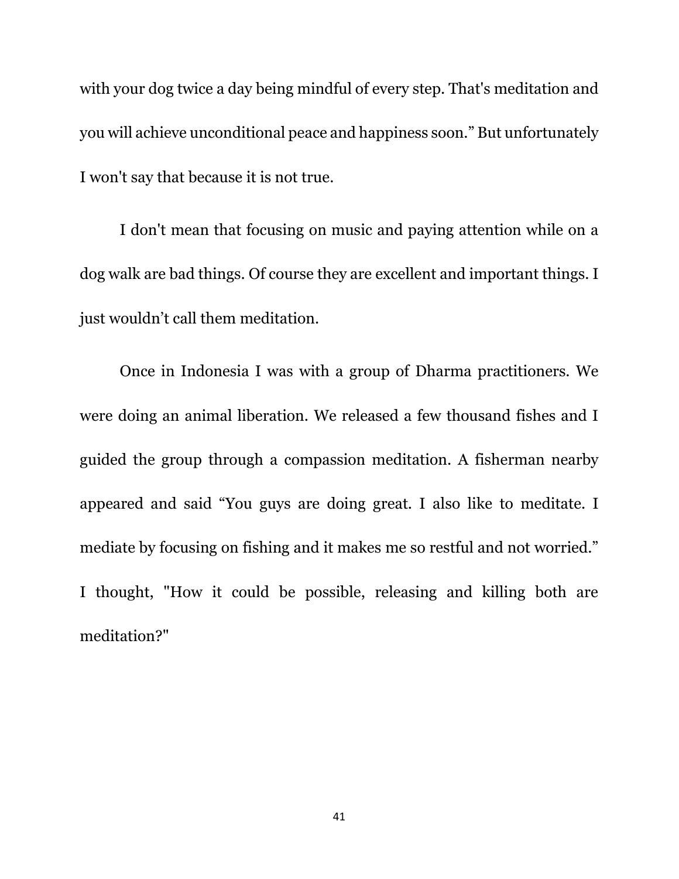with your dog twice a day being mindful of every step. That's meditation and you will achieve unconditional peace and happiness soon.” But unfortunately I won't say that because it is not true.

I don't mean that focusing on music and paying attention while on a dog walk are bad things. Of course they are excellent and important things. I just wouldn’t call them meditation.

Once in Indonesia I was with a group of Dharma practitioners. We were doing an animal liberation. We released a few thousand fishes and I guided the group through a compassion meditation. A fisherman nearby appeared and said “You guys are doing great. I also like to meditate. I mediate by focusing on fishing and it makes me so restful and not worried.” I thought, "How it could be possible, releasing and killing both are meditation?"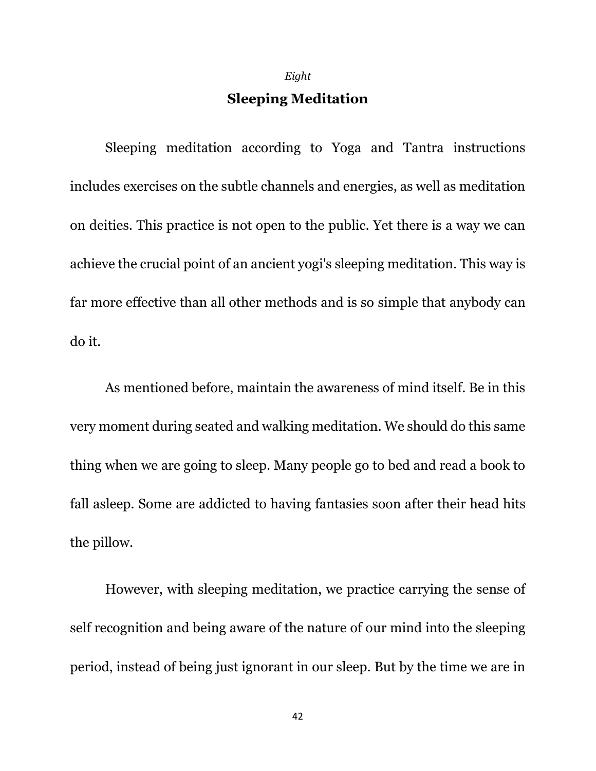*Eight*

## Sleeping Meditation

Sleeping meditation according to Yoga and Tantra instructions includes exercises on the subtle channels and energies, as well as meditation on deities. This practice is not open to the public. Yet there is a way we can achieve the crucial point of an ancient yogi's sleeping meditation. This way is far more effective than all other methods and is so simple that anybody can do it.

As mentioned before, maintain the awareness of mind itself. Be in this very moment during seated and walking meditation. We should do this same thing when we are going to sleep. Many people go to bed and read a book to fall asleep. Some are addicted to having fantasies soon after their head hits the pillow.

However, with sleeping meditation, we practice carrying the sense of self recognition and being aware of the nature of our mind into the sleeping period, instead of being just ignorant in our sleep. But by the time we are in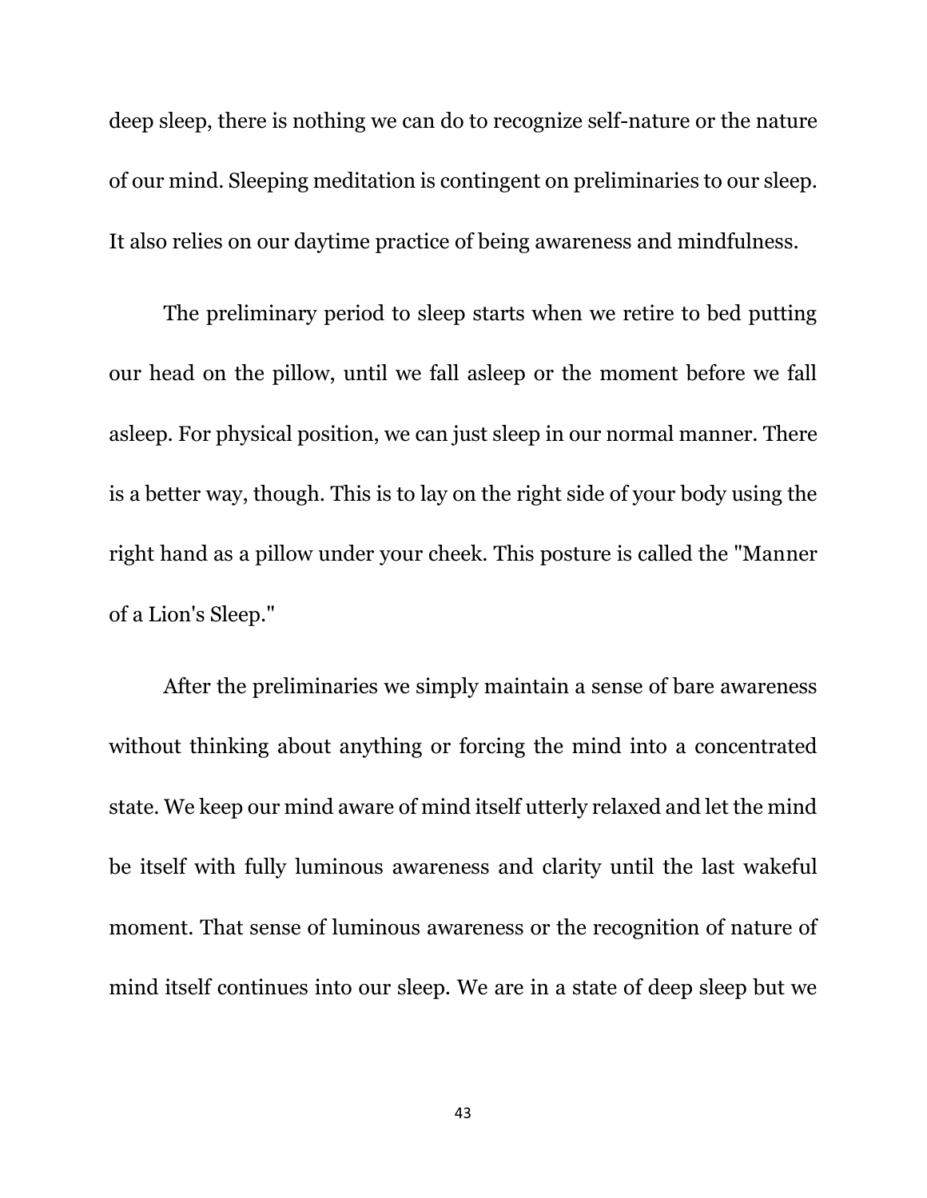deep sleep, there is nothing we can do to recognize self-nature or the nature of our mind. Sleeping meditation is contingent on preliminaries to our sleep. It also relies on our daytime practice of being awareness and mindfulness.

The preliminary period to sleep starts when we retire to bed putting our head on the pillow, until we fall asleep or the moment before we fall asleep. For physical position, we can just sleep in our normal manner. There is a better way, though. This is to lay on the right side of your body using the right hand as a pillow under your cheek. This posture is called the "Manner of a Lion's Sleep."

After the preliminaries we simply maintain a sense of bare awareness without thinking about anything or forcing the mind into a concentrated state. We keep our mind aware of mind itself utterly relaxed and let the mind be itself with fully luminous awareness and clarity until the last wakeful moment. That sense of luminous awareness or the recognition of nature of mind itself continues into our sleep. We are in a state of deep sleep but we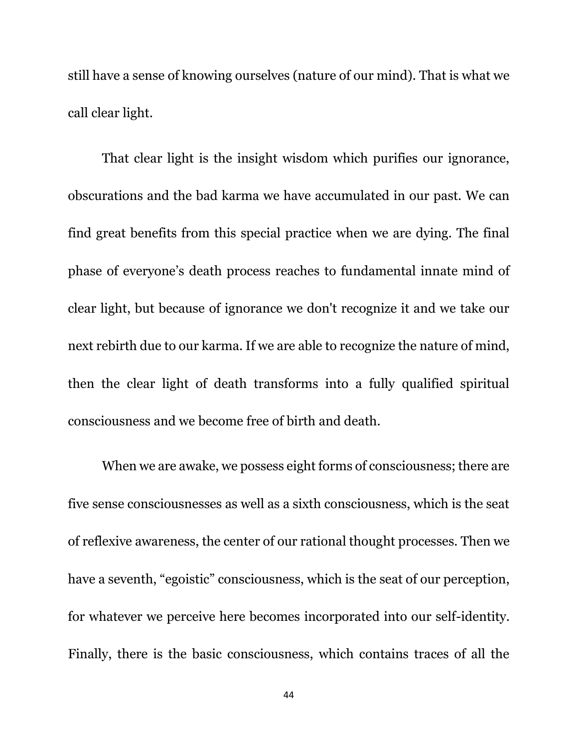still have a sense of knowing ourselves (nature of our mind). That is what we call clear light.

That clear light is the insight wisdom which purifies our ignorance, obscurations and the bad karma we have accumulated in our past. We can find great benefits from this special practice when we are dying. The final phase of everyone's death process reaches to fundamental innate mind of clear light, but because of ignorance we don't recognize it and we take our next rebirth due to our karma. If we are able to recognize the nature of mind, then the clear light of death transforms into a fully qualified spiritual consciousness and we become free of birth and death.

When we are awake, we possess eight forms of consciousness; there are five sense consciousnesses as well as a sixth consciousness, which is the seat of reflexive awareness, the center of our rational thought processes. Then we have a seventh, "egoistic" consciousness, which is the seat of our perception, for whatever we perceive here becomes incorporated into our self-identity. Finally, there is the basic consciousness, which contains traces of all the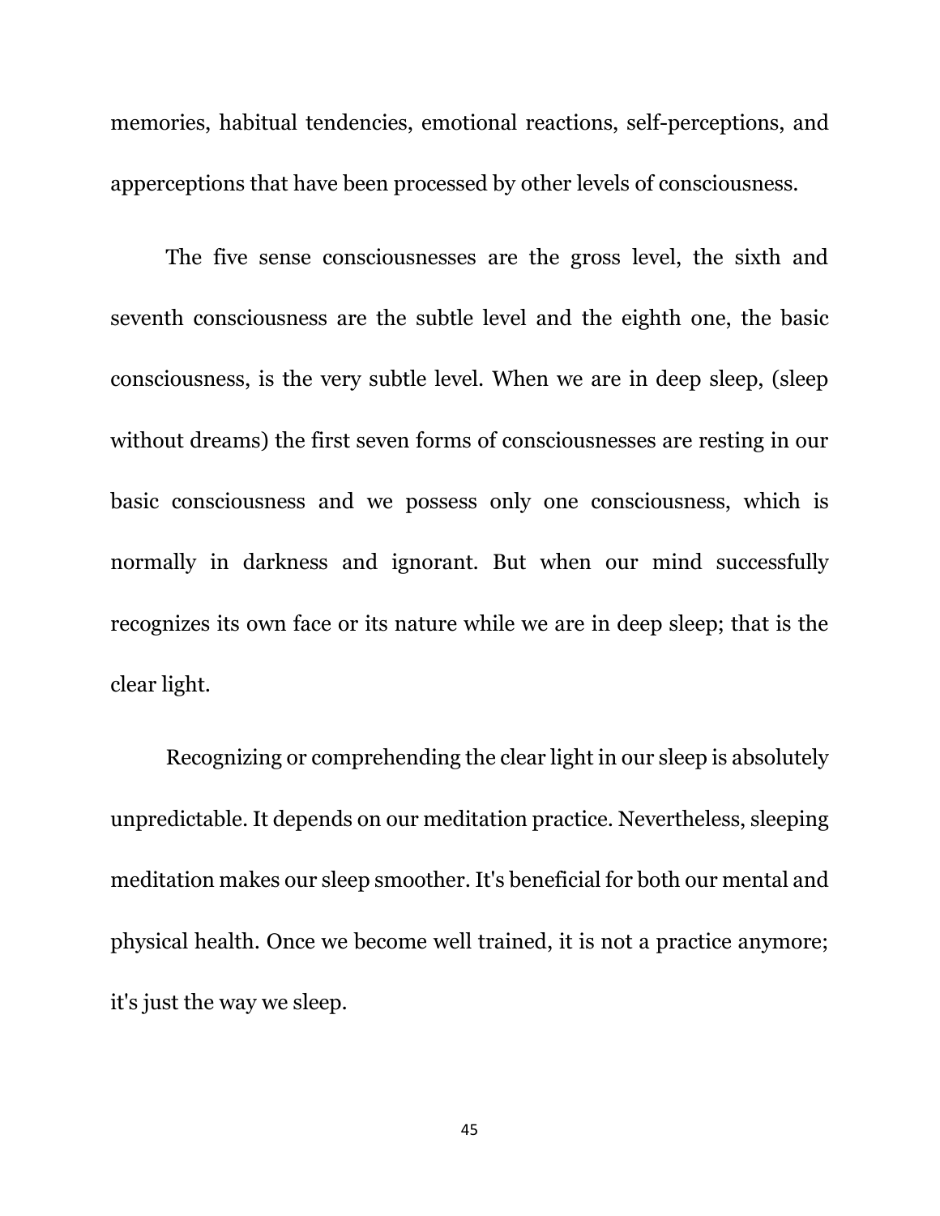memories, habitual tendencies, emotional reactions, self-perceptions, and apperceptions that have been processed by other levels of consciousness.

The five sense consciousnesses are the gross level, the sixth and seventh consciousness are the subtle level and the eighth one, the basic consciousness, is the very subtle level. When we are in deep sleep, (sleep without dreams) the first seven forms of consciousnesses are resting in our basic consciousness and we possess only one consciousness, which is normally in darkness and ignorant. But when our mind successfully recognizes its own face or its nature while we are in deep sleep; that is the clear light.

Recognizing or comprehending the clear light in our sleep is absolutely unpredictable. It depends on our meditation practice. Nevertheless, sleeping meditation makes our sleep smoother. It's beneficial for both our mental and physical health. Once we become well trained, it is not a practice anymore; it's just the way we sleep.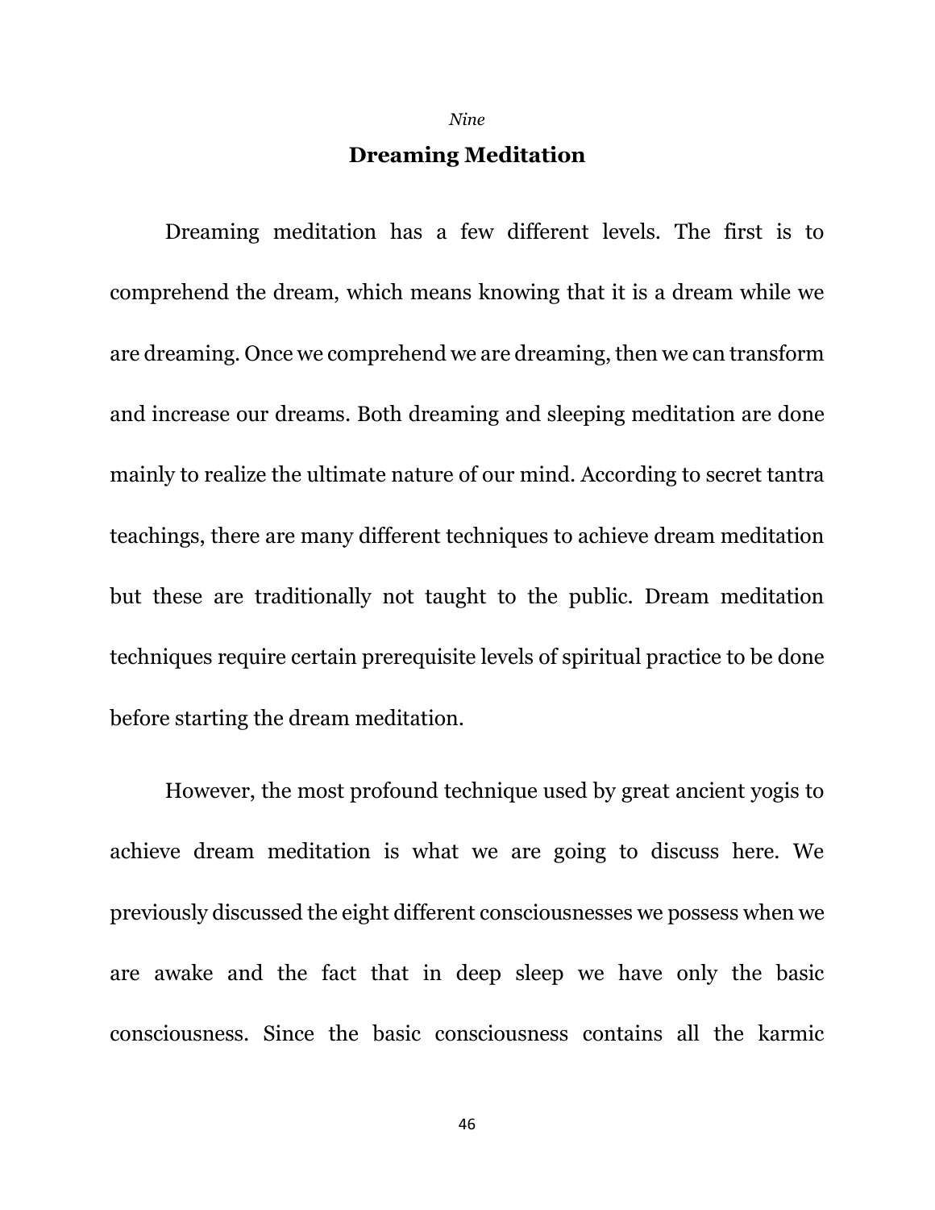*Nine*

# Dreaming Meditation

Dreaming meditation has a few different levels. The first is to comprehend the dream, which means knowing that it is a dream while we are dreaming. Once we comprehend we are dreaming, then we can transform and increase our dreams. Both dreaming and sleeping meditation are done mainly to realize the ultimate nature of our mind. According to secret tantra teachings, there are many different techniques to achieve dream meditation but these are traditionally not taught to the public. Dream meditation techniques require certain prerequisite levels of spiritual practice to be done before starting the dream meditation.

However, the most profound technique used by great ancient yogis to achieve dream meditation is what we are going to discuss here. We previously discussed the eight different consciousnesses we possess when we are awake and the fact that in deep sleep we have only the basic consciousness. Since the basic consciousness contains all the karmic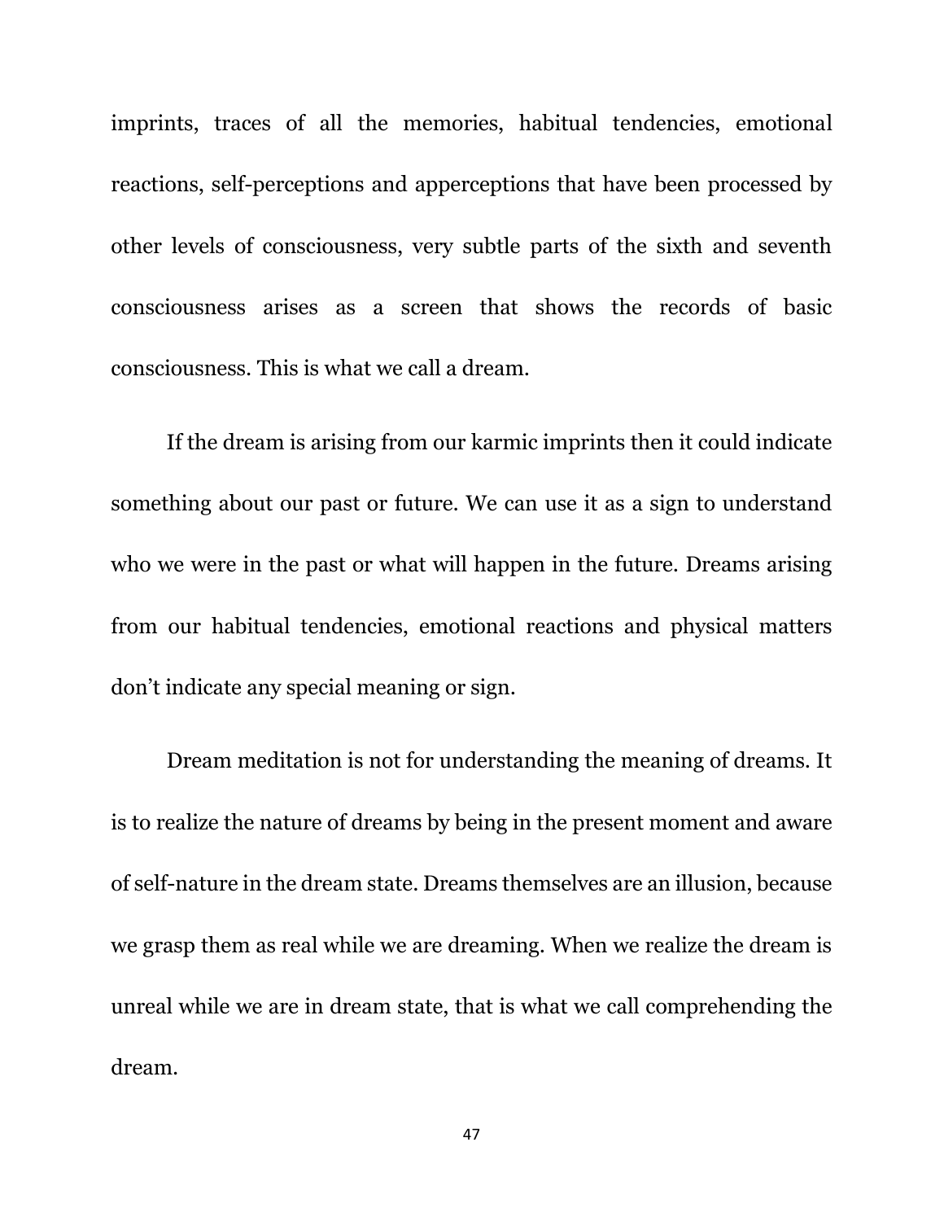imprints, traces of all the memories, habitual tendencies, emotional reactions, self-perceptions and apperceptions that have been processed by other levels of consciousness, very subtle parts of the sixth and seventh consciousness arises as a screen that shows the records of basic consciousness. This is what we call a dream.

If the dream is arising from our karmic imprints then it could indicate something about our past or future. We can use it as a sign to understand who we were in the past or what will happen in the future. Dreams arising from our habitual tendencies, emotional reactions and physical matters don't indicate any special meaning or sign.

Dream meditation is not for understanding the meaning of dreams. It is to realize the nature of dreams by being in the present moment and aware of self-nature in the dream state. Dreams themselves are an illusion, because we grasp them as real while we are dreaming. When we realize the dream is unreal while we are in dream state, that is what we call comprehending the dream.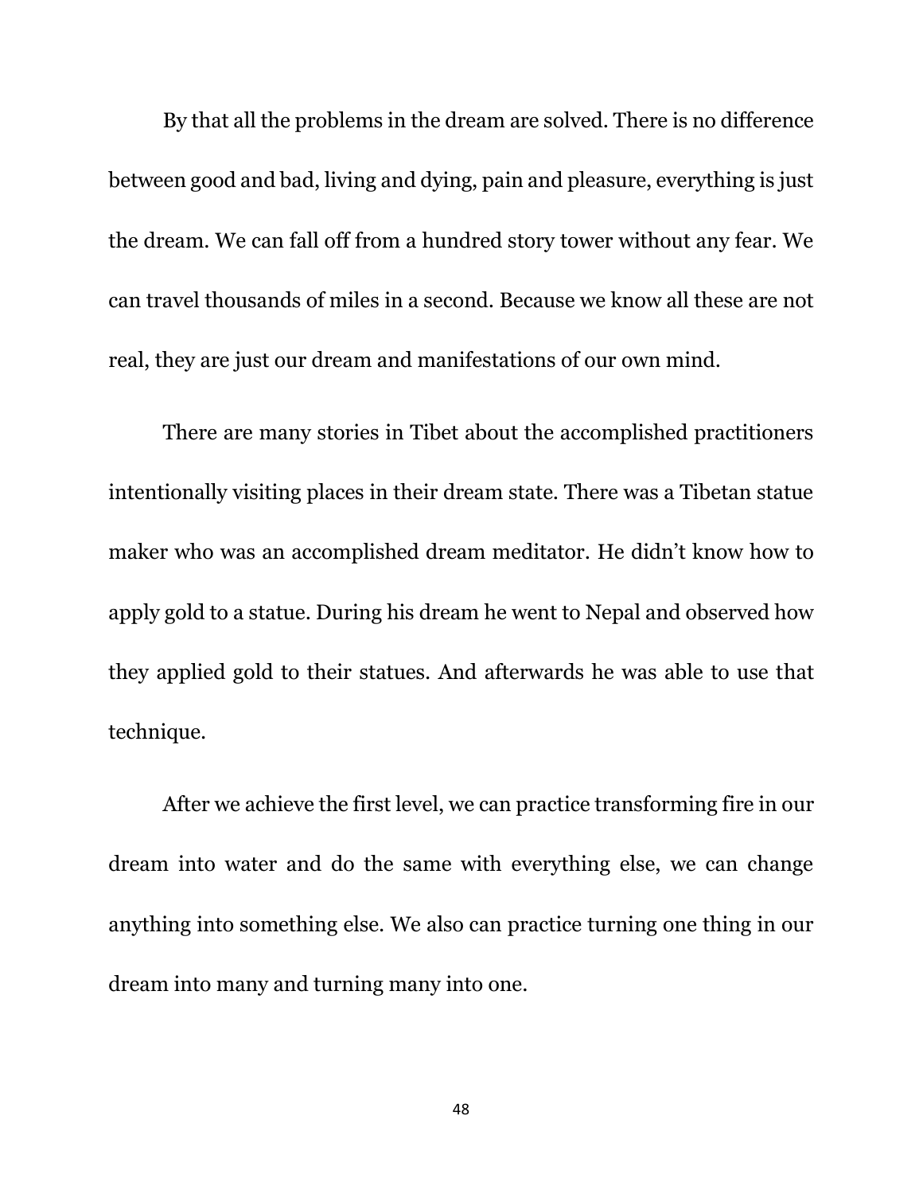By that all the problems in the dream are solved. There is no difference between good and bad, living and dying, pain and pleasure, everything is just the dream. We can fall off from a hundred story tower without any fear. We can travel thousands of miles in a second. Because we know all these are not real, they are just our dream and manifestations of our own mind.

There are many stories in Tibet about the accomplished practitioners intentionally visiting places in their dream state. There was a Tibetan statue maker who was an accomplished dream meditator. He didn't know how to apply gold to a statue. During his dream he went to Nepal and observed how they applied gold to their statues. And afterwards he was able to use that technique.

After we achieve the first level, we can practice transforming fire in our dream into water and do the same with everything else, we can change anything into something else. We also can practice turning one thing in our dream into many and turning many into one.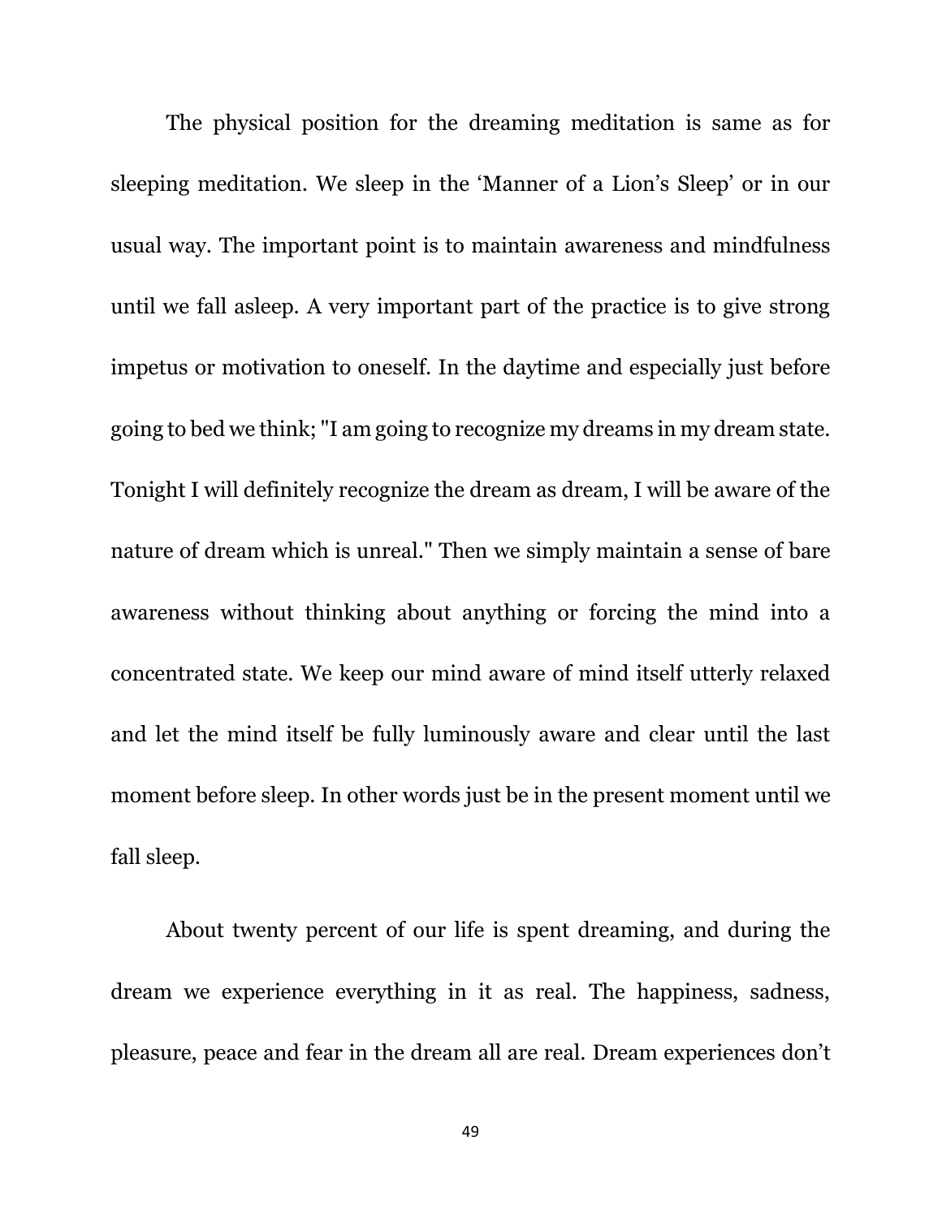The physical position for the dreaming meditation is same as for sleeping meditation. We sleep in the 'Manner of a Lion's Sleep' or in our usual way. The important point is to maintain awareness and mindfulness until we fall asleep. A very important part of the practice is to give strong impetus or motivation to oneself. In the daytime and especially just before going to bed we think; "I am going to recognize my dreams in my dream state. Tonight I will definitely recognize the dream as dream, I will be aware of the nature of dream which is unreal." Then we simply maintain a sense of bare awareness without thinking about anything or forcing the mind into a concentrated state. We keep our mind aware of mind itself utterly relaxed and let the mind itself be fully luminously aware and clear until the last moment before sleep. In other words just be in the present moment until we fall sleep.

About twenty percent of our life is spent dreaming, and during the dream we experience everything in it as real. The happiness, sadness, pleasure, peace and fear in the dream all are real. Dream experiences don't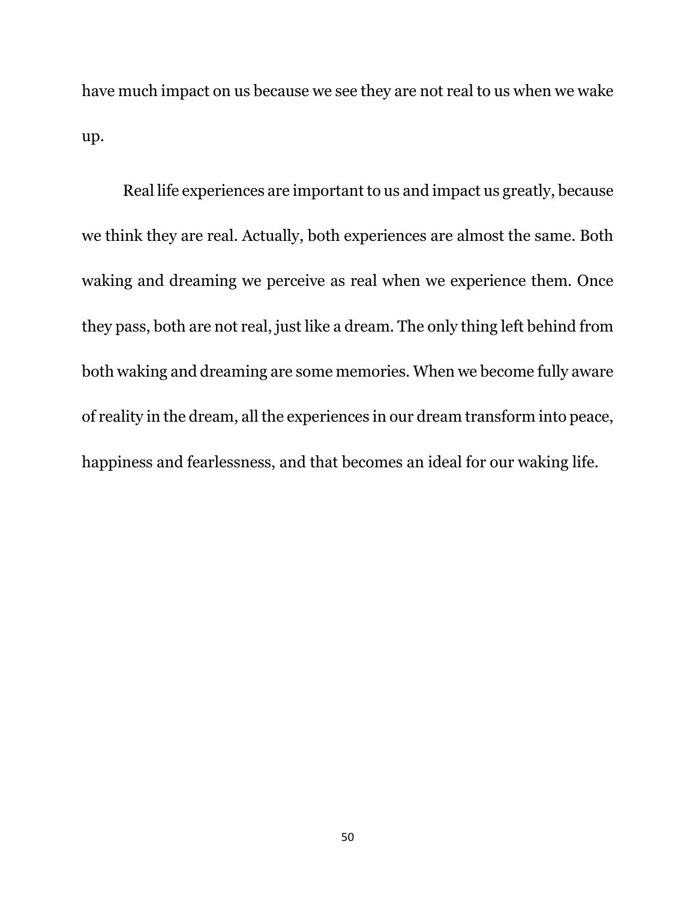have much impact on us because we see they are not real to us when we wake up.

Real life experiences are important to us and impact us greatly, because we think they are real. Actually, both experiences are almost the same. Both waking and dreaming we perceive as real when we experience them. Once they pass, both are not real, just like a dream. The only thing left behind from both waking and dreaming are some memories. When we become fully aware of reality in the dream, all the experiences in our dream transform into peace, happiness and fearlessness, and that becomes an ideal for our waking life.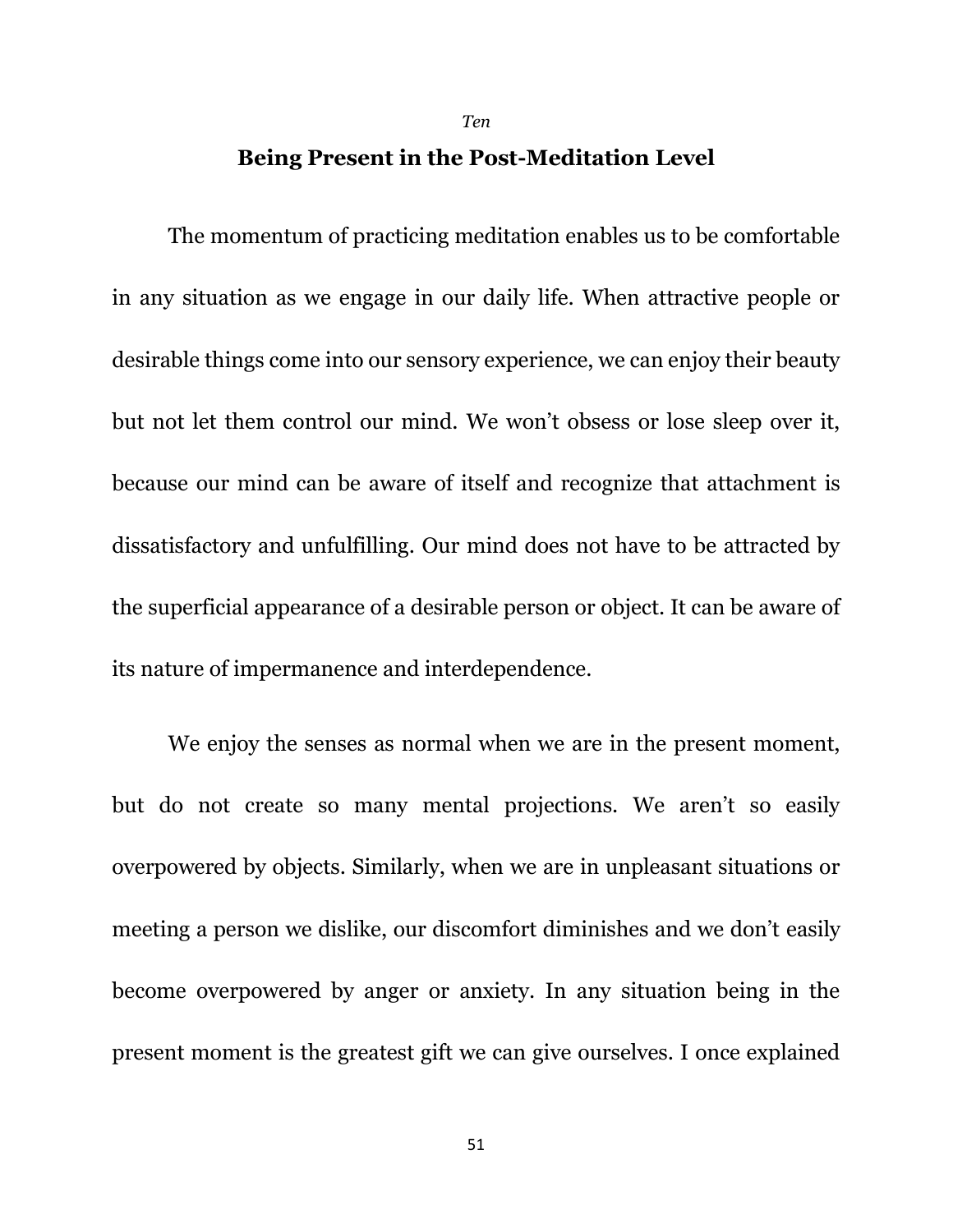*Ten*

## Being Present in the Post-Meditation Level

The momentum of practicing meditation enables us to be comfortable in any situation as we engage in our daily life. When attractive people or desirable things come into our sensory experience, we can enjoy their beauty but not let them control our mind. We won't obsess or lose sleep over it, because our mind can be aware of itself and recognize that attachment is dissatisfactory and unfulfilling. Our mind does not have to be attracted by the superficial appearance of a desirable person or object. It can be aware of its nature of impermanence and interdependence.

We enjoy the senses as normal when we are in the present moment, but do not create so many mental projections. We aren't so easily overpowered by objects. Similarly, when we are in unpleasant situations or meeting a person we dislike, our discomfort diminishes and we don't easily become overpowered by anger or anxiety. In any situation being in the present moment is the greatest gift we can give ourselves. I once explained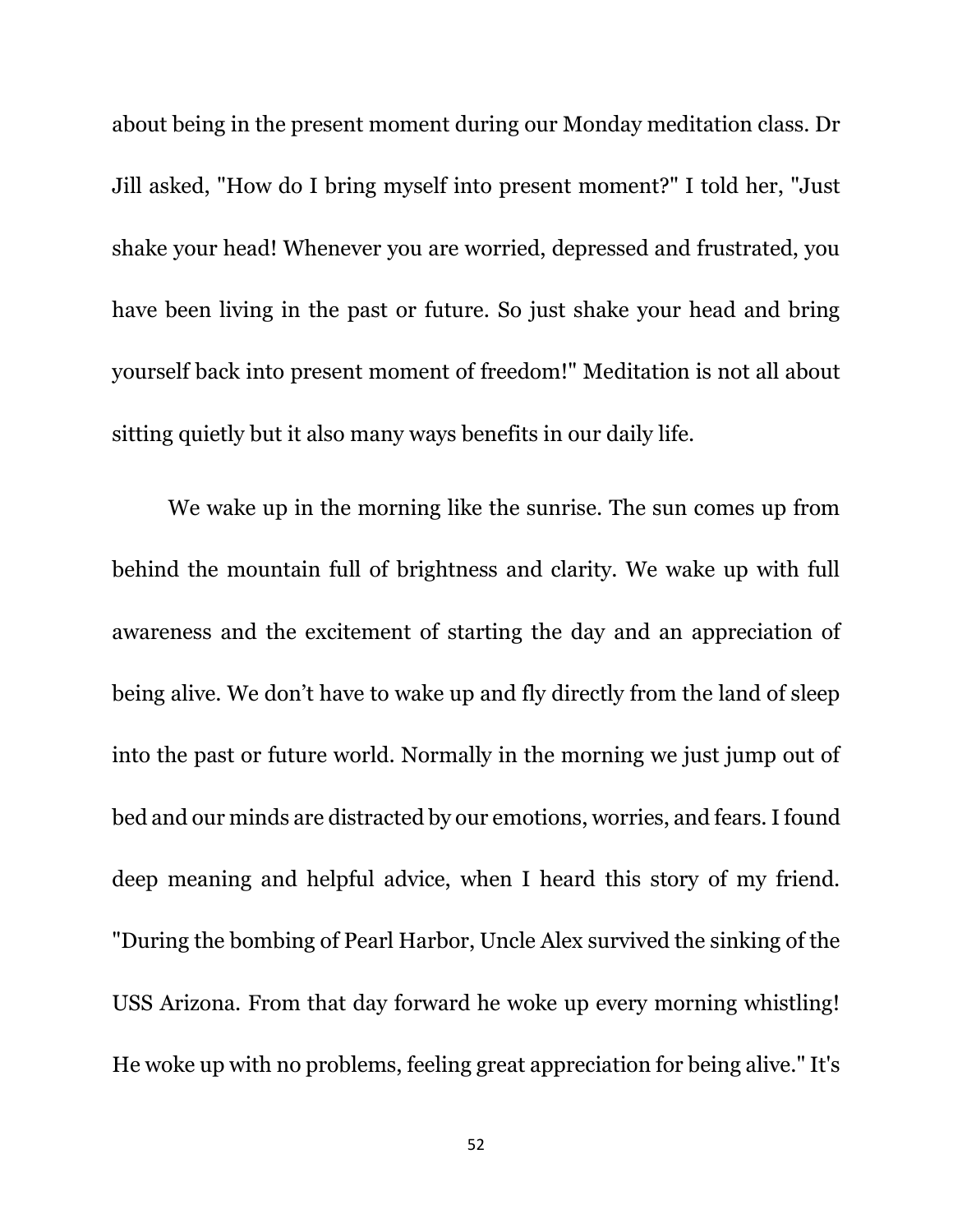about being in the present moment during our Monday meditation class. Dr Jill asked, "How do I bring myself into present moment?" I told her, "Just shake your head! Whenever you are worried, depressed and frustrated, you have been living in the past or future. So just shake your head and bring yourself back into present moment of freedom!" Meditation is not all about sitting quietly but it also many ways benefits in our daily life.

We wake up in the morning like the sunrise. The sun comes up from behind the mountain full of brightness and clarity. We wake up with full awareness and the excitement of starting the day and an appreciation of being alive. We don't have to wake up and fly directly from the land of sleep into the past or future world. Normally in the morning we just jump out of bed and our minds are distracted by our emotions, worries, and fears. I found deep meaning and helpful advice, when I heard this story of my friend. "During the bombing of Pearl Harbor, Uncle Alex survived the sinking of the USS Arizona. From that day forward he woke up every morning whistling! He woke up with no problems, feeling great appreciation for being alive." It's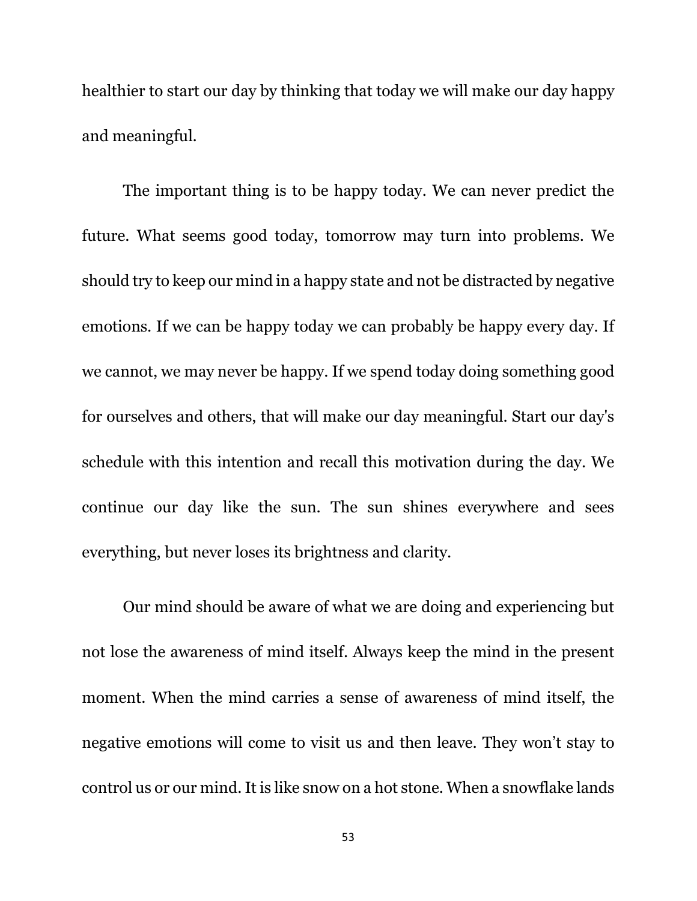healthier to start our day by thinking that today we will make our day happy and meaningful.

The important thing is to be happy today. We can never predict the future. What seems good today, tomorrow may turn into problems. We should try to keep our mind in a happy state and not be distracted by negative emotions. If we can be happy today we can probably be happy every day. If we cannot, we may never be happy. If we spend today doing something good for ourselves and others, that will make our day meaningful. Start our day's schedule with this intention and recall this motivation during the day. We continue our day like the sun. The sun shines everywhere and sees everything, but never loses its brightness and clarity.

Our mind should be aware of what we are doing and experiencing but not lose the awareness of mind itself. Always keep the mind in the present moment. When the mind carries a sense of awareness of mind itself, the negative emotions will come to visit us and then leave. They won't stay to control us or our mind. It is like snow on a hot stone. When a snowflake lands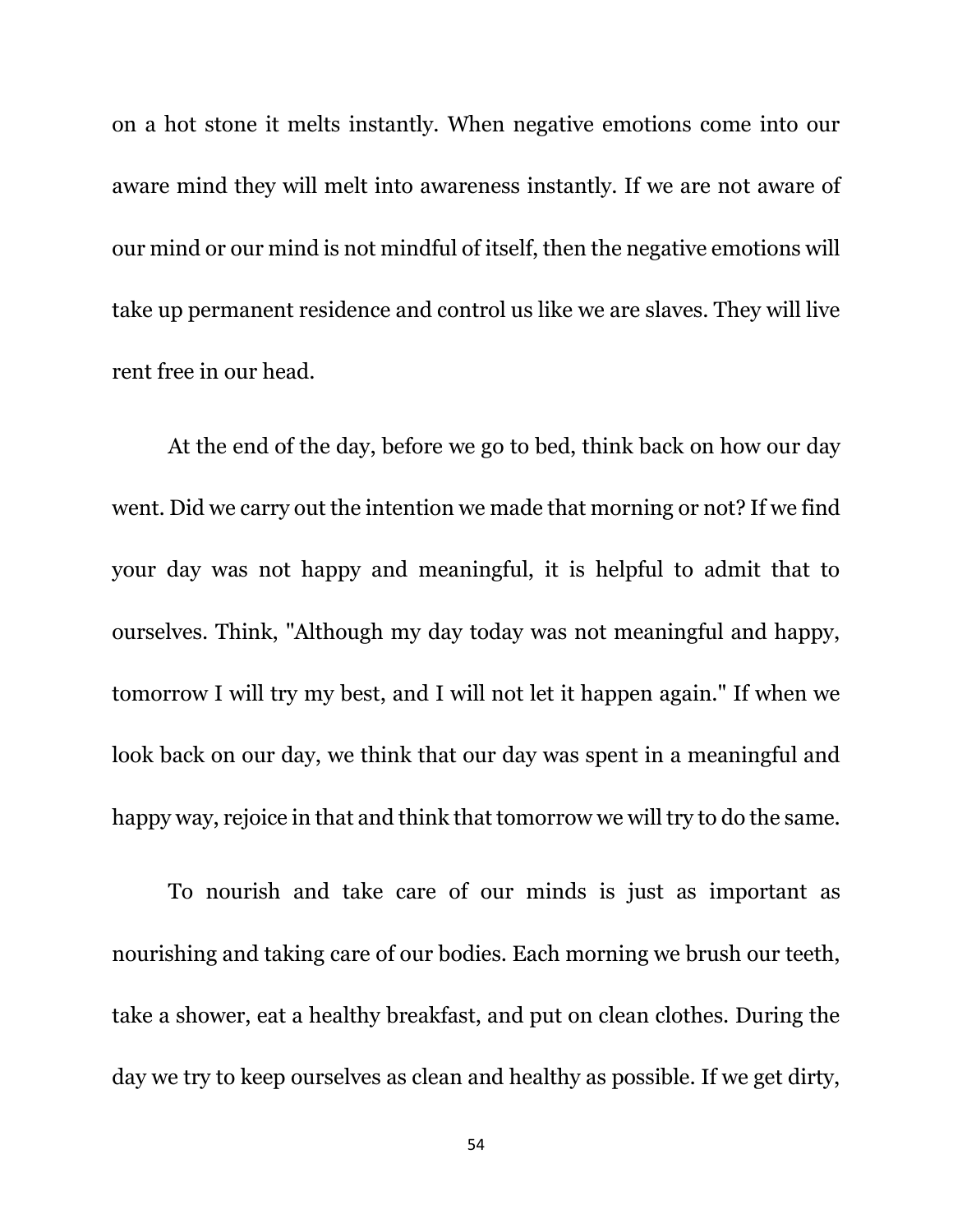on a hot stone it melts instantly. When negative emotions come into our aware mind they will melt into awareness instantly. If we are not aware of our mind or our mind is not mindful of itself, then the negative emotions will take up permanent residence and control us like we are slaves. They will live rent free in our head.

At the end of the day, before we go to bed, think back on how our day went. Did we carry out the intention we made that morning or not? If we find your day was not happy and meaningful, it is helpful to admit that to ourselves. Think, "Although my day today was not meaningful and happy, tomorrow I will try my best, and I will not let it happen again." If when we look back on our day, we think that our day was spent in a meaningful and happy way, rejoice in that and think that tomorrow we will try to do the same.

To nourish and take care of our minds is just as important as nourishing and taking care of our bodies. Each morning we brush our teeth, take a shower, eat a healthy breakfast, and put on clean clothes. During the day we try to keep ourselves as clean and healthy as possible. If we get dirty,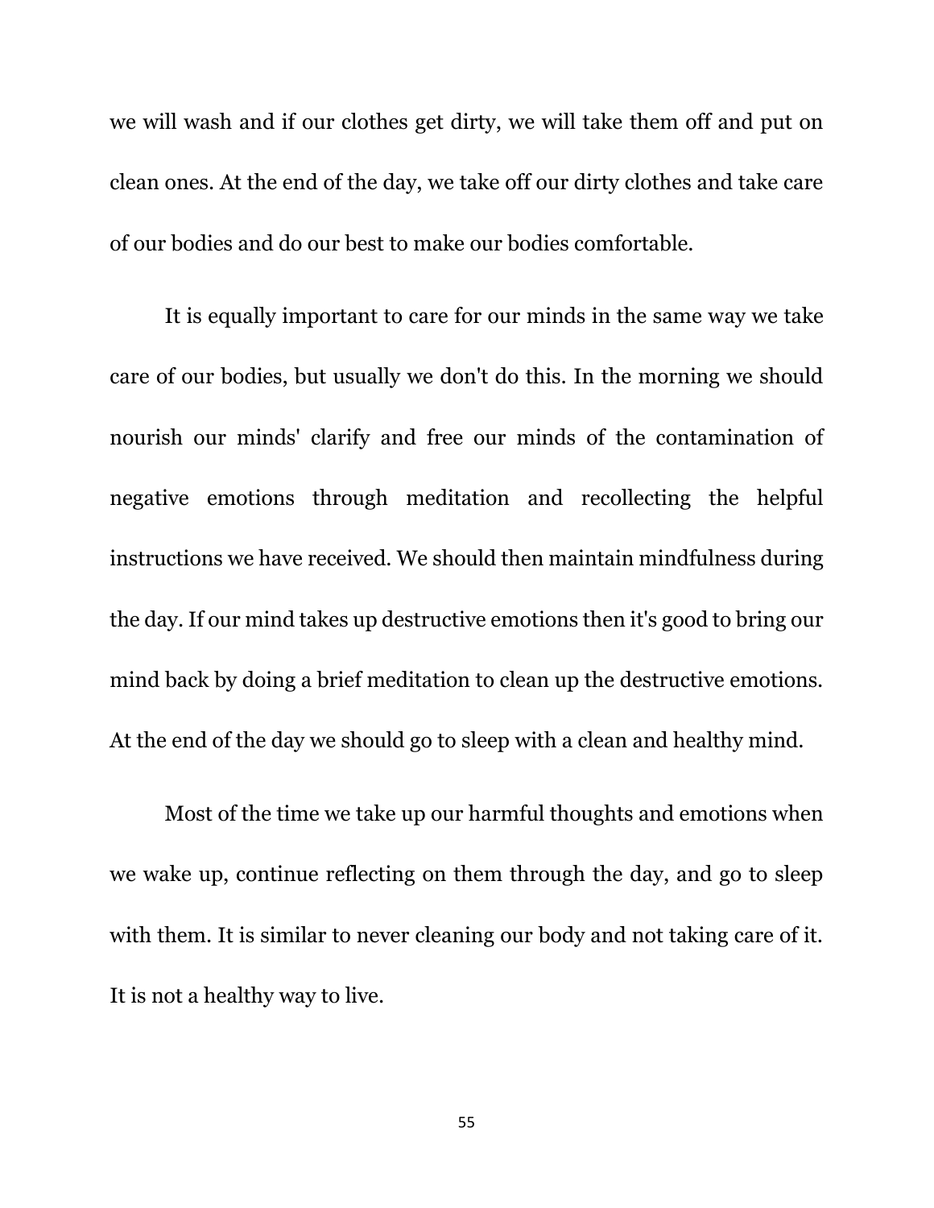we will wash and if our clothes get dirty, we will take them off and put on clean ones. At the end of the day, we take off our dirty clothes and take care of our bodies and do our best to make our bodies comfortable.

It is equally important to care for our minds in the same way we take care of our bodies, but usually we don't do this. In the morning we should nourish our minds' clarify and free our minds of the contamination of negative emotions through meditation and recollecting the helpful instructions we have received. We should then maintain mindfulness during the day. If our mind takes up destructive emotions then it's good to bring our mind back by doing a brief meditation to clean up the destructive emotions. At the end of the day we should go to sleep with a clean and healthy mind.

Most of the time we take up our harmful thoughts and emotions when we wake up, continue reflecting on them through the day, and go to sleep with them. It is similar to never cleaning our body and not taking care of it. It is not a healthy way to live.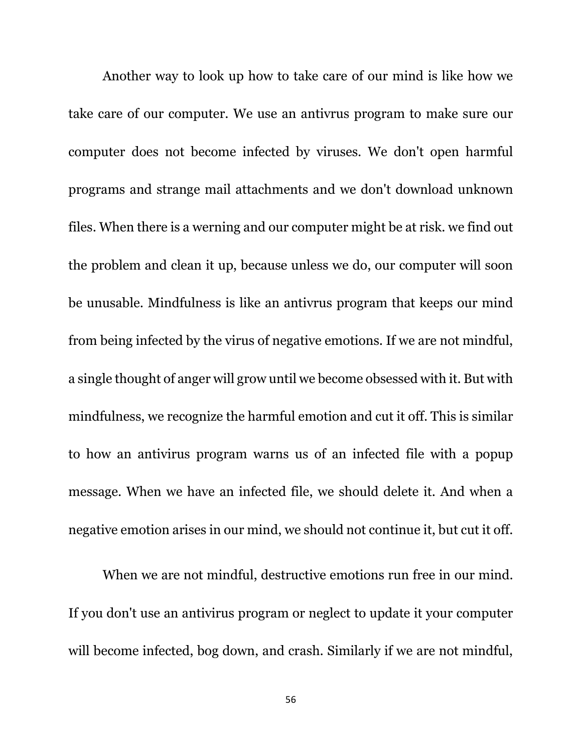Another way to look up how to take care of our mind is like how we take care of our computer. We use an antivrus program to make sure our computer does not become infected by viruses. We don't open harmful programs and strange mail attachments and we don't download unknown files. When there is a werning and our computer might be at risk. we find out the problem and clean it up, because unless we do, our computer will soon be unusable. Mindfulness is like an antivrus program that keeps our mind from being infected by the virus of negative emotions. If we are not mindful, a single thought of anger will grow until we become obsessed with it. But with mindfulness, we recognize the harmful emotion and cut it off. This is similar to how an antivirus program warns us of an infected file with a popup message. When we have an infected file, we should delete it. And when a negative emotion arises in our mind, we should not continue it, but cut it off.

When we are not mindful, destructive emotions run free in our mind. If you don't use an antivirus program or neglect to update it your computer will become infected, bog down, and crash. Similarly if we are not mindful,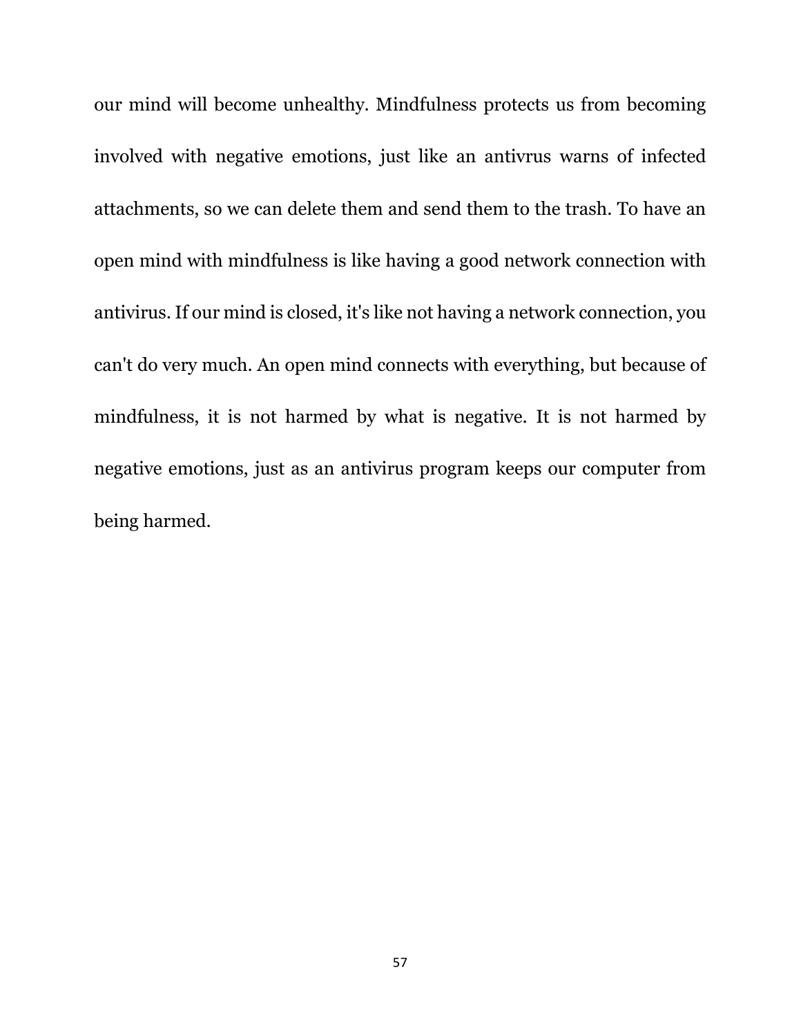our mind will become unhealthy. Mindfulness protects us from becoming involved with negative emotions, just like an antivrus warns of infected attachments, so we can delete them and send them to the trash. To have an open mind with mindfulness is like having a good network connection with antivirus. If our mind is closed, it's like not having a network connection, you can't do very much. An open mind connects with everything, but because of mindfulness, it is not harmed by what is negative. It is not harmed by negative emotions, just as an antivirus program keeps our computer from being harmed.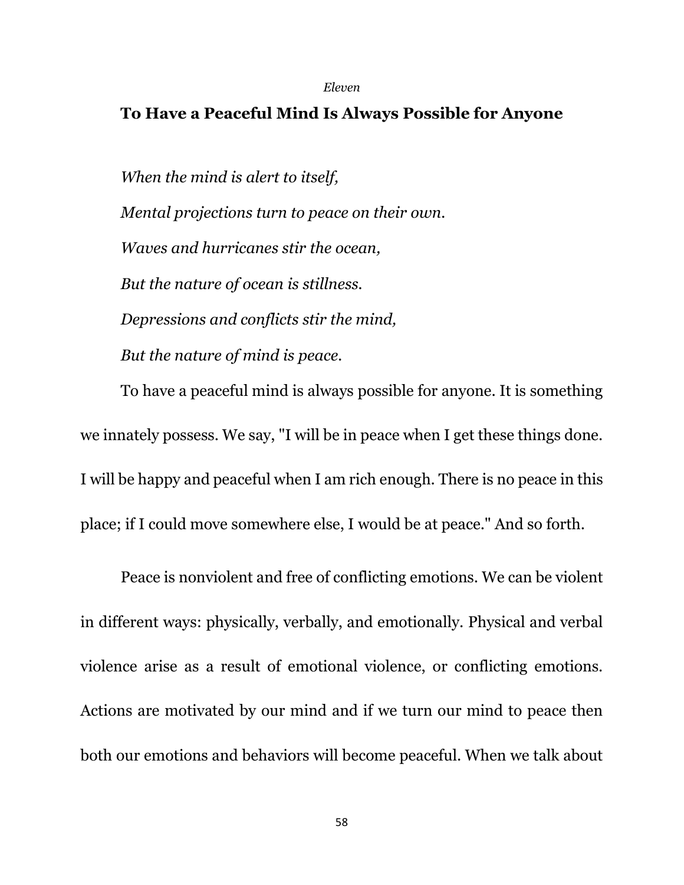*Eleven*

## To Have a Peaceful Mind Is Always Possible for Anyone

*When the mind is alert to itself,*

*Mental projections turn to peace on their own.*

*Waves and hurricanes stir the ocean,*

*But the nature of ocean is stillness.*

*Depressions and conflicts stir the mind,*

*But the nature of mind is peace.*

To have a peaceful mind is always possible for anyone. It is something we innately possess. We say, "I will be in peace when I get these things done. I will be happy and peaceful when I am rich enough. There is no peace in this place; if I could move somewhere else, I would be at peace." And so forth.

Peace is nonviolent and free of conflicting emotions. We can be violent in different ways: physically, verbally, and emotionally. Physical and verbal violence arise as a result of emotional violence, or conflicting emotions. Actions are motivated by our mind and if we turn our mind to peace then both our emotions and behaviors will become peaceful. When we talk about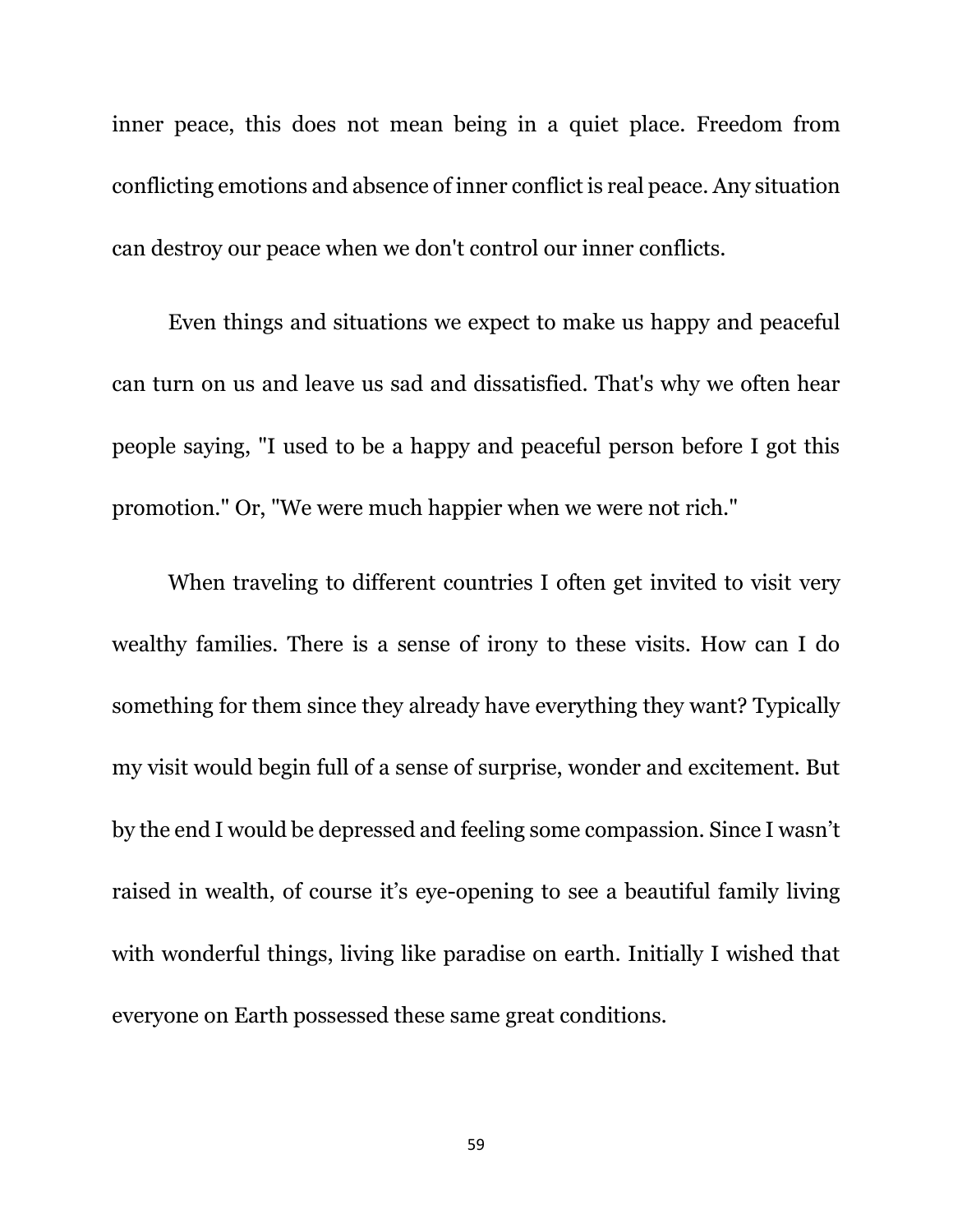inner peace, this does not mean being in a quiet place. Freedom from conflicting emotions and absence of inner conflict is real peace. Any situation can destroy our peace when we don't control our inner conflicts.

Even things and situations we expect to make us happy and peaceful can turn on us and leave us sad and dissatisfied. That's why we often hear people saying, "I used to be a happy and peaceful person before I got this promotion." Or, "We were much happier when we were not rich."

When traveling to different countries I often get invited to visit very wealthy families. There is a sense of irony to these visits. How can I do something for them since they already have everything they want? Typically my visit would begin full of a sense of surprise, wonder and excitement. But by the end I would be depressed and feeling some compassion. Since I wasn't raised in wealth, of course it's eye-opening to see a beautiful family living with wonderful things, living like paradise on earth. Initially I wished that everyone on Earth possessed these same great conditions.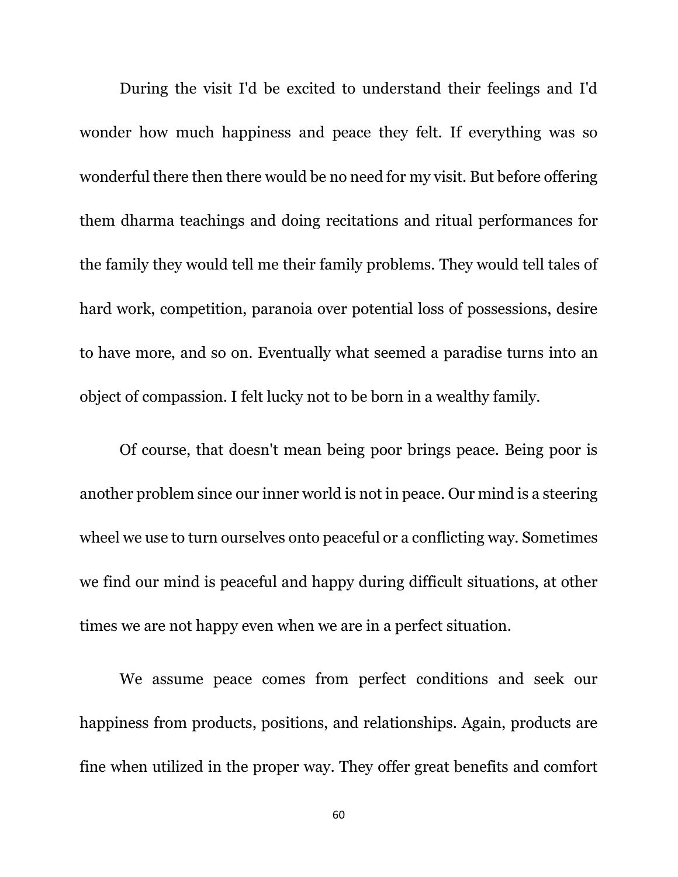During the visit I'd be excited to understand their feelings and I'd wonder how much happiness and peace they felt. If everything was so wonderful there then there would be no need for my visit. But before offering them dharma teachings and doing recitations and ritual performances for the family they would tell me their family problems. They would tell tales of hard work, competition, paranoia over potential loss of possessions, desire to have more, and so on. Eventually what seemed a paradise turns into an object of compassion. I felt lucky not to be born in a wealthy family.

Of course, that doesn't mean being poor brings peace. Being poor is another problem since our inner world is not in peace. Our mind is a steering wheel we use to turn ourselves onto peaceful or a conflicting way. Sometimes we find our mind is peaceful and happy during difficult situations, at other times we are not happy even when we are in a perfect situation.

We assume peace comes from perfect conditions and seek our happiness from products, positions, and relationships. Again, products are fine when utilized in the proper way. They offer great benefits and comfort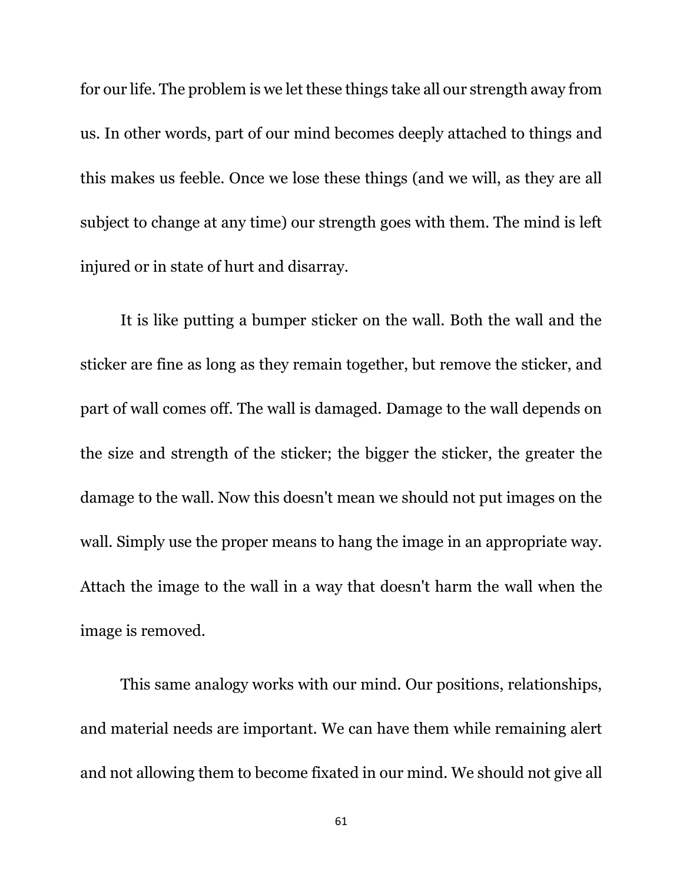for our life. The problem is we let these things take all our strength away from us. In other words, part of our mind becomes deeply attached to things and this makes us feeble. Once we lose these things (and we will, as they are all subject to change at any time) our strength goes with them. The mind is left injured or in state of hurt and disarray.

It is like putting a bumper sticker on the wall. Both the wall and the sticker are fine as long as they remain together, but remove the sticker, and part of wall comes off. The wall is damaged. Damage to the wall depends on the size and strength of the sticker; the bigger the sticker, the greater the damage to the wall. Now this doesn't mean we should not put images on the wall. Simply use the proper means to hang the image in an appropriate way. Attach the image to the wall in a way that doesn't harm the wall when the image is removed.

This same analogy works with our mind. Our positions, relationships, and material needs are important. We can have them while remaining alert and not allowing them to become fixated in our mind. We should not give all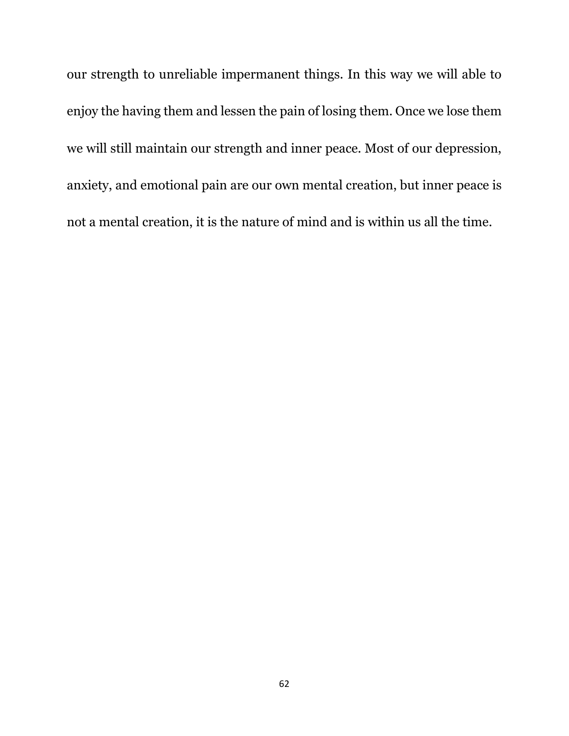our strength to unreliable impermanent things. In this way we will able to enjoy the having them and lessen the pain of losing them. Once we lose them we will still maintain our strength and inner peace. Most of our depression, anxiety, and emotional pain are our own mental creation, but inner peace is not a mental creation, it is the nature of mind and is within us all the time.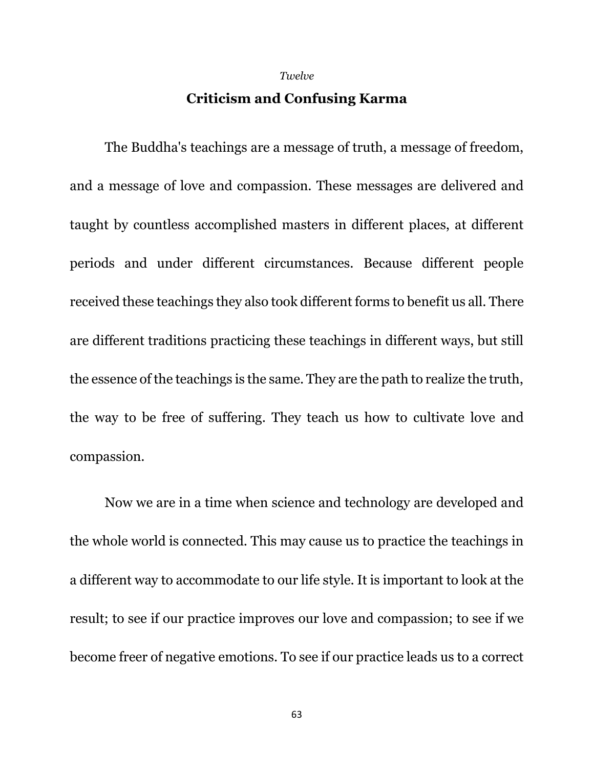*Twelve*

# Criticism and Confusing Karma

The Buddha's teachings are a message of truth, a message of freedom, and a message of love and compassion. These messages are delivered and taught by countless accomplished masters in different places, at different periods and under different circumstances. Because different people received these teachings they also took different forms to benefit us all. There are different traditions practicing these teachings in different ways, but still the essence of the teachings is the same. They are the path to realize the truth, the way to be free of suffering. They teach us how to cultivate love and compassion.

Now we are in a time when science and technology are developed and the whole world is connected. This may cause us to practice the teachings in a different way to accommodate to our life style. It is important to look at the result; to see if our practice improves our love and compassion; to see if we become freer of negative emotions. To see if our practice leads us to a correct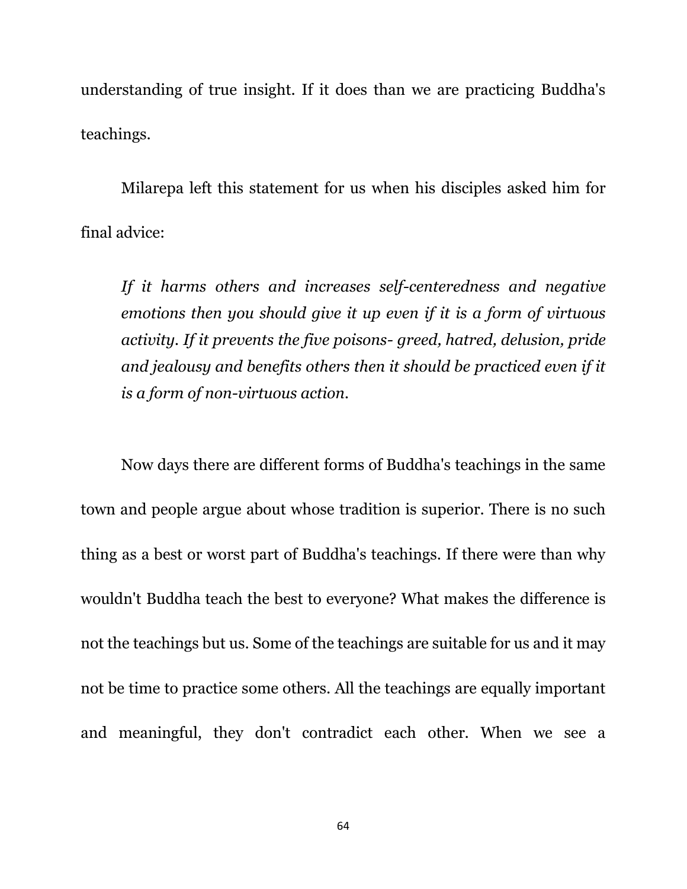understanding of true insight. If it does than we are practicing Buddha's teachings.

Milarepa left this statement for us when his disciples asked him for final advice:

> *If it harms others and increases self-centeredness and negative emotions then you should give it up even if it is a form of virtuous activity. If it prevents the five poisons- greed, hatred, delusion, pride and jealousy and benefits others then it should be practiced even if it is a form of non-virtuous action.*

Now days there are different forms of Buddha's teachings in the same town and people argue about whose tradition is superior. There is no such thing as a best or worst part of Buddha's teachings. If there were than why wouldn't Buddha teach the best to everyone? What makes the difference is not the teachings but us. Some of the teachings are suitable for us and it may not be time to practice some others. All the teachings are equally important and meaningful, they don't contradict each other. When we see a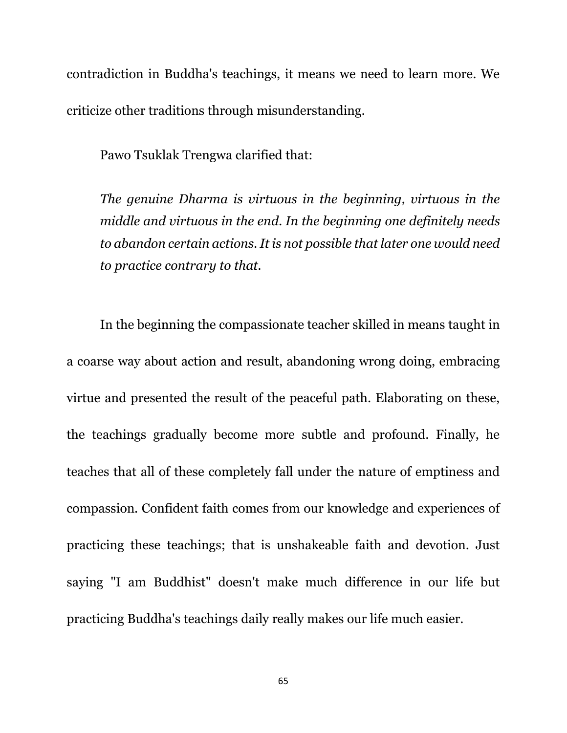contradiction in Buddha's teachings, it means we need to learn more. We criticize other traditions through misunderstanding.

Pawo Tsuklak Trengwa clarified that:

> *The genuine Dharma is virtuous in the beginning, virtuous in the middle and virtuous in the end. In the beginning one definitely needs to abandon certain actions. It is not possible that later one would need to practice contrary to that.*

In the beginning the compassionate teacher skilled in means taught in a coarse way about action and result, abandoning wrong doing, embracing virtue and presented the result of the peaceful path. Elaborating on these, the teachings gradually become more subtle and profound. Finally, he teaches that all of these completely fall under the nature of emptiness and compassion. Confident faith comes from our knowledge and experiences of practicing these teachings; that is unshakeable faith and devotion. Just saying "I am Buddhist" doesn't make much difference in our life but practicing Buddha's teachings daily really makes our life much easier.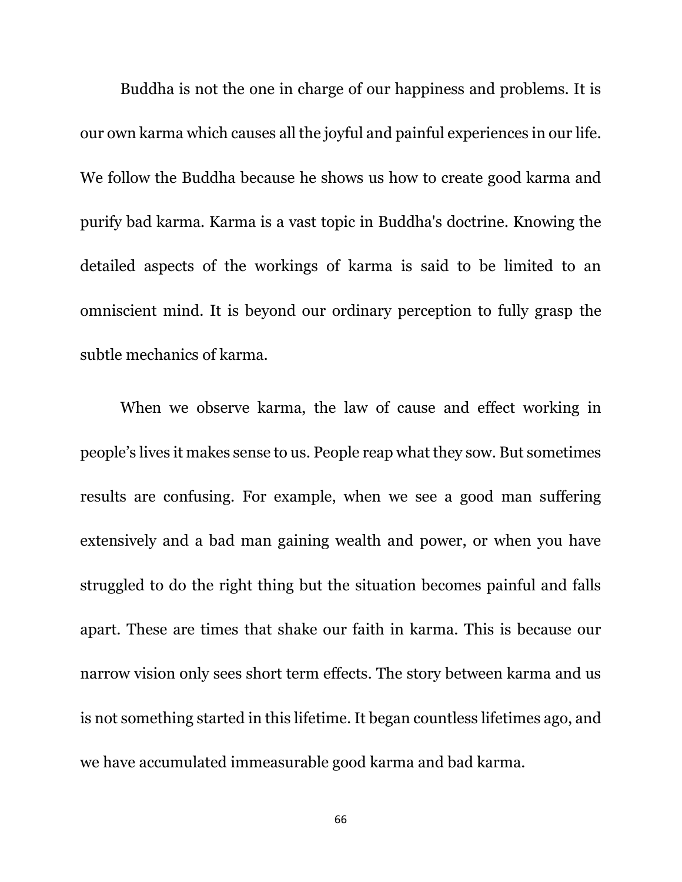Buddha is not the one in charge of our happiness and problems. It is our own karma which causes all the joyful and painful experiences in our life. We follow the Buddha because he shows us how to create good karma and purify bad karma. Karma is a vast topic in Buddha's doctrine. Knowing the detailed aspects of the workings of karma is said to be limited to an omniscient mind. It is beyond our ordinary perception to fully grasp the subtle mechanics of karma.

When we observe karma, the law of cause and effect working in people's lives it makes sense to us. People reap what they sow. But sometimes results are confusing. For example, when we see a good man suffering extensively and a bad man gaining wealth and power, or when you have struggled to do the right thing but the situation becomes painful and falls apart. These are times that shake our faith in karma. This is because our narrow vision only sees short term effects. The story between karma and us is not something started in this lifetime. It began countless lifetimes ago, and we have accumulated immeasurable good karma and bad karma.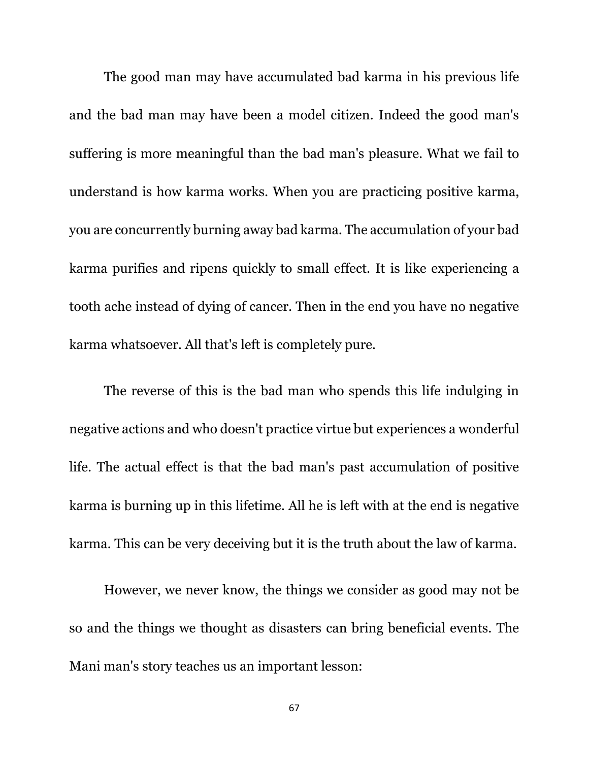The good man may have accumulated bad karma in his previous life and the bad man may have been a model citizen. Indeed the good man's suffering is more meaningful than the bad man's pleasure. What we fail to understand is how karma works. When you are practicing positive karma, you are concurrently burning away bad karma. The accumulation of your bad karma purifies and ripens quickly to small effect. It is like experiencing a tooth ache instead of dying of cancer. Then in the end you have no negative karma whatsoever. All that's left is completely pure.

The reverse of this is the bad man who spends this life indulging in negative actions and who doesn't practice virtue but experiences a wonderful life. The actual effect is that the bad man's past accumulation of positive karma is burning up in this lifetime. All he is left with at the end is negative karma. This can be very deceiving but it is the truth about the law of karma.

However, we never know, the things we consider as good may not be so and the things we thought as disasters can bring beneficial events. The Mani man's story teaches us an important lesson: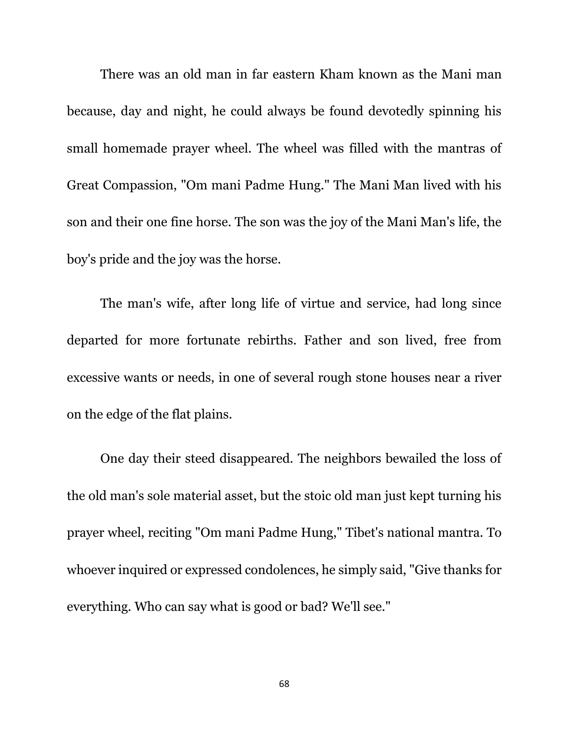There was an old man in far eastern Kham known as the Mani man because, day and night, he could always be found devotedly spinning his small homemade prayer wheel. The wheel was filled with the mantras of Great Compassion, "Om mani Padme Hung." The Mani Man lived with his son and their one fine horse. The son was the joy of the Mani Man's life, the boy's pride and the joy was the horse.

The man's wife, after long life of virtue and service, had long since departed for more fortunate rebirths. Father and son lived, free from excessive wants or needs, in one of several rough stone houses near a river on the edge of the flat plains.

One day their steed disappeared. The neighbors bewailed the loss of the old man's sole material asset, but the stoic old man just kept turning his prayer wheel, reciting "Om mani Padme Hung," Tibet's national mantra. To whoever inquired or expressed condolences, he simply said, "Give thanks for everything. Who can say what is good or bad? We'll see."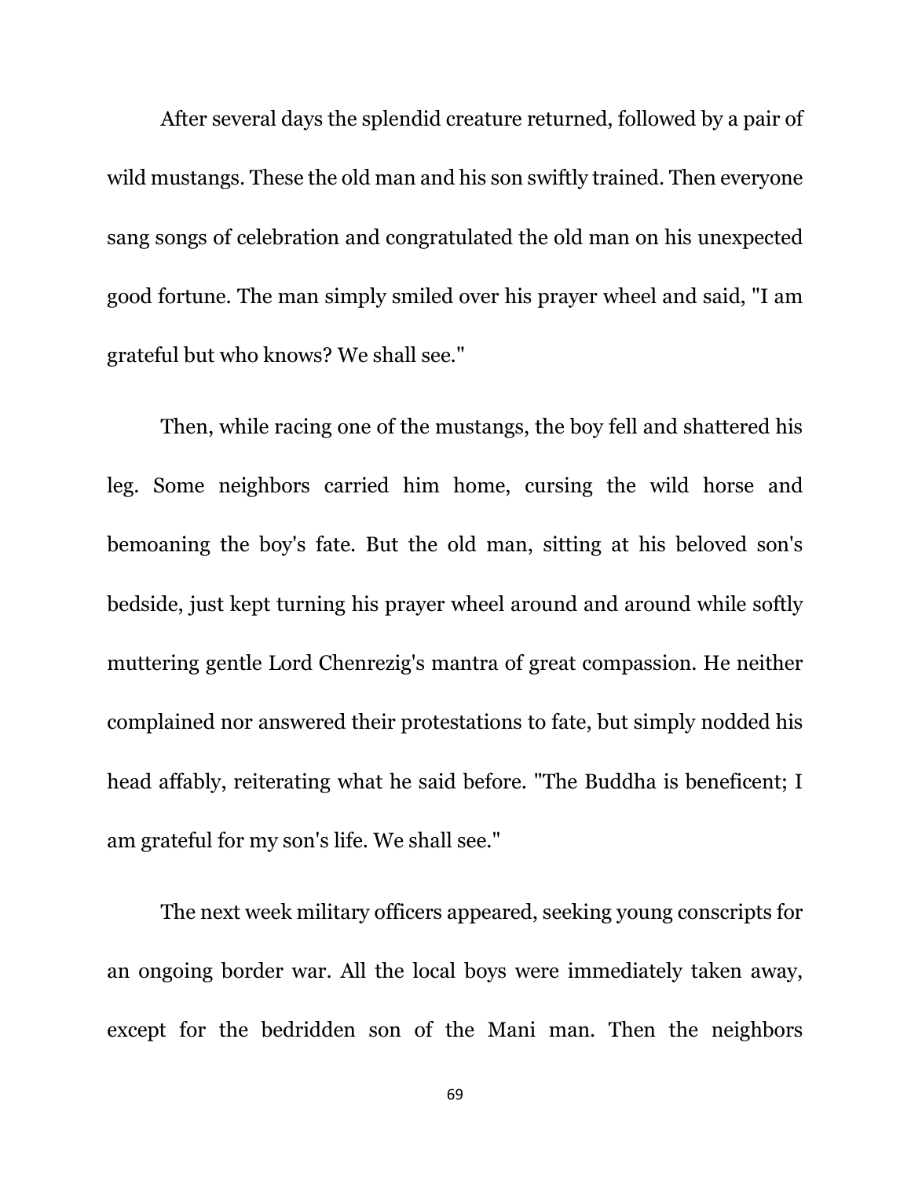After several days the splendid creature returned, followed by a pair of wild mustangs. These the old man and his son swiftly trained. Then everyone sang songs of celebration and congratulated the old man on his unexpected good fortune. The man simply smiled over his prayer wheel and said, "I am grateful but who knows? We shall see."

Then, while racing one of the mustangs, the boy fell and shattered his leg. Some neighbors carried him home, cursing the wild horse and bemoaning the boy's fate. But the old man, sitting at his beloved son's bedside, just kept turning his prayer wheel around and around while softly muttering gentle Lord Chenrezig's mantra of great compassion. He neither complained nor answered their protestations to fate, but simply nodded his head affably, reiterating what he said before. "The Buddha is beneficent; I am grateful for my son's life. We shall see."

The next week military officers appeared, seeking young conscripts for an ongoing border war. All the local boys were immediately taken away, except for the bedridden son of the Mani man. Then the neighbors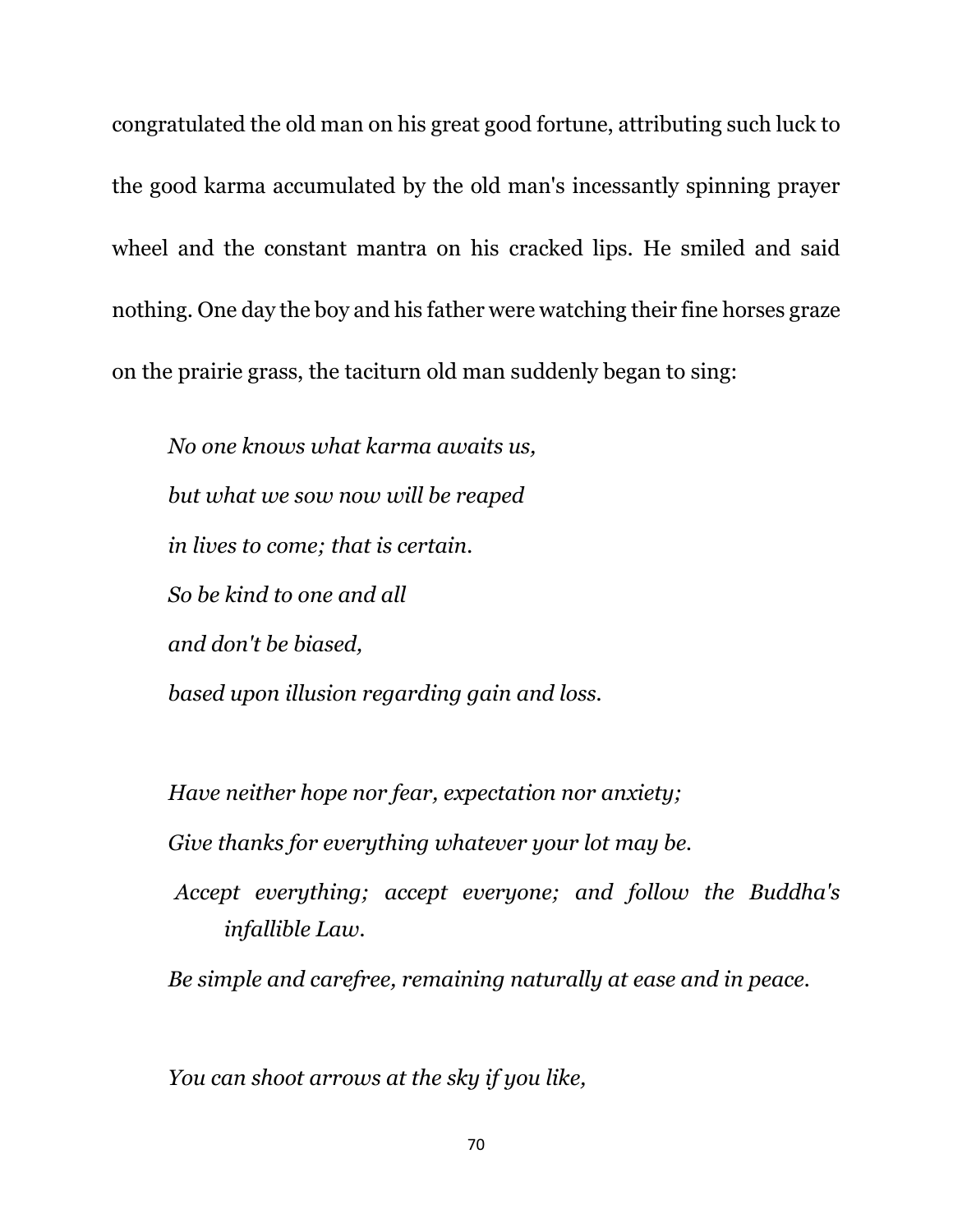congratulated the old man on his great good fortune, attributing such luck to the good karma accumulated by the old man's incessantly spinning prayer wheel and the constant mantra on his cracked lips. He smiled and said nothing. One day the boy and his father were watching their fine horses graze on the prairie grass, the taciturn old man suddenly began to sing:

*No one knows what karma awaits us,*
*but what we sow now will be reaped*
*in lives to come; that is certain.*
*So be kind to one and all*
*and don't be biased,*
*based upon illusion regarding gain and loss.*

*Have neither hope nor fear, expectation nor anxiety;*
*Give thanks for everything whatever your lot may be.*
*Accept everything; accept everyone; and follow the Buddha's infallible Law.*
*Be simple and carefree, remaining naturally at ease and in peace.*

*You can shoot arrows at the sky if you like,*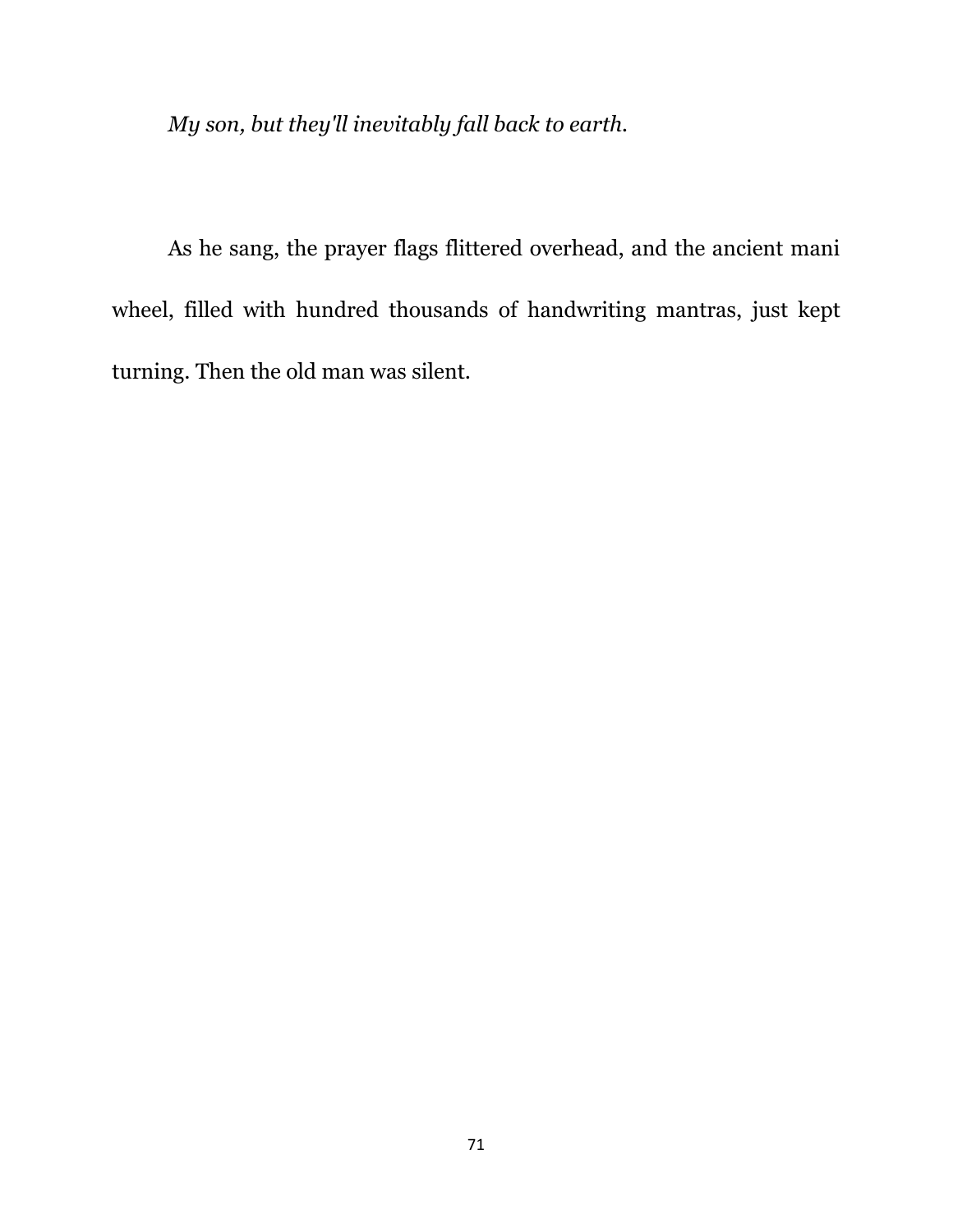*My son, but they'll inevitably fall back to earth.*

As he sang, the prayer flags flittered overhead, and the ancient mani wheel, filled with hundred thousands of handwriting mantras, just kept turning. Then the old man was silent.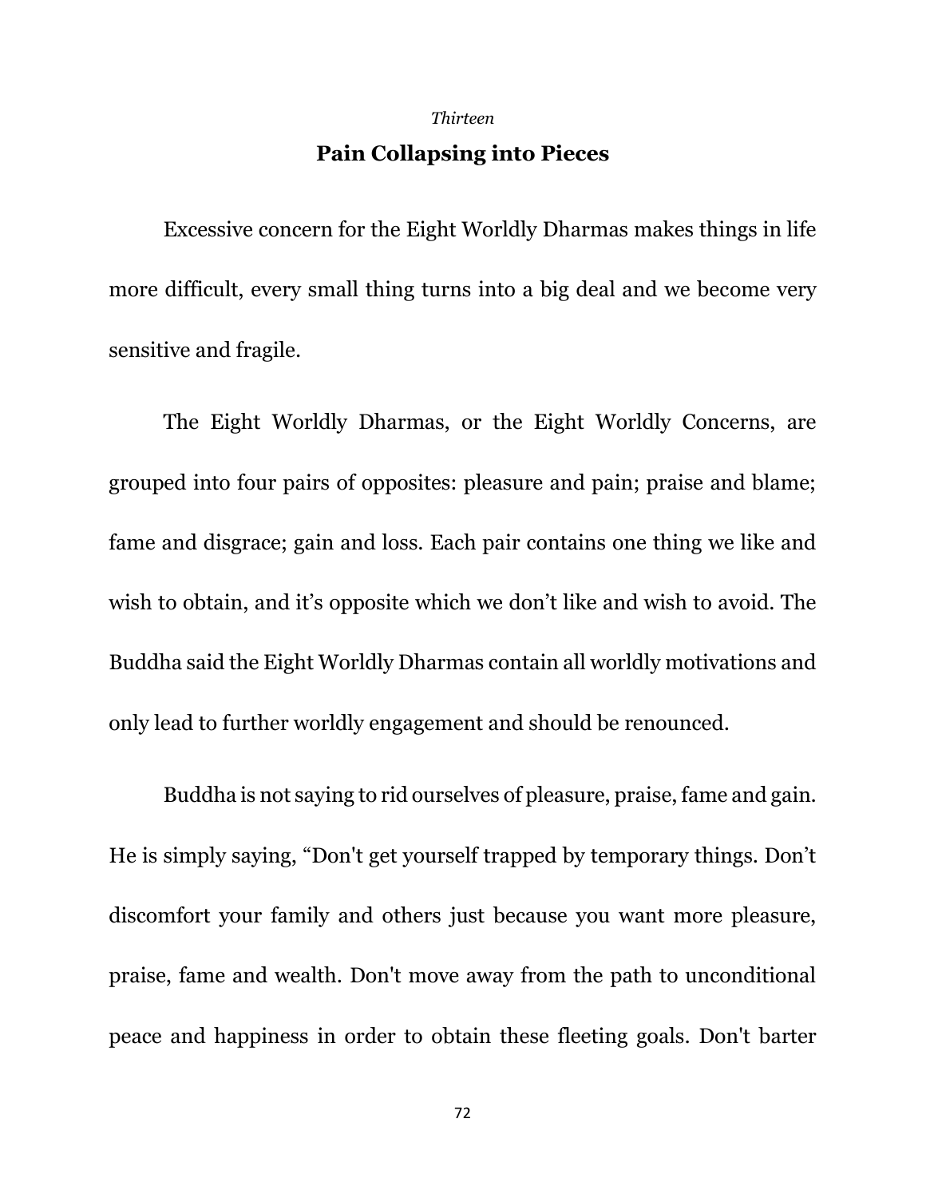*Thirteen*

## Pain Collapsing into Pieces

Excessive concern for the Eight Worldly Dharmas makes things in life more difficult, every small thing turns into a big deal and we become very sensitive and fragile.

The Eight Worldly Dharmas, or the Eight Worldly Concerns, are grouped into four pairs of opposites: pleasure and pain; praise and blame; fame and disgrace; gain and loss. Each pair contains one thing we like and wish to obtain, and it's opposite which we don't like and wish to avoid. The Buddha said the Eight Worldly Dharmas contain all worldly motivations and only lead to further worldly engagement and should be renounced.

Buddha is not saying to rid ourselves of pleasure, praise, fame and gain. He is simply saying, "Don't get yourself trapped by temporary things. Don't discomfort your family and others just because you want more pleasure, praise, fame and wealth. Don't move away from the path to unconditional peace and happiness in order to obtain these fleeting goals. Don't barter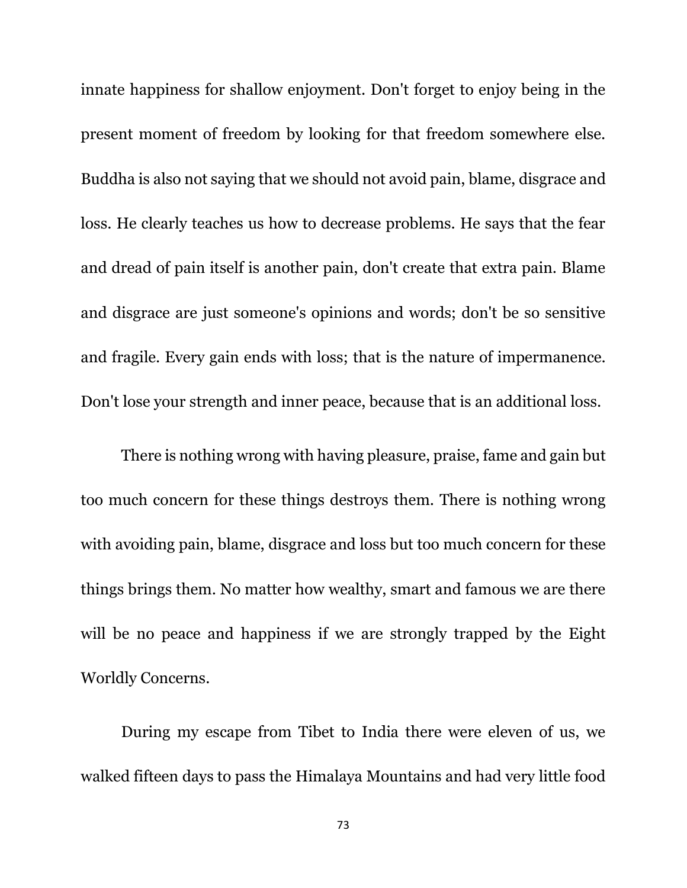innate happiness for shallow enjoyment. Don't forget to enjoy being in the present moment of freedom by looking for that freedom somewhere else. Buddha is also not saying that we should not avoid pain, blame, disgrace and loss. He clearly teaches us how to decrease problems. He says that the fear and dread of pain itself is another pain, don't create that extra pain. Blame and disgrace are just someone's opinions and words; don't be so sensitive and fragile. Every gain ends with loss; that is the nature of impermanence. Don't lose your strength and inner peace, because that is an additional loss.

There is nothing wrong with having pleasure, praise, fame and gain but too much concern for these things destroys them. There is nothing wrong with avoiding pain, blame, disgrace and loss but too much concern for these things brings them. No matter how wealthy, smart and famous we are there will be no peace and happiness if we are strongly trapped by the Eight Worldly Concerns.

During my escape from Tibet to India there were eleven of us, we walked fifteen days to pass the Himalaya Mountains and had very little food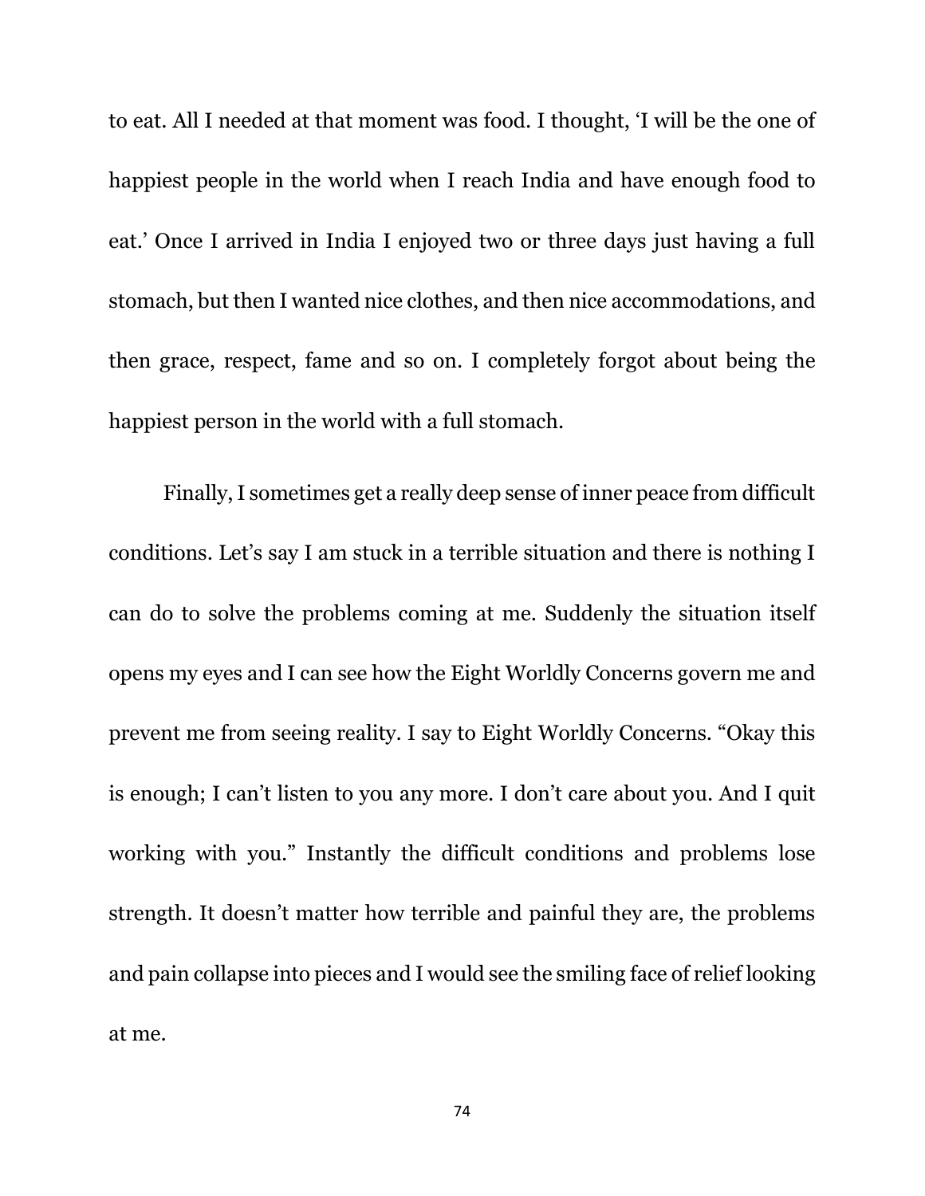to eat. All I needed at that moment was food. I thought, 'I will be the one of happiest people in the world when I reach India and have enough food to eat.' Once I arrived in India I enjoyed two or three days just having a full stomach, but then I wanted nice clothes, and then nice accommodations, and then grace, respect, fame and so on. I completely forgot about being the happiest person in the world with a full stomach.

Finally, I sometimes get a really deep sense of inner peace from difficult conditions. Let's say I am stuck in a terrible situation and there is nothing I can do to solve the problems coming at me. Suddenly the situation itself opens my eyes and I can see how the Eight Worldly Concerns govern me and prevent me from seeing reality. I say to Eight Worldly Concerns. "Okay this is enough; I can't listen to you any more. I don't care about you. And I quit working with you." Instantly the difficult conditions and problems lose strength. It doesn't matter how terrible and painful they are, the problems and pain collapse into pieces and I would see the smiling face of relief looking at me.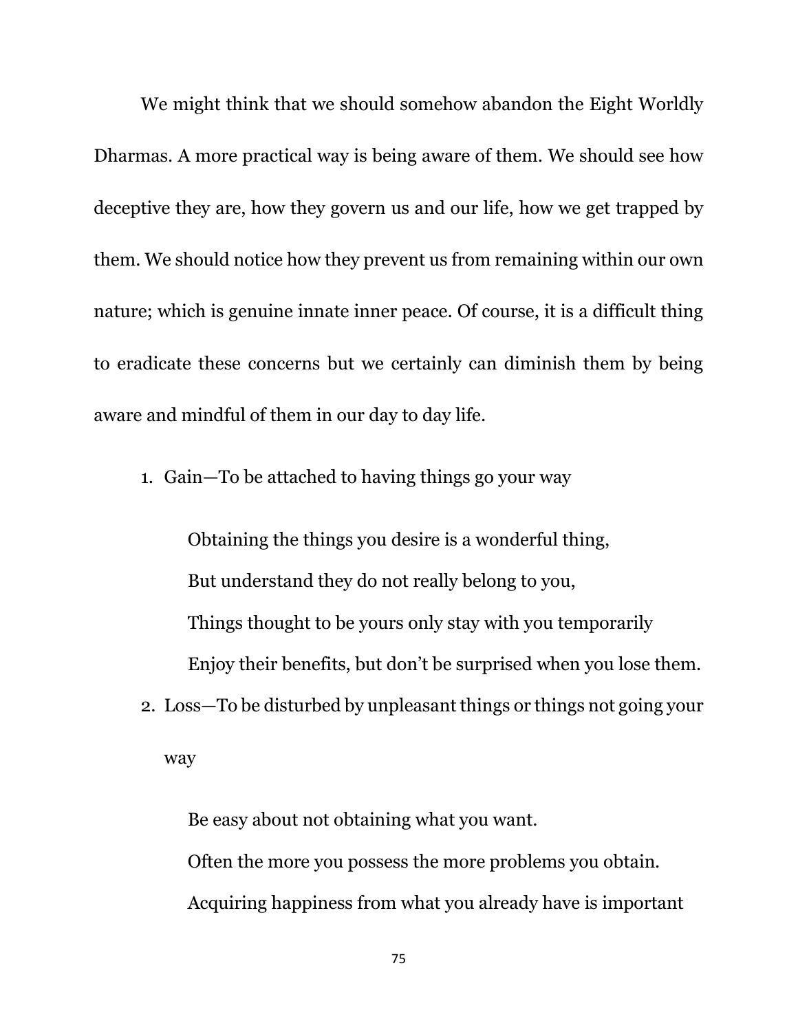We might think that we should somehow abandon the Eight Worldly Dharmas. A more practical way is being aware of them. We should see how deceptive they are, how they govern us and our life, how we get trapped by them. We should notice how they prevent us from remaining within our own nature; which is genuine innate inner peace. Of course, it is a difficult thing to eradicate these concerns but we certainly can diminish them by being aware and mindful of them in our day to day life.

1. Gain—To be attached to having things go your way

    Obtaining the things you desire is a wonderful thing,  
    But understand they do not really belong to you,  
    Things thought to be yours only stay with you temporarily  
    Enjoy their benefits, but don't be surprised when you lose them.

2. Loss—To be disturbed by unpleasant things or things not going your way

    Be easy about not obtaining what you want.  
    Often the more you possess the more problems you obtain.  
    Acquiring happiness from what you already have is important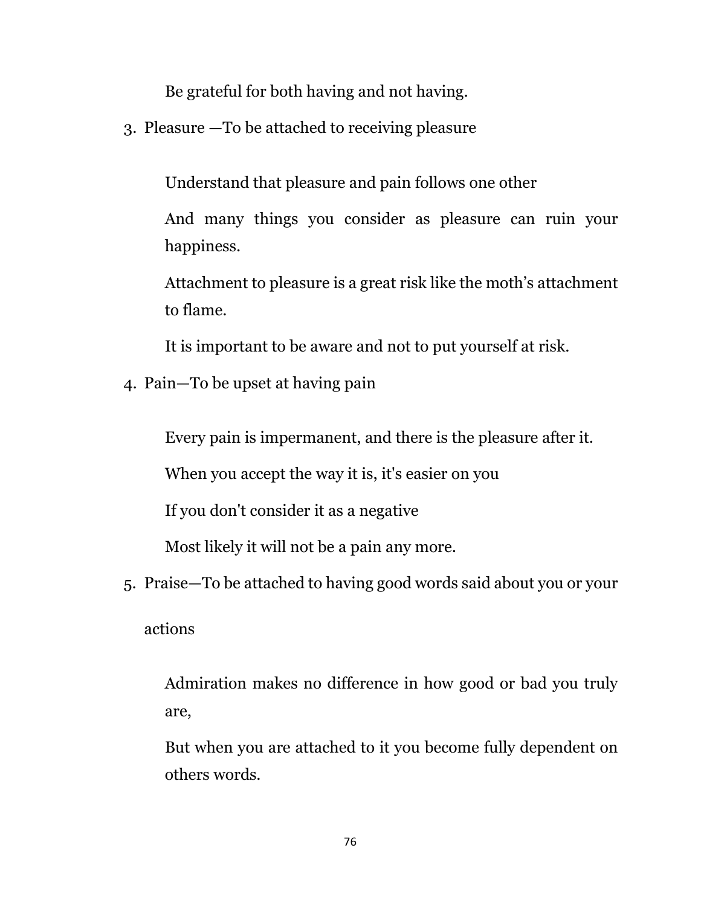Be grateful for both having and not having.

3. Pleasure —To be attached to receiving pleasure

   Understand that pleasure and pain follows one other

   And many things you consider as pleasure can ruin your happiness.

   Attachment to pleasure is a great risk like the moth's attachment to flame.

   It is important to be aware and not to put yourself at risk.

4. Pain—To be upset at having pain

   Every pain is impermanent, and there is the pleasure after it.

   When you accept the way it is, it's easier on you

   If you don't consider it as a negative

   Most likely it will not be a pain any more.

5. Praise—To be attached to having good words said about you or your actions

   Admiration makes no difference in how good or bad you truly are,

   But when you are attached to it you become fully dependent on others words.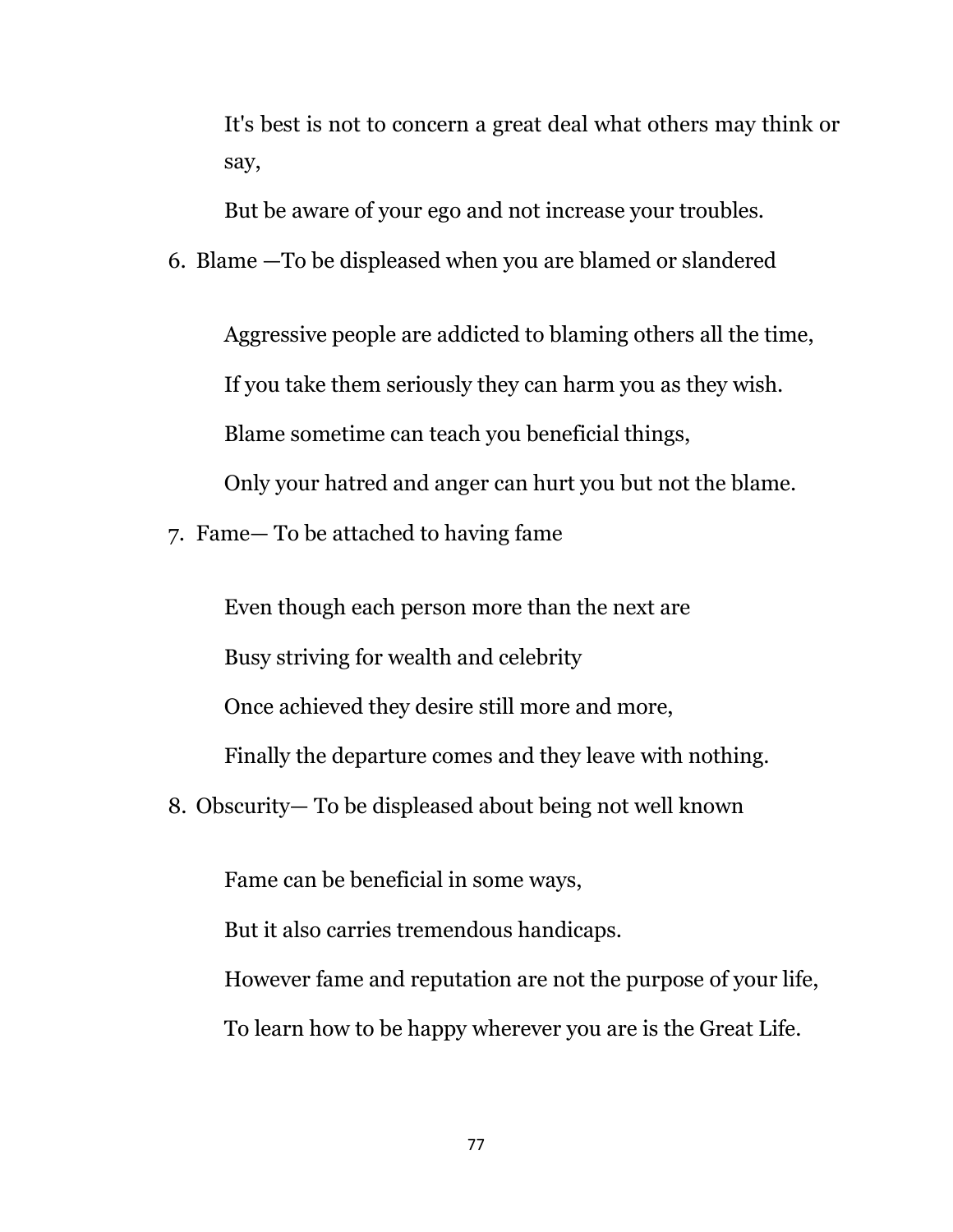It's best is not to concern a great deal what others may think or say,

But be aware of your ego and not increase your troubles.

6. Blame —To be displeased when you are blamed or slandered

   Aggressive people are addicted to blaming others all the time,

   If you take them seriously they can harm you as they wish.

   Blame sometime can teach you beneficial things,

   Only your hatred and anger can hurt you but not the blame.

7. Fame— To be attached to having fame

   Even though each person more than the next are

   Busy striving for wealth and celebrity

   Once achieved they desire still more and more,

   Finally the departure comes and they leave with nothing.

8. Obscurity— To be displeased about being not well known

   Fame can be beneficial in some ways,

   But it also carries tremendous handicaps.

   However fame and reputation are not the purpose of your life,

   To learn how to be happy wherever you are is the Great Life.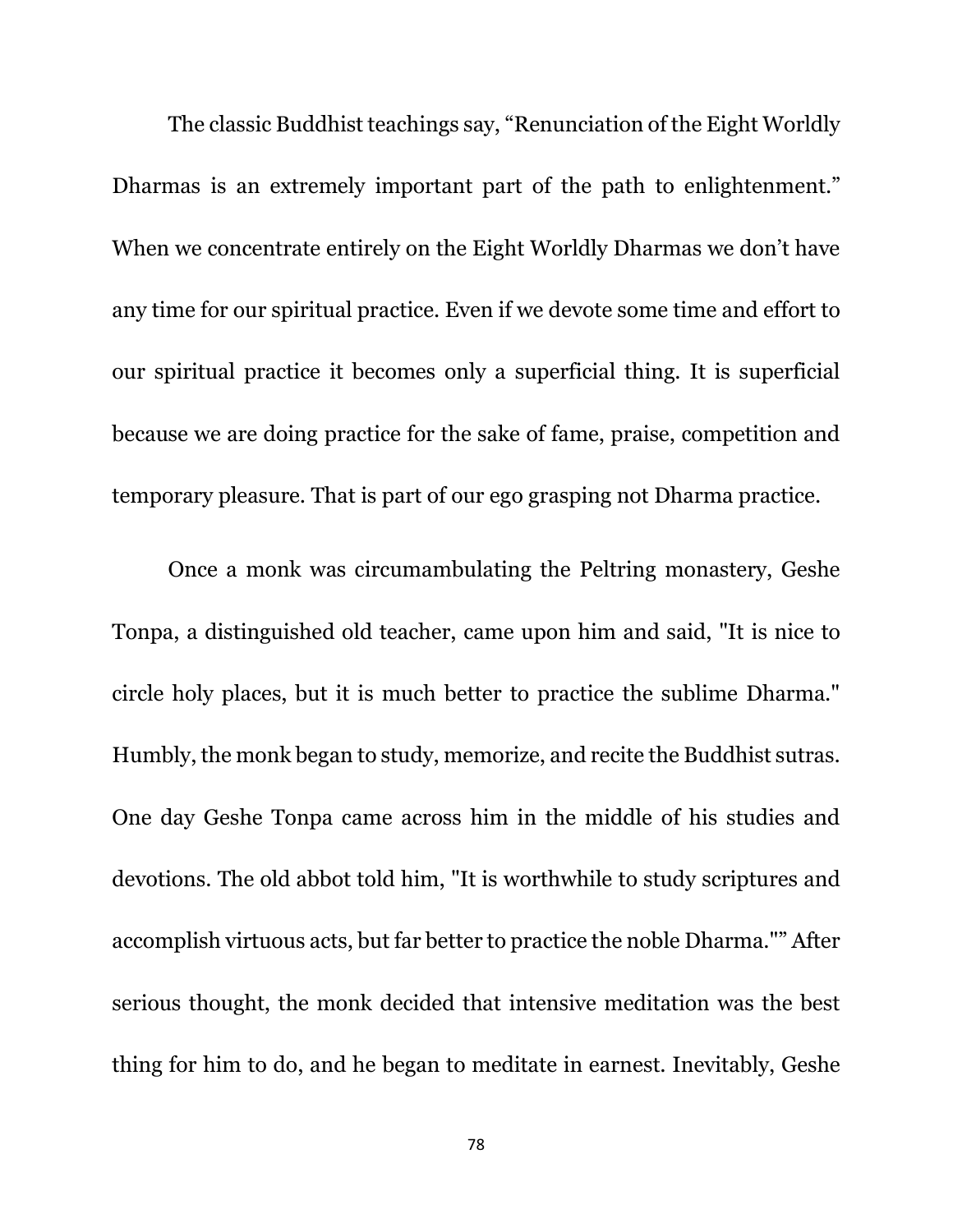The classic Buddhist teachings say, “Renunciation of the Eight Worldly Dharmas is an extremely important part of the path to enlightenment.” When we concentrate entirely on the Eight Worldly Dharmas we don’t have any time for our spiritual practice. Even if we devote some time and effort to our spiritual practice it becomes only a superficial thing. It is superficial because we are doing practice for the sake of fame, praise, competition and temporary pleasure. That is part of our ego grasping not Dharma practice.

Once a monk was circumambulating the Peltring monastery, Geshe Tonpa, a distinguished old teacher, came upon him and said, "It is nice to circle holy places, but it is much better to practice the sublime Dharma." Humbly, the monk began to study, memorize, and recite the Buddhist sutras. One day Geshe Tonpa came across him in the middle of his studies and devotions. The old abbot told him, "It is worthwhile to study scriptures and accomplish virtuous acts, but far better to practice the noble Dharma."” After serious thought, the monk decided that intensive meditation was the best thing for him to do, and he began to meditate in earnest. Inevitably, Geshe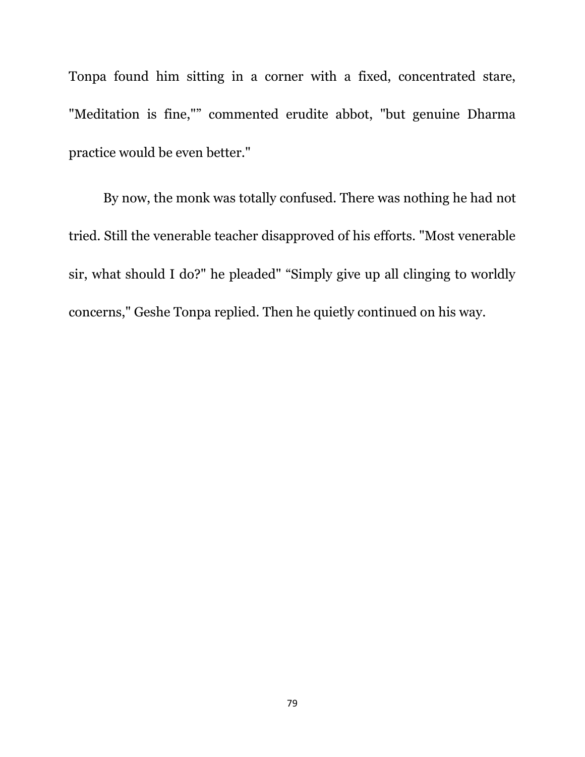Tonpa found him sitting in a corner with a fixed, concentrated stare, "Meditation is fine,"" commented erudite abbot, "but genuine Dharma practice would be even better."

By now, the monk was totally confused. There was nothing he had not tried. Still the venerable teacher disapproved of his efforts. "Most venerable sir, what should I do?" he pleaded" "Simply give up all clinging to worldly concerns," Geshe Tonpa replied. Then he quietly continued on his way.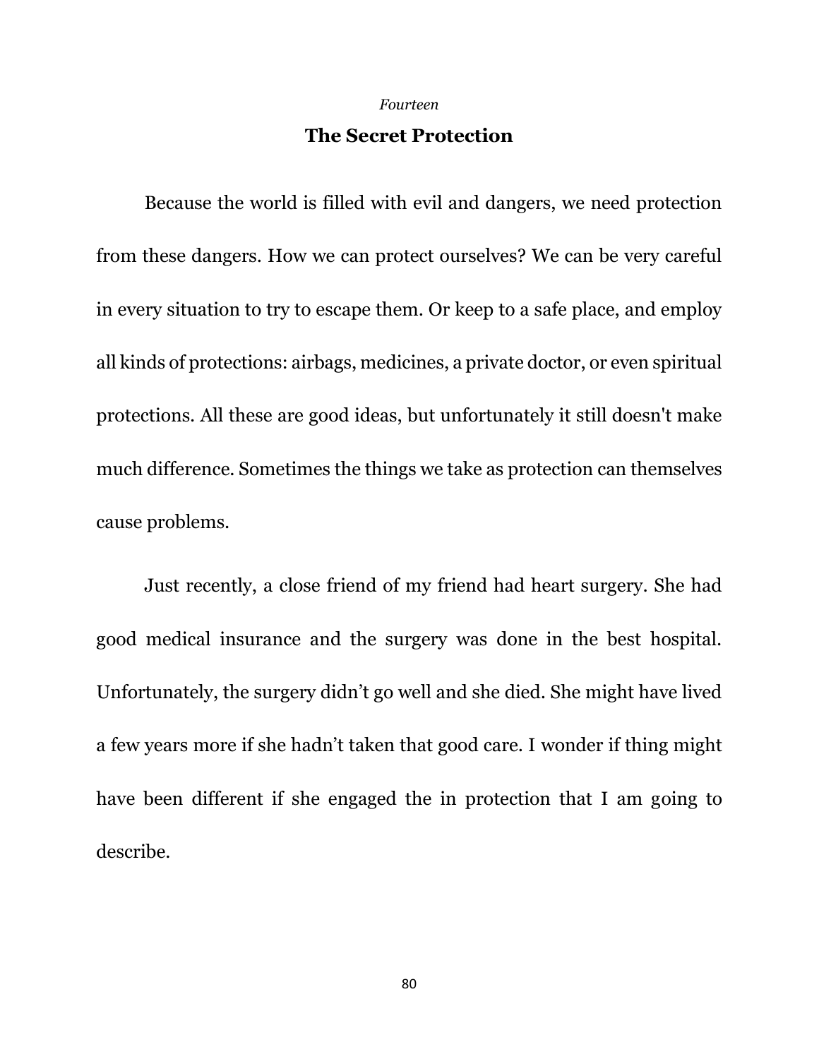*Fourteen*

## The Secret Protection

Because the world is filled with evil and dangers, we need protection from these dangers. How we can protect ourselves? We can be very careful in every situation to try to escape them. Or keep to a safe place, and employ all kinds of protections: airbags, medicines, a private doctor, or even spiritual protections. All these are good ideas, but unfortunately it still doesn't make much difference. Sometimes the things we take as protection can themselves cause problems.

Just recently, a close friend of my friend had heart surgery. She had good medical insurance and the surgery was done in the best hospital. Unfortunately, the surgery didn’t go well and she died. She might have lived a few years more if she hadn’t taken that good care. I wonder if thing might have been different if she engaged the in protection that I am going to describe.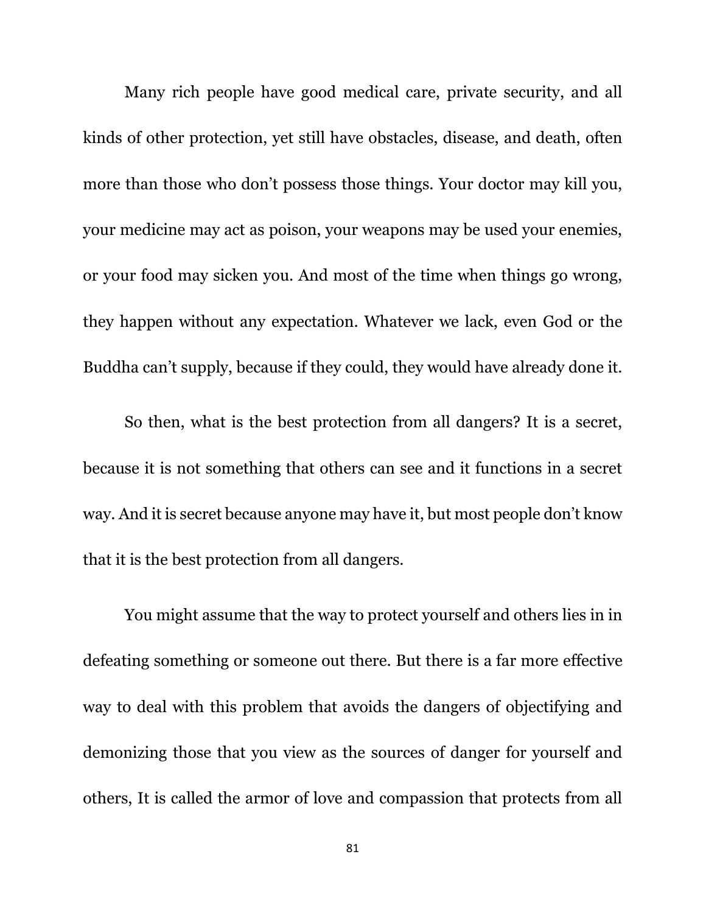Many rich people have good medical care, private security, and all kinds of other protection, yet still have obstacles, disease, and death, often more than those who don't possess those things. Your doctor may kill you, your medicine may act as poison, your weapons may be used your enemies, or your food may sicken you. And most of the time when things go wrong, they happen without any expectation. Whatever we lack, even God or the Buddha can't supply, because if they could, they would have already done it.

So then, what is the best protection from all dangers? It is a secret, because it is not something that others can see and it functions in a secret way. And it is secret because anyone may have it, but most people don't know that it is the best protection from all dangers.

You might assume that the way to protect yourself and others lies in in defeating something or someone out there. But there is a far more effective way to deal with this problem that avoids the dangers of objectifying and demonizing those that you view as the sources of danger for yourself and others, It is called the armor of love and compassion that protects from all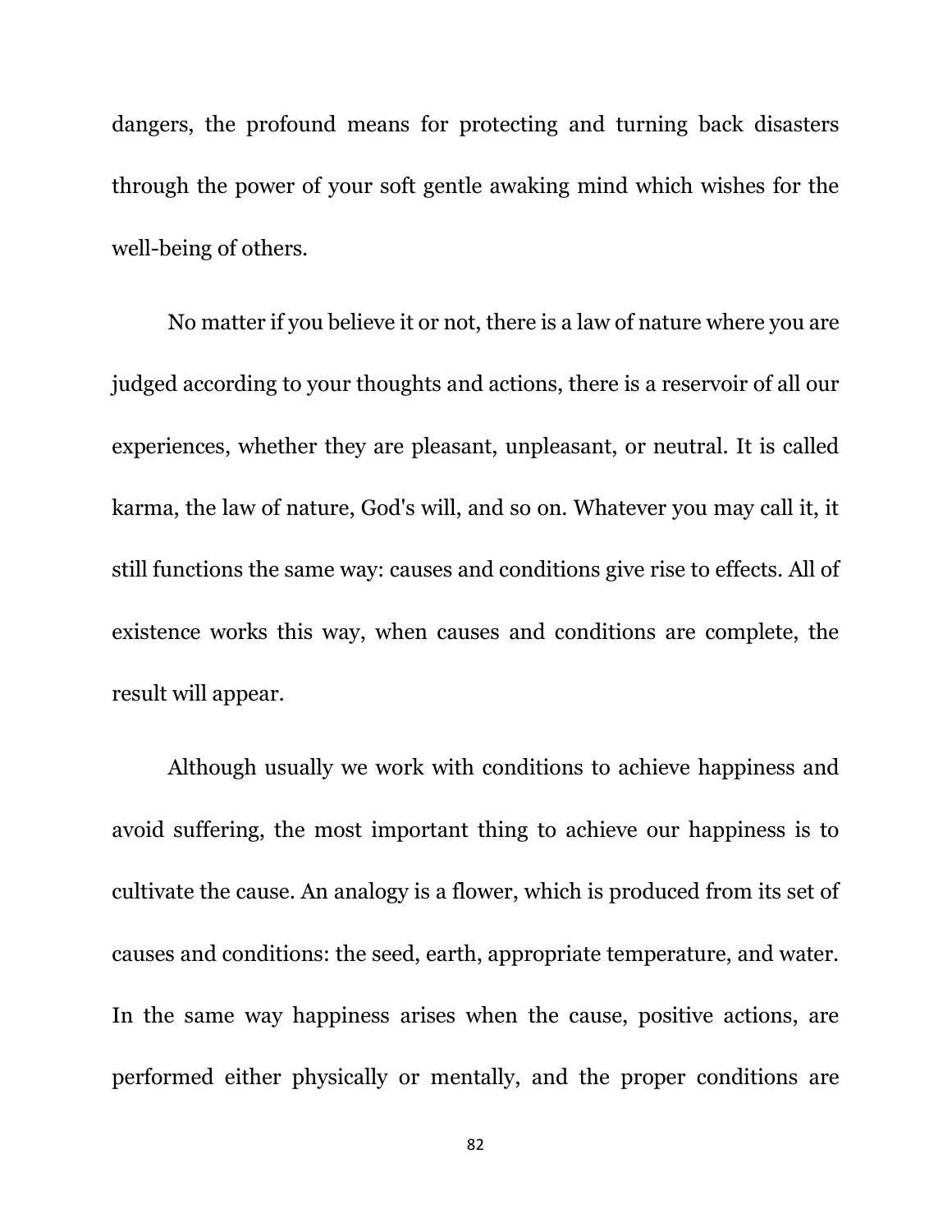dangers, the profound means for protecting and turning back disasters through the power of your soft gentle awaking mind which wishes for the well-being of others.

No matter if you believe it or not, there is a law of nature where you are judged according to your thoughts and actions, there is a reservoir of all our experiences, whether they are pleasant, unpleasant, or neutral. It is called karma, the law of nature, God's will, and so on. Whatever you may call it, it still functions the same way: causes and conditions give rise to effects. All of existence works this way, when causes and conditions are complete, the result will appear.

Although usually we work with conditions to achieve happiness and avoid suffering, the most important thing to achieve our happiness is to cultivate the cause. An analogy is a flower, which is produced from its set of causes and conditions: the seed, earth, appropriate temperature, and water. In the same way happiness arises when the cause, positive actions, are performed either physically or mentally, and the proper conditions are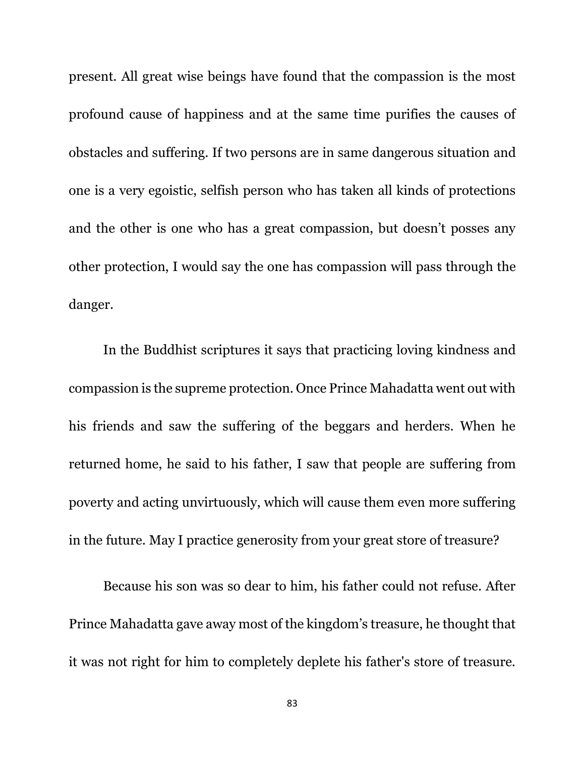present. All great wise beings have found that the compassion is the most profound cause of happiness and at the same time purifies the causes of obstacles and suffering. If two persons are in same dangerous situation and one is a very egoistic, selfish person who has taken all kinds of protections and the other is one who has a great compassion, but doesn't posses any other protection, I would say the one has compassion will pass through the danger.

In the Buddhist scriptures it says that practicing loving kindness and compassion is the supreme protection. Once Prince Mahadatta went out with his friends and saw the suffering of the beggars and herders. When he returned home, he said to his father, I saw that people are suffering from poverty and acting unvirtuously, which will cause them even more suffering in the future. May I practice generosity from your great store of treasure?

Because his son was so dear to him, his father could not refuse. After Prince Mahadatta gave away most of the kingdom's treasure, he thought that it was not right for him to completely deplete his father's store of treasure.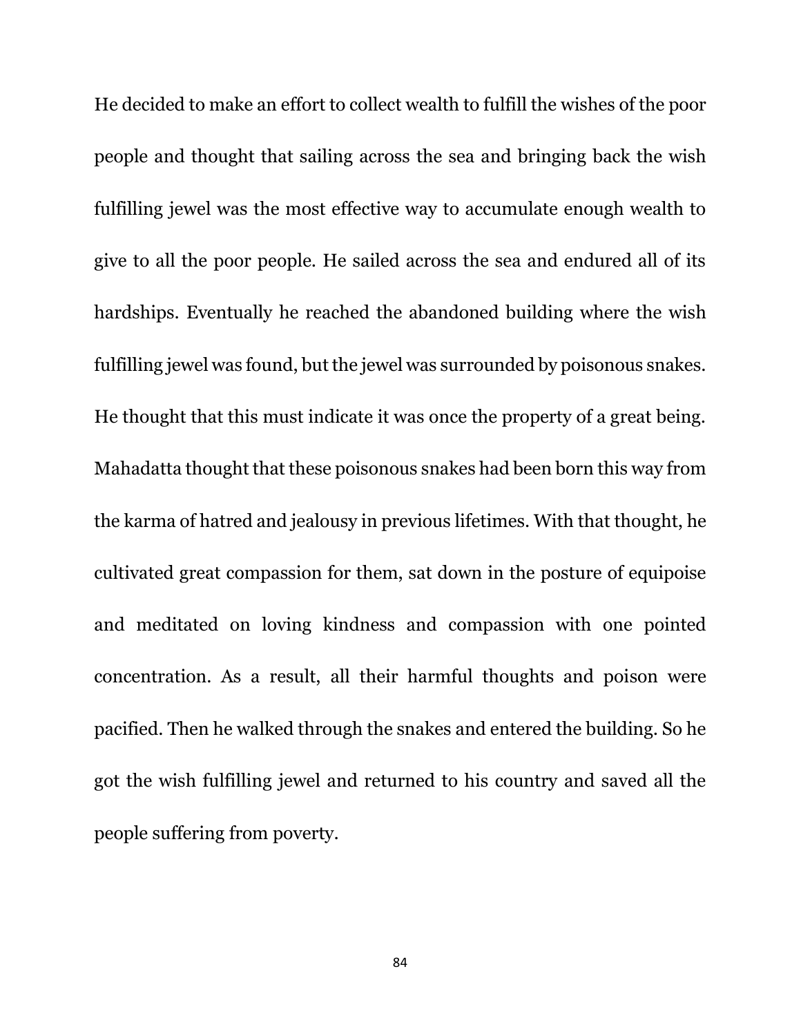He decided to make an effort to collect wealth to fulfill the wishes of the poor people and thought that sailing across the sea and bringing back the wish fulfilling jewel was the most effective way to accumulate enough wealth to give to all the poor people. He sailed across the sea and endured all of its hardships. Eventually he reached the abandoned building where the wish fulfilling jewel was found, but the jewel was surrounded by poisonous snakes. He thought that this must indicate it was once the property of a great being. Mahadatta thought that these poisonous snakes had been born this way from the karma of hatred and jealousy in previous lifetimes. With that thought, he cultivated great compassion for them, sat down in the posture of equipoise and meditated on loving kindness and compassion with one pointed concentration. As a result, all their harmful thoughts and poison were pacified. Then he walked through the snakes and entered the building. So he got the wish fulfilling jewel and returned to his country and saved all the people suffering from poverty.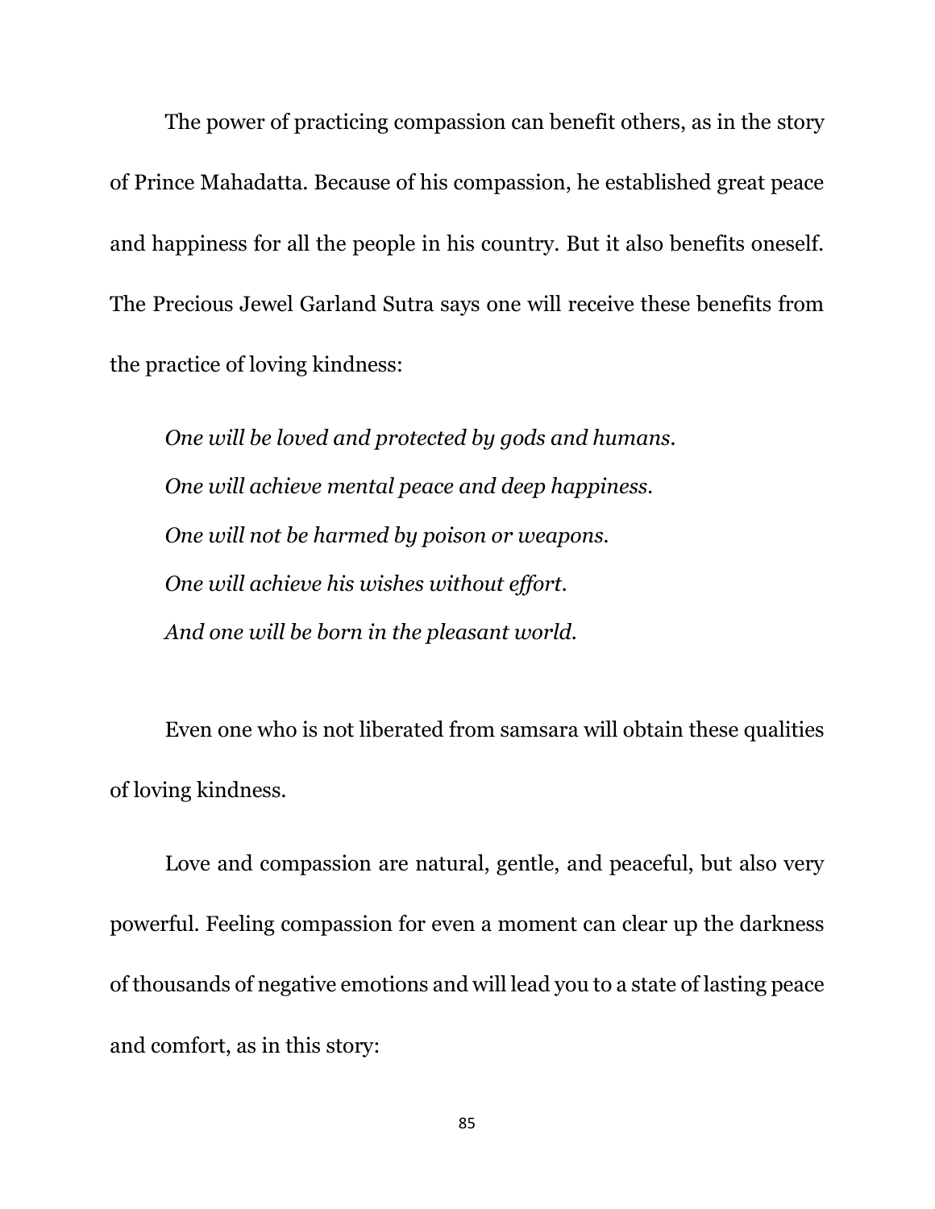The power of practicing compassion can benefit others, as in the story of Prince Mahadatta. Because of his compassion, he established great peace and happiness for all the people in his country. But it also benefits oneself. The Precious Jewel Garland Sutra says one will receive these benefits from the practice of loving kindness:

> *One will be loved and protected by gods and humans.*
> *One will achieve mental peace and deep happiness.*
> *One will not be harmed by poison or weapons.*
> *One will achieve his wishes without effort.*
> *And one will be born in the pleasant world.*

Even one who is not liberated from samsara will obtain these qualities of loving kindness.

Love and compassion are natural, gentle, and peaceful, but also very powerful. Feeling compassion for even a moment can clear up the darkness of thousands of negative emotions and will lead you to a state of lasting peace and comfort, as in this story: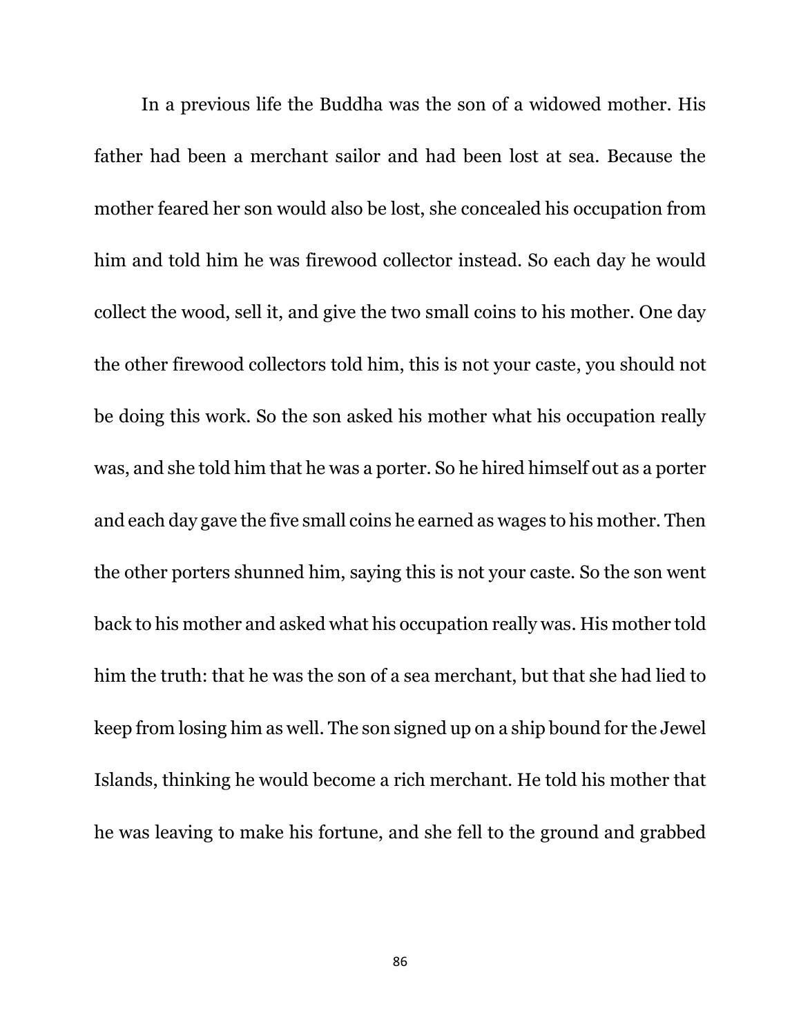In a previous life the Buddha was the son of a widowed mother. His father had been a merchant sailor and had been lost at sea. Because the mother feared her son would also be lost, she concealed his occupation from him and told him he was firewood collector instead. So each day he would collect the wood, sell it, and give the two small coins to his mother. One day the other firewood collectors told him, this is not your caste, you should not be doing this work. So the son asked his mother what his occupation really was, and she told him that he was a porter. So he hired himself out as a porter and each day gave the five small coins he earned as wages to his mother. Then the other porters shunned him, saying this is not your caste. So the son went back to his mother and asked what his occupation really was. His mother told him the truth: that he was the son of a sea merchant, but that she had lied to keep from losing him as well. The son signed up on a ship bound for the Jewel Islands, thinking he would become a rich merchant. He told his mother that he was leaving to make his fortune, and she fell to the ground and grabbed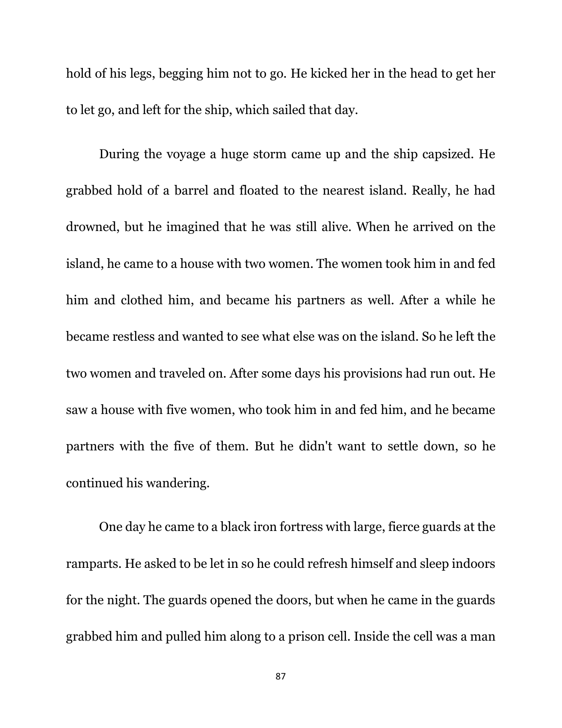hold of his legs, begging him not to go. He kicked her in the head to get her to let go, and left for the ship, which sailed that day.

During the voyage a huge storm came up and the ship capsized. He grabbed hold of a barrel and floated to the nearest island. Really, he had drowned, but he imagined that he was still alive. When he arrived on the island, he came to a house with two women. The women took him in and fed him and clothed him, and became his partners as well. After a while he became restless and wanted to see what else was on the island. So he left the two women and traveled on. After some days his provisions had run out. He saw a house with five women, who took him in and fed him, and he became partners with the five of them. But he didn't want to settle down, so he continued his wandering.

One day he came to a black iron fortress with large, fierce guards at the ramparts. He asked to be let in so he could refresh himself and sleep indoors for the night. The guards opened the doors, but when he came in the guards grabbed him and pulled him along to a prison cell. Inside the cell was a man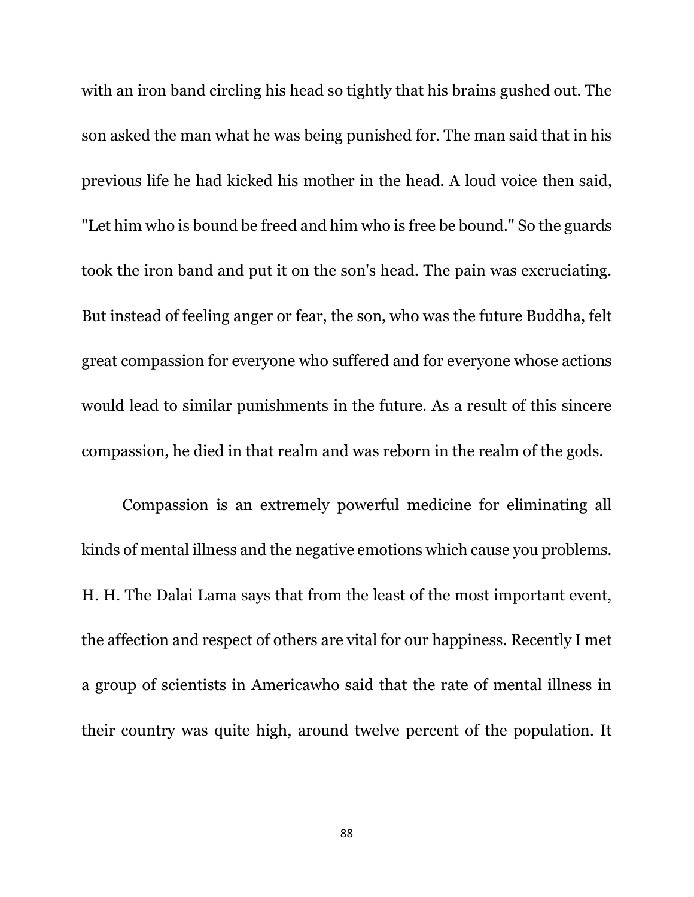with an iron band circling his head so tightly that his brains gushed out. The son asked the man what he was being punished for. The man said that in his previous life he had kicked his mother in the head. A loud voice then said, "Let him who is bound be freed and him who is free be bound." So the guards took the iron band and put it on the son's head. The pain was excruciating. But instead of feeling anger or fear, the son, who was the future Buddha, felt great compassion for everyone who suffered and for everyone whose actions would lead to similar punishments in the future. As a result of this sincere compassion, he died in that realm and was reborn in the realm of the gods.

Compassion is an extremely powerful medicine for eliminating all kinds of mental illness and the negative emotions which cause you problems. H. H. The Dalai Lama says that from the least of the most important event, the affection and respect of others are vital for our happiness. Recently I met a group of scientists in Americawho said that the rate of mental illness in their country was quite high, around twelve percent of the population. It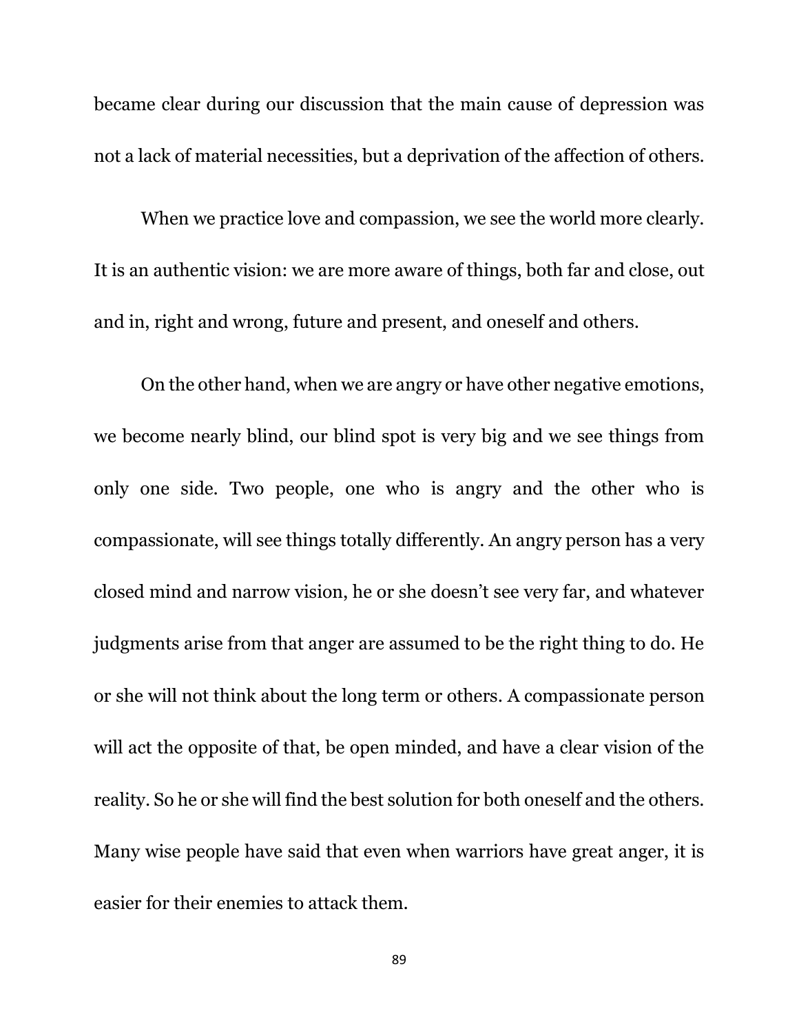became clear during our discussion that the main cause of depression was not a lack of material necessities, but a deprivation of the affection of others.

When we practice love and compassion, we see the world more clearly. It is an authentic vision: we are more aware of things, both far and close, out and in, right and wrong, future and present, and oneself and others.

On the other hand, when we are angry or have other negative emotions, we become nearly blind, our blind spot is very big and we see things from only one side. Two people, one who is angry and the other who is compassionate, will see things totally differently. An angry person has a very closed mind and narrow vision, he or she doesn't see very far, and whatever judgments arise from that anger are assumed to be the right thing to do. He or she will not think about the long term or others. A compassionate person will act the opposite of that, be open minded, and have a clear vision of the reality. So he or she will find the best solution for both oneself and the others. Many wise people have said that even when warriors have great anger, it is easier for their enemies to attack them.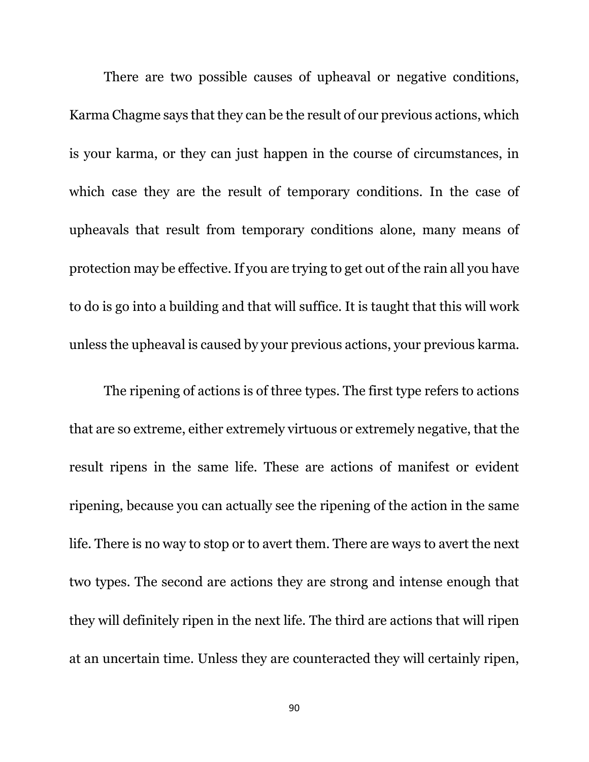There are two possible causes of upheaval or negative conditions, Karma Chagme says that they can be the result of our previous actions, which is your karma, or they can just happen in the course of circumstances, in which case they are the result of temporary conditions. In the case of upheavals that result from temporary conditions alone, many means of protection may be effective. If you are trying to get out of the rain all you have to do is go into a building and that will suffice. It is taught that this will work unless the upheaval is caused by your previous actions, your previous karma.

The ripening of actions is of three types. The first type refers to actions that are so extreme, either extremely virtuous or extremely negative, that the result ripens in the same life. These are actions of manifest or evident ripening, because you can actually see the ripening of the action in the same life. There is no way to stop or to avert them. There are ways to avert the next two types. The second are actions they are strong and intense enough that they will definitely ripen in the next life. The third are actions that will ripen at an uncertain time. Unless they are counteracted they will certainly ripen,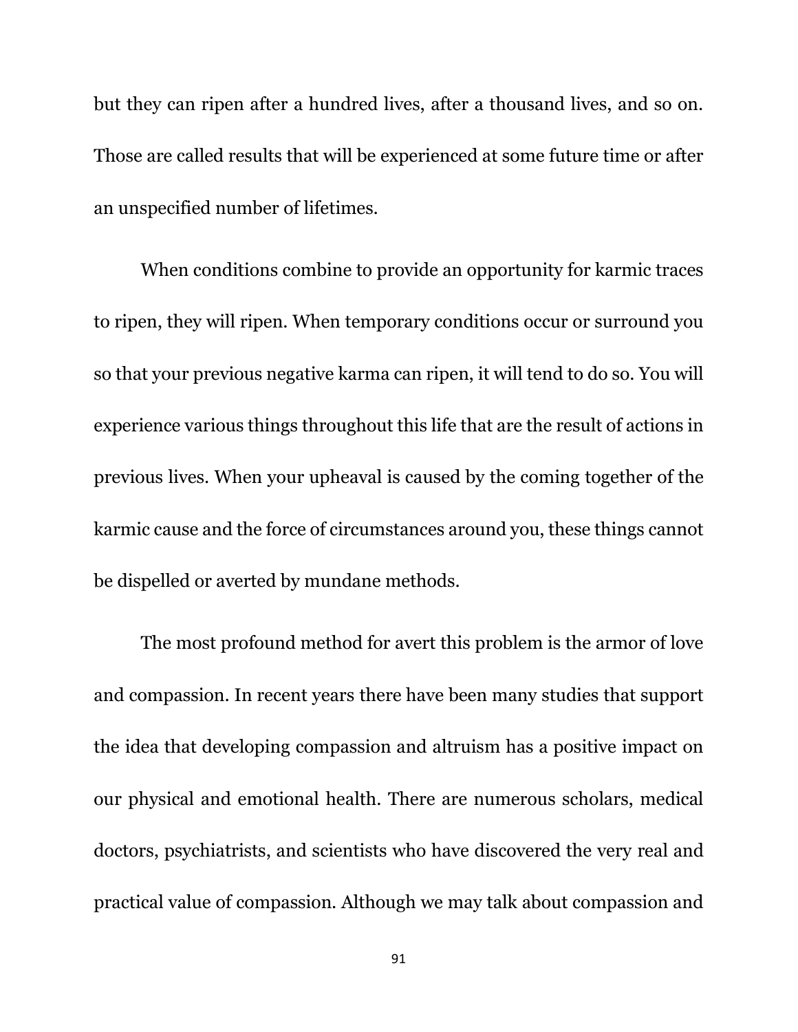but they can ripen after a hundred lives, after a thousand lives, and so on. Those are called results that will be experienced at some future time or after an unspecified number of lifetimes.

When conditions combine to provide an opportunity for karmic traces to ripen, they will ripen. When temporary conditions occur or surround you so that your previous negative karma can ripen, it will tend to do so. You will experience various things throughout this life that are the result of actions in previous lives. When your upheaval is caused by the coming together of the karmic cause and the force of circumstances around you, these things cannot be dispelled or averted by mundane methods.

The most profound method for avert this problem is the armor of love and compassion. In recent years there have been many studies that support the idea that developing compassion and altruism has a positive impact on our physical and emotional health. There are numerous scholars, medical doctors, psychiatrists, and scientists who have discovered the very real and practical value of compassion. Although we may talk about compassion and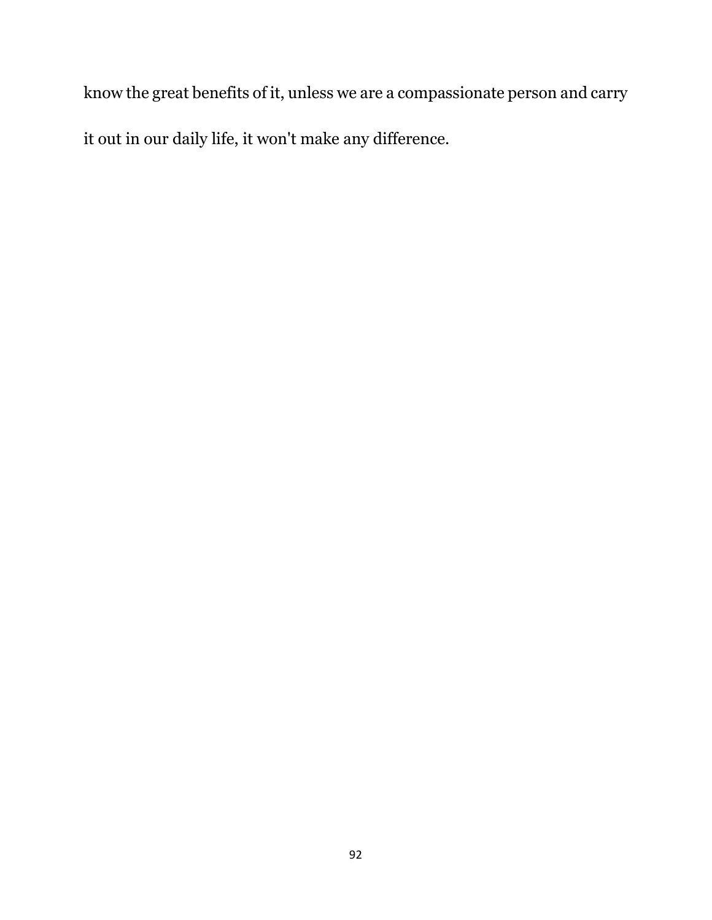know the great benefits of it, unless we are a compassionate person and carry it out in our daily life, it won't make any difference.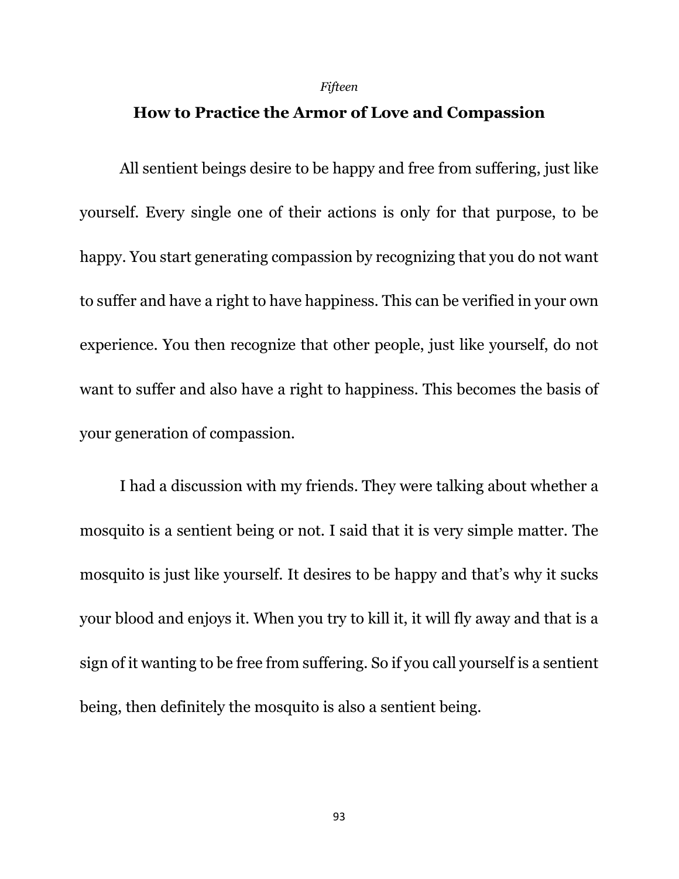*Fifteen*

## How to Practice the Armor of Love and Compassion

All sentient beings desire to be happy and free from suffering, just like yourself. Every single one of their actions is only for that purpose, to be happy. You start generating compassion by recognizing that you do not want to suffer and have a right to have happiness. This can be verified in your own experience. You then recognize that other people, just like yourself, do not want to suffer and also have a right to happiness. This becomes the basis of your generation of compassion.

I had a discussion with my friends. They were talking about whether a mosquito is a sentient being or not. I said that it is very simple matter. The mosquito is just like yourself. It desires to be happy and that's why it sucks your blood and enjoys it. When you try to kill it, it will fly away and that is a sign of it wanting to be free from suffering. So if you call yourself is a sentient being, then definitely the mosquito is also a sentient being.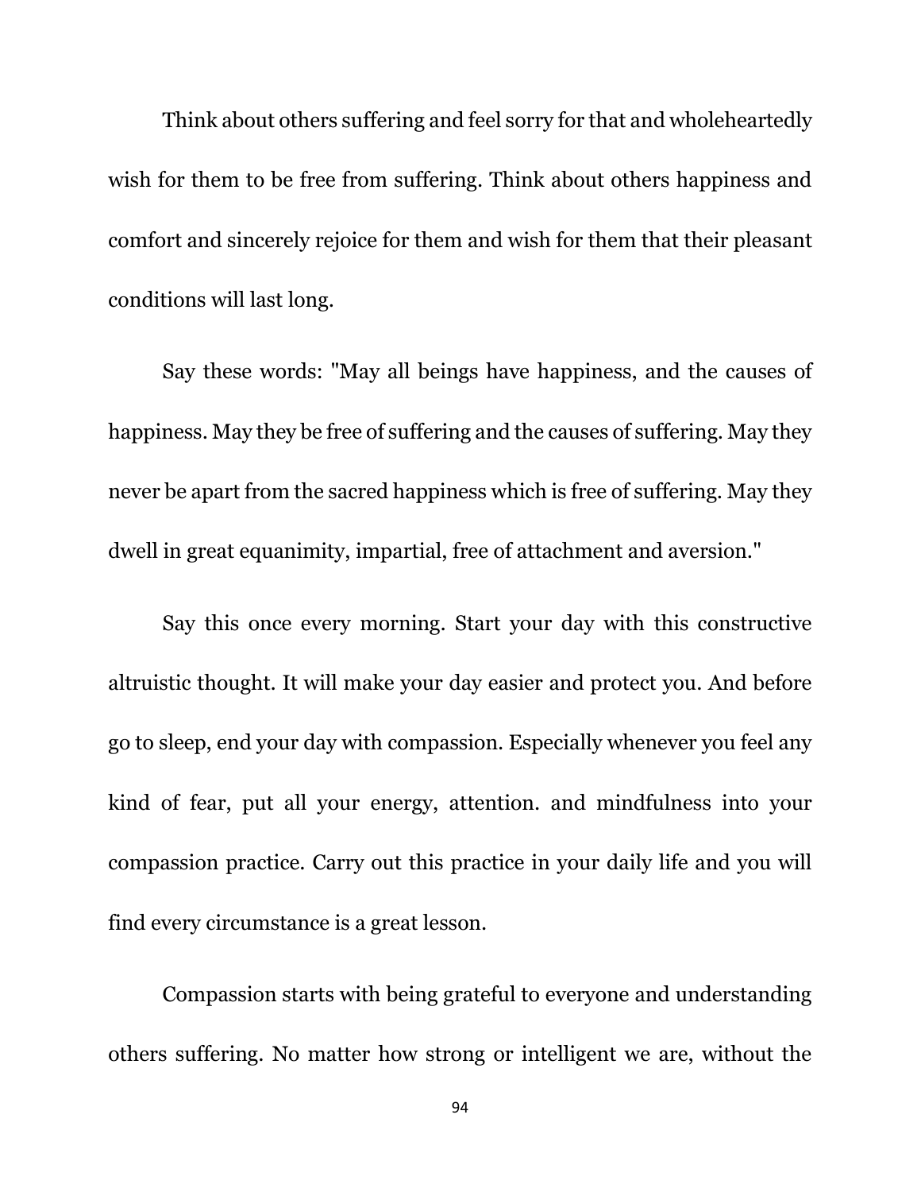Think about others suffering and feel sorry for that and wholeheartedly wish for them to be free from suffering. Think about others happiness and comfort and sincerely rejoice for them and wish for them that their pleasant conditions will last long.

Say these words: "May all beings have happiness, and the causes of happiness. May they be free of suffering and the causes of suffering. May they never be apart from the sacred happiness which is free of suffering. May they dwell in great equanimity, impartial, free of attachment and aversion."

Say this once every morning. Start your day with this constructive altruistic thought. It will make your day easier and protect you. And before go to sleep, end your day with compassion. Especially whenever you feel any kind of fear, put all your energy, attention. and mindfulness into your compassion practice. Carry out this practice in your daily life and you will find every circumstance is a great lesson.

Compassion starts with being grateful to everyone and understanding others suffering. No matter how strong or intelligent we are, without the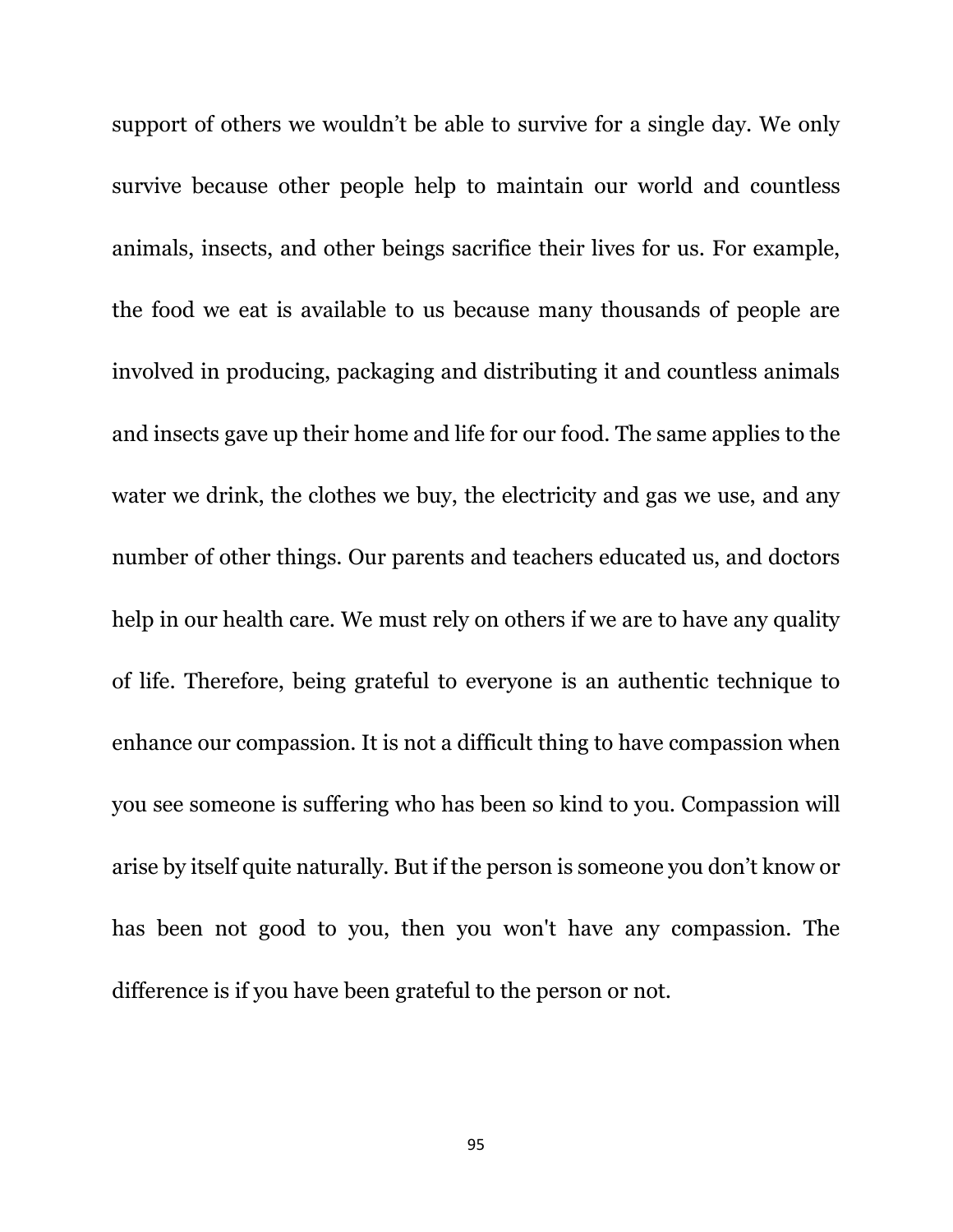support of others we wouldn’t be able to survive for a single day. We only survive because other people help to maintain our world and countless animals, insects, and other beings sacrifice their lives for us. For example, the food we eat is available to us because many thousands of people are involved in producing, packaging and distributing it and countless animals and insects gave up their home and life for our food. The same applies to the water we drink, the clothes we buy, the electricity and gas we use, and any number of other things. Our parents and teachers educated us, and doctors help in our health care. We must rely on others if we are to have any quality of life. Therefore, being grateful to everyone is an authentic technique to enhance our compassion. It is not a difficult thing to have compassion when you see someone is suffering who has been so kind to you. Compassion will arise by itself quite naturally. But if the person is someone you don’t know or has been not good to you, then you won't have any compassion. The difference is if you have been grateful to the person or not.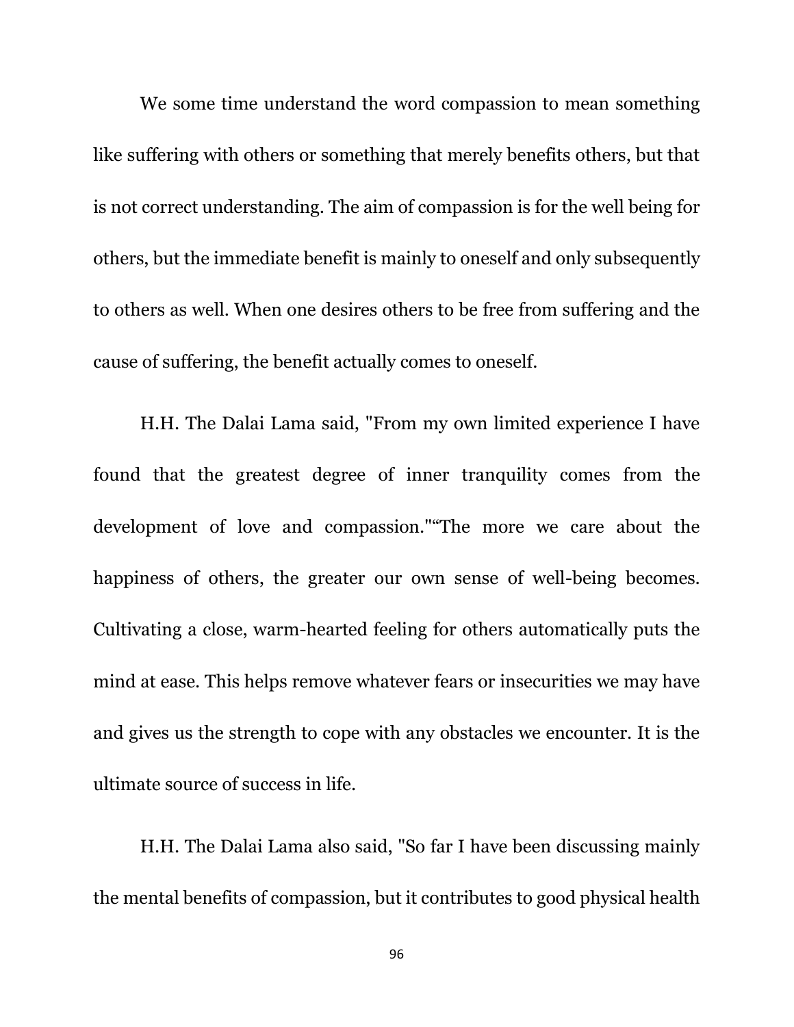We some time understand the word compassion to mean something like suffering with others or something that merely benefits others, but that is not correct understanding. The aim of compassion is for the well being for others, but the immediate benefit is mainly to oneself and only subsequently to others as well. When one desires others to be free from suffering and the cause of suffering, the benefit actually comes to oneself.

H.H. The Dalai Lama said, "From my own limited experience I have found that the greatest degree of inner tranquility comes from the development of love and compassion."“The more we care about the happiness of others, the greater our own sense of well-being becomes. Cultivating a close, warm-hearted feeling for others automatically puts the mind at ease. This helps remove whatever fears or insecurities we may have and gives us the strength to cope with any obstacles we encounter. It is the ultimate source of success in life.

H.H. The Dalai Lama also said, "So far I have been discussing mainly the mental benefits of compassion, but it contributes to good physical health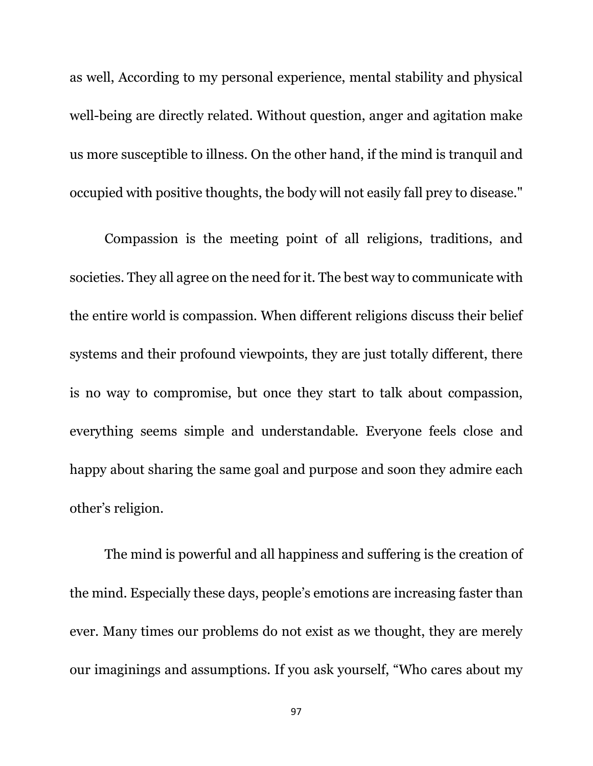as well, According to my personal experience, mental stability and physical well-being are directly related. Without question, anger and agitation make us more susceptible to illness. On the other hand, if the mind is tranquil and occupied with positive thoughts, the body will not easily fall prey to disease."

Compassion is the meeting point of all religions, traditions, and societies. They all agree on the need for it. The best way to communicate with the entire world is compassion. When different religions discuss their belief systems and their profound viewpoints, they are just totally different, there is no way to compromise, but once they start to talk about compassion, everything seems simple and understandable. Everyone feels close and happy about sharing the same goal and purpose and soon they admire each other's religion.

The mind is powerful and all happiness and suffering is the creation of the mind. Especially these days, people's emotions are increasing faster than ever. Many times our problems do not exist as we thought, they are merely our imaginings and assumptions. If you ask yourself, "Who cares about my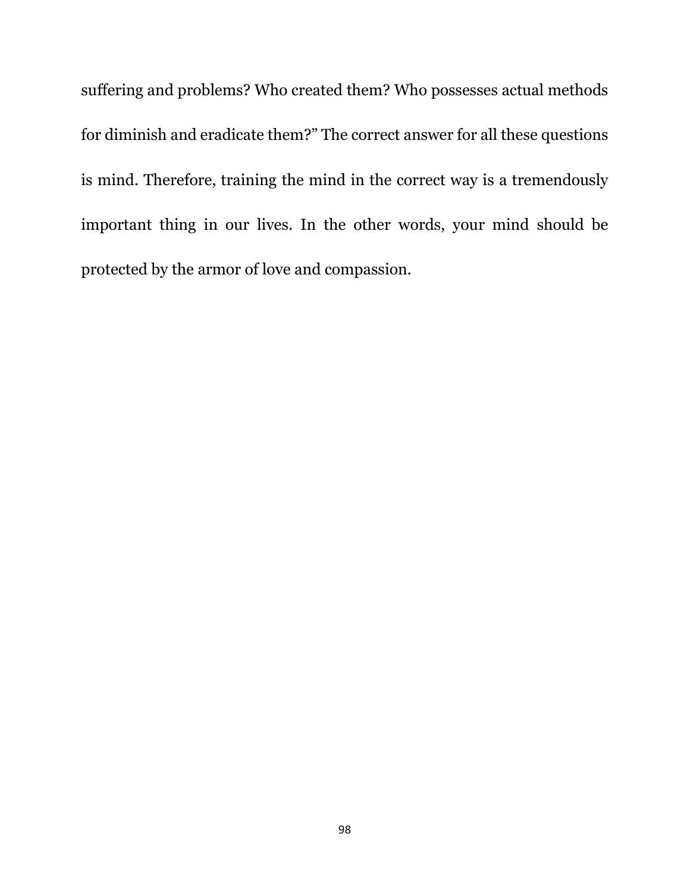suffering and problems? Who created them? Who possesses actual methods for diminish and eradicate them?" The correct answer for all these questions is mind. Therefore, training the mind in the correct way is a tremendously important thing in our lives. In the other words, your mind should be protected by the armor of love and compassion.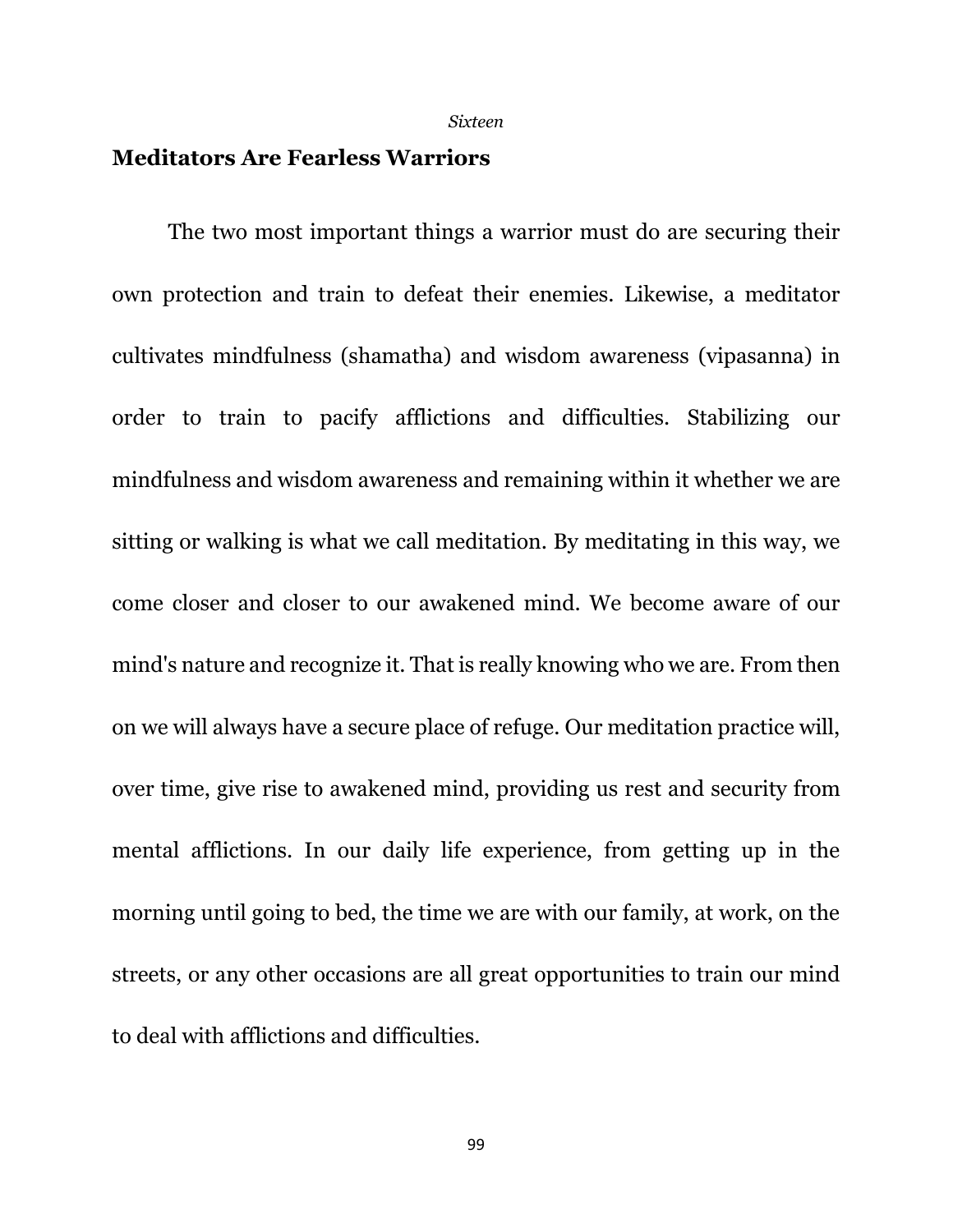*Sixteen*

## Meditators Are Fearless Warriors

The two most important things a warrior must do are securing their own protection and train to defeat their enemies. Likewise, a meditator cultivates mindfulness (shamatha) and wisdom awareness (vipasanna) in order to train to pacify afflictions and difficulties. Stabilizing our mindfulness and wisdom awareness and remaining within it whether we are sitting or walking is what we call meditation. By meditating in this way, we come closer and closer to our awakened mind. We become aware of our mind's nature and recognize it. That is really knowing who we are. From then on we will always have a secure place of refuge. Our meditation practice will, over time, give rise to awakened mind, providing us rest and security from mental afflictions. In our daily life experience, from getting up in the morning until going to bed, the time we are with our family, at work, on the streets, or any other occasions are all great opportunities to train our mind to deal with afflictions and difficulties.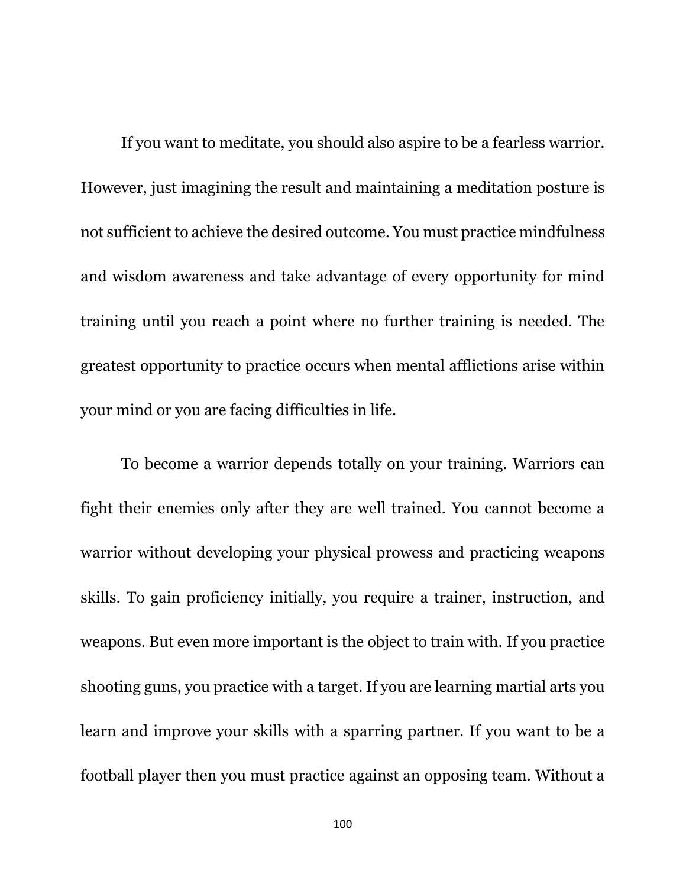If you want to meditate, you should also aspire to be a fearless warrior. However, just imagining the result and maintaining a meditation posture is not sufficient to achieve the desired outcome. You must practice mindfulness and wisdom awareness and take advantage of every opportunity for mind training until you reach a point where no further training is needed. The greatest opportunity to practice occurs when mental afflictions arise within your mind or you are facing difficulties in life.

To become a warrior depends totally on your training. Warriors can fight their enemies only after they are well trained. You cannot become a warrior without developing your physical prowess and practicing weapons skills. To gain proficiency initially, you require a trainer, instruction, and weapons. But even more important is the object to train with. If you practice shooting guns, you practice with a target. If you are learning martial arts you learn and improve your skills with a sparring partner. If you want to be a football player then you must practice against an opposing team. Without a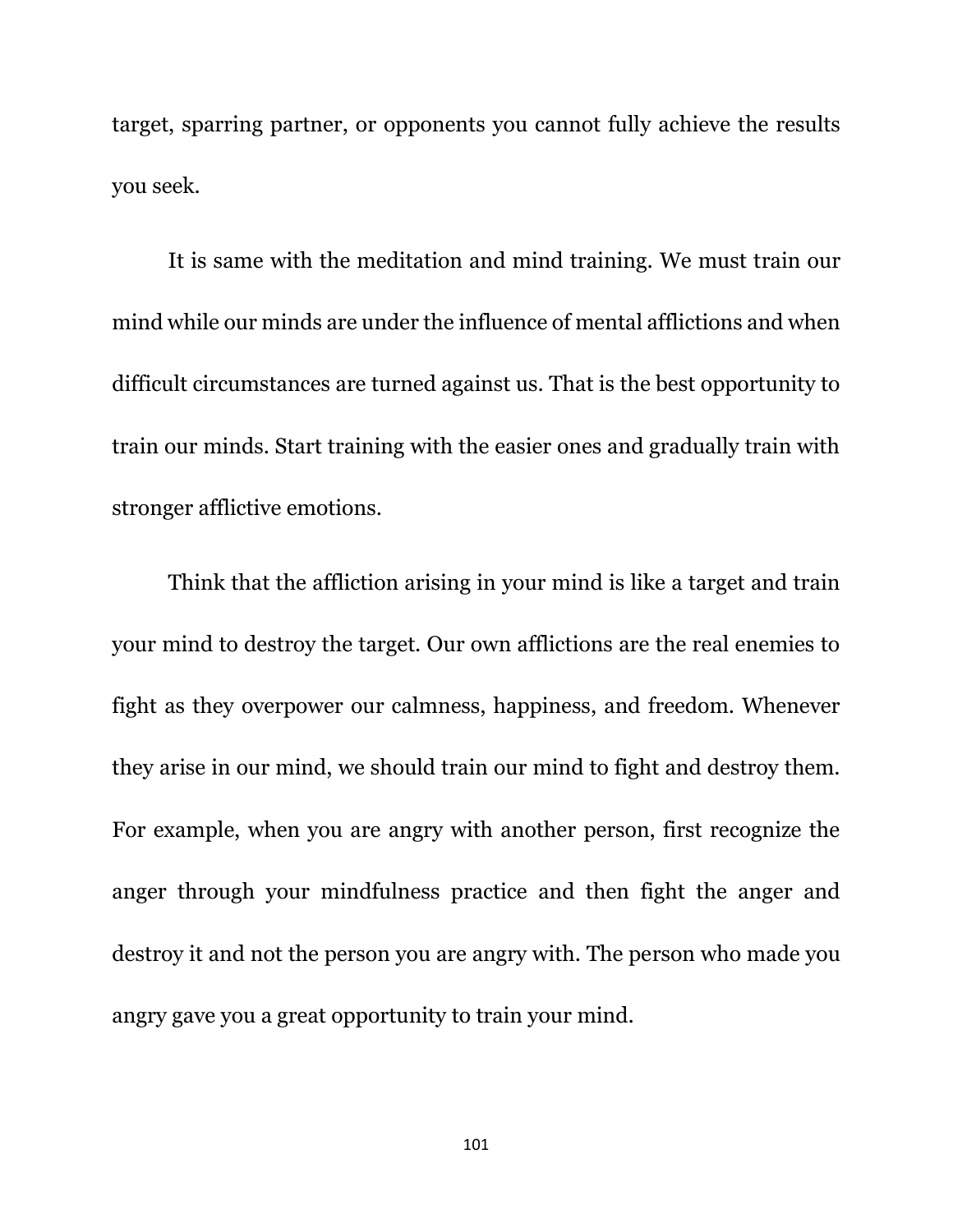target, sparring partner, or opponents you cannot fully achieve the results you seek.

It is same with the meditation and mind training. We must train our mind while our minds are under the influence of mental afflictions and when difficult circumstances are turned against us. That is the best opportunity to train our minds. Start training with the easier ones and gradually train with stronger afflictive emotions.

Think that the affliction arising in your mind is like a target and train your mind to destroy the target. Our own afflictions are the real enemies to fight as they overpower our calmness, happiness, and freedom. Whenever they arise in our mind, we should train our mind to fight and destroy them. For example, when you are angry with another person, first recognize the anger through your mindfulness practice and then fight the anger and destroy it and not the person you are angry with. The person who made you angry gave you a great opportunity to train your mind.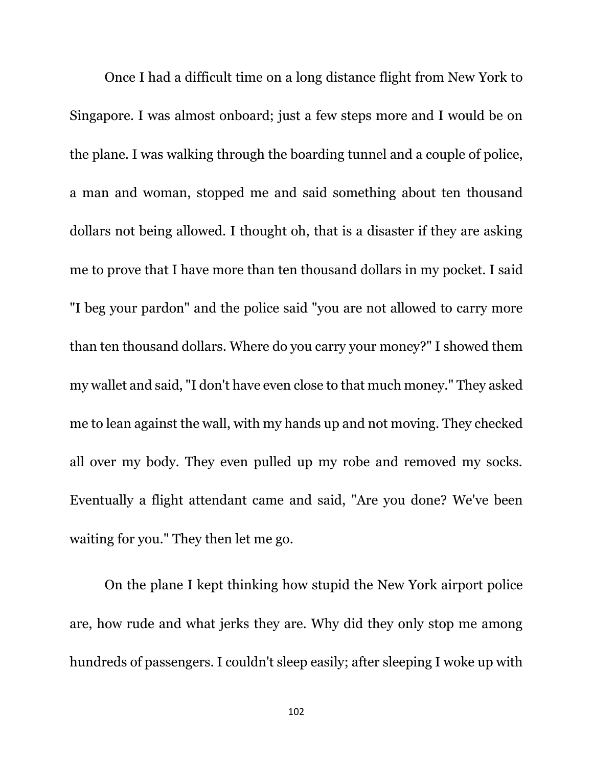Once I had a difficult time on a long distance flight from New York to Singapore. I was almost onboard; just a few steps more and I would be on the plane. I was walking through the boarding tunnel and a couple of police, a man and woman, stopped me and said something about ten thousand dollars not being allowed. I thought oh, that is a disaster if they are asking me to prove that I have more than ten thousand dollars in my pocket. I said "I beg your pardon" and the police said "you are not allowed to carry more than ten thousand dollars. Where do you carry your money?" I showed them my wallet and said, "I don't have even close to that much money." They asked me to lean against the wall, with my hands up and not moving. They checked all over my body. They even pulled up my robe and removed my socks. Eventually a flight attendant came and said, "Are you done? We've been waiting for you." They then let me go.

On the plane I kept thinking how stupid the New York airport police are, how rude and what jerks they are. Why did they only stop me among hundreds of passengers. I couldn't sleep easily; after sleeping I woke up with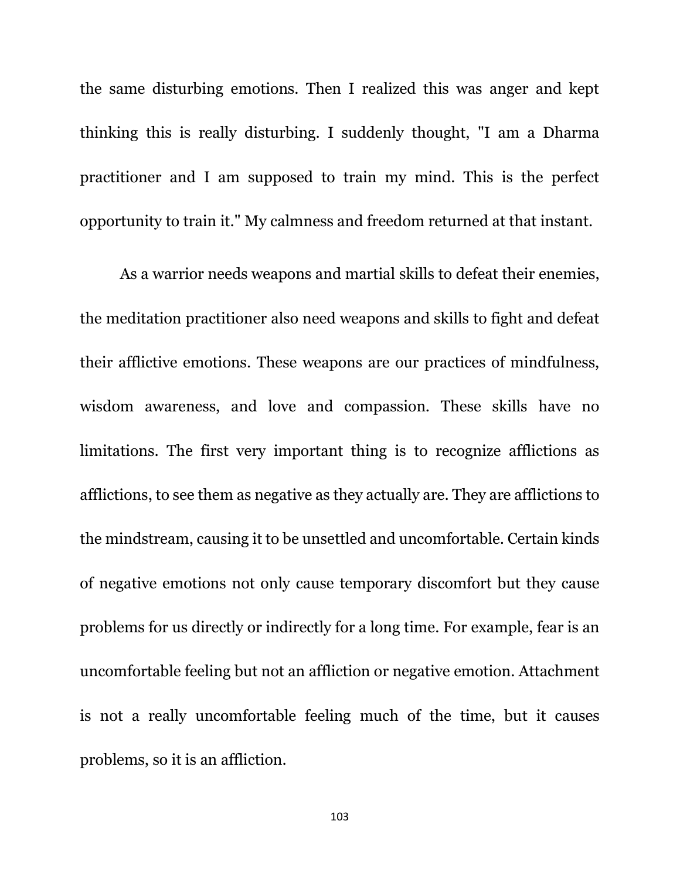the same disturbing emotions. Then I realized this was anger and kept thinking this is really disturbing. I suddenly thought, "I am a Dharma practitioner and I am supposed to train my mind. This is the perfect opportunity to train it." My calmness and freedom returned at that instant.

As a warrior needs weapons and martial skills to defeat their enemies, the meditation practitioner also need weapons and skills to fight and defeat their afflictive emotions. These weapons are our practices of mindfulness, wisdom awareness, and love and compassion. These skills have no limitations. The first very important thing is to recognize afflictions as afflictions, to see them as negative as they actually are. They are afflictions to the mindstream, causing it to be unsettled and uncomfortable. Certain kinds of negative emotions not only cause temporary discomfort but they cause problems for us directly or indirectly for a long time. For example, fear is an uncomfortable feeling but not an affliction or negative emotion. Attachment is not a really uncomfortable feeling much of the time, but it causes problems, so it is an affliction.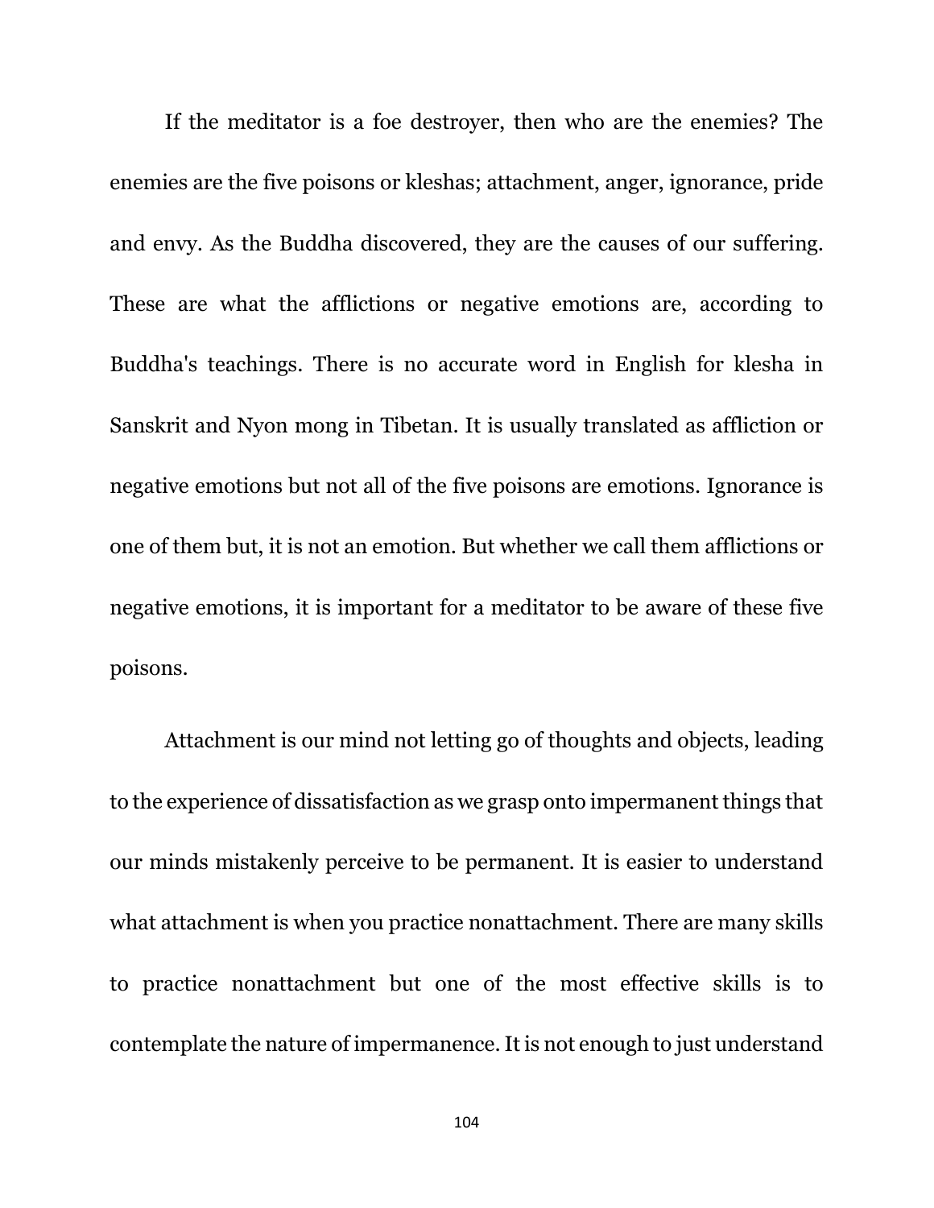If the meditator is a foe destroyer, then who are the enemies? The enemies are the five poisons or kleshas; attachment, anger, ignorance, pride and envy. As the Buddha discovered, they are the causes of our suffering. These are what the afflictions or negative emotions are, according to Buddha's teachings. There is no accurate word in English for klesha in Sanskrit and Nyon mong in Tibetan. It is usually translated as affliction or negative emotions but not all of the five poisons are emotions. Ignorance is one of them but, it is not an emotion. But whether we call them afflictions or negative emotions, it is important for a meditator to be aware of these five poisons.

Attachment is our mind not letting go of thoughts and objects, leading to the experience of dissatisfaction as we grasp onto impermanent things that our minds mistakenly perceive to be permanent. It is easier to understand what attachment is when you practice nonattachment. There are many skills to practice nonattachment but one of the most effective skills is to contemplate the nature of impermanence. It is not enough to just understand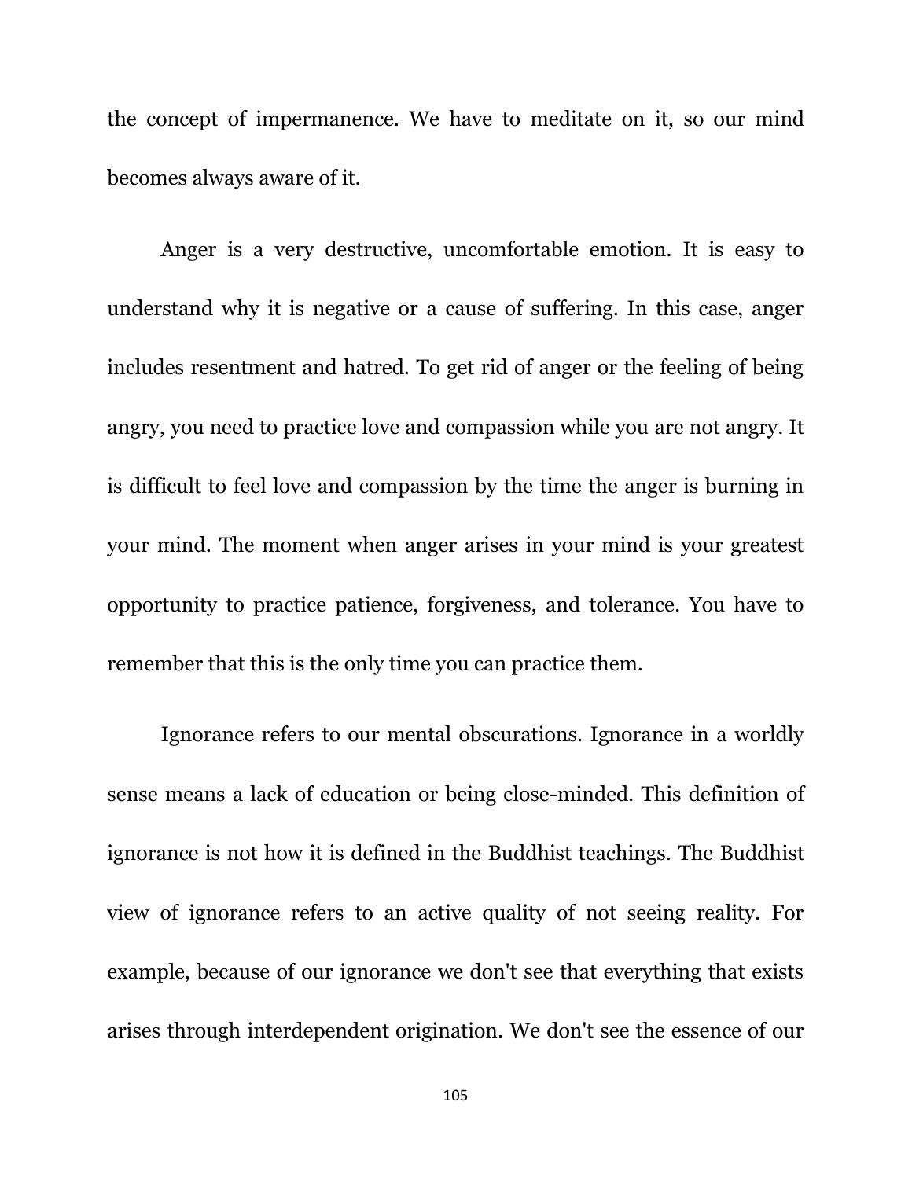the concept of impermanence. We have to meditate on it, so our mind becomes always aware of it.

Anger is a very destructive, uncomfortable emotion. It is easy to understand why it is negative or a cause of suffering. In this case, anger includes resentment and hatred. To get rid of anger or the feeling of being angry, you need to practice love and compassion while you are not angry. It is difficult to feel love and compassion by the time the anger is burning in your mind. The moment when anger arises in your mind is your greatest opportunity to practice patience, forgiveness, and tolerance. You have to remember that this is the only time you can practice them.

Ignorance refers to our mental obscurations. Ignorance in a worldly sense means a lack of education or being close-minded. This definition of ignorance is not how it is defined in the Buddhist teachings. The Buddhist view of ignorance refers to an active quality of not seeing reality. For example, because of our ignorance we don't see that everything that exists arises through interdependent origination. We don't see the essence of our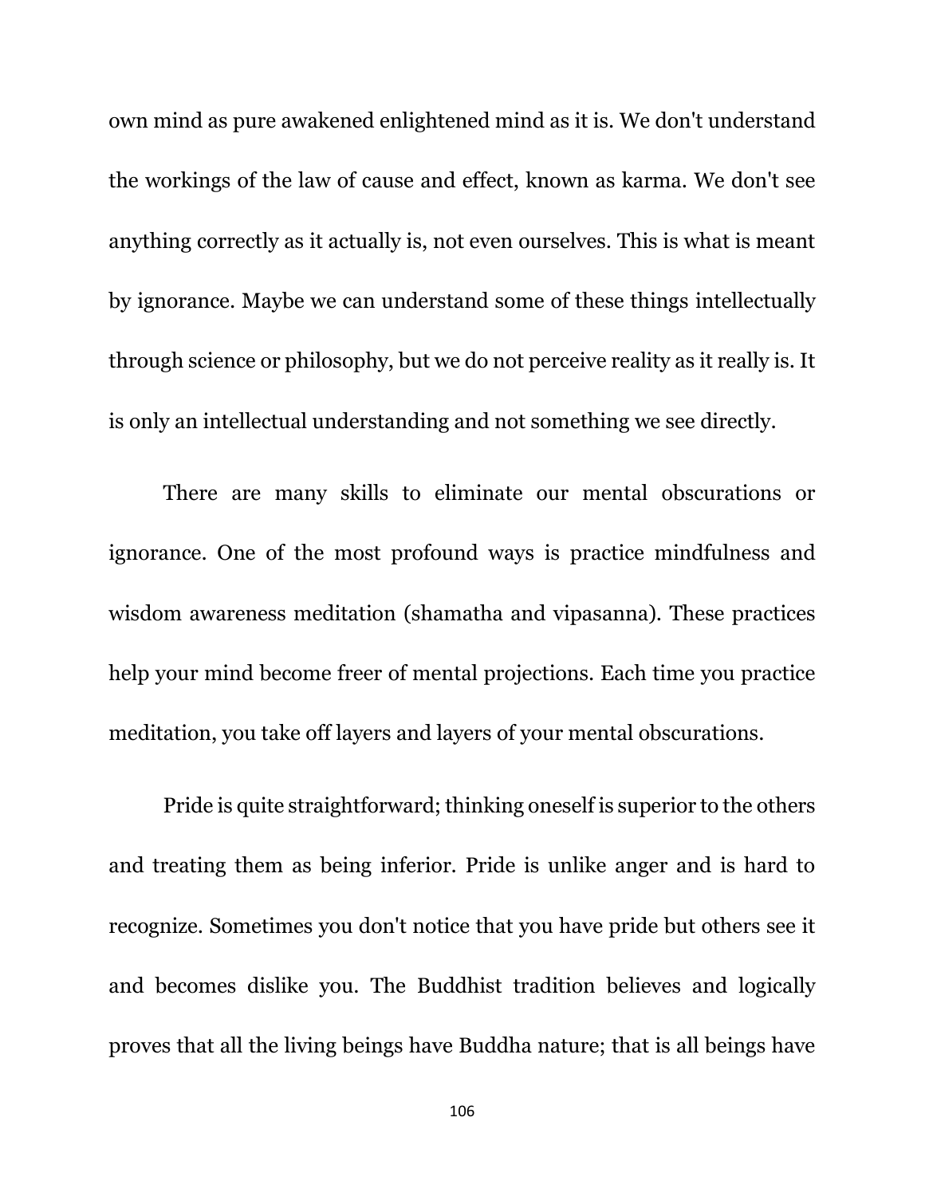own mind as pure awakened enlightened mind as it is. We don't understand the workings of the law of cause and effect, known as karma. We don't see anything correctly as it actually is, not even ourselves. This is what is meant by ignorance. Maybe we can understand some of these things intellectually through science or philosophy, but we do not perceive reality as it really is. It is only an intellectual understanding and not something we see directly.

There are many skills to eliminate our mental obscurations or ignorance. One of the most profound ways is practice mindfulness and wisdom awareness meditation (shamatha and vipasanna). These practices help your mind become freer of mental projections. Each time you practice meditation, you take off layers and layers of your mental obscurations.

Pride is quite straightforward; thinking oneself is superior to the others and treating them as being inferior. Pride is unlike anger and is hard to recognize. Sometimes you don't notice that you have pride but others see it and becomes dislike you. The Buddhist tradition believes and logically proves that all the living beings have Buddha nature; that is all beings have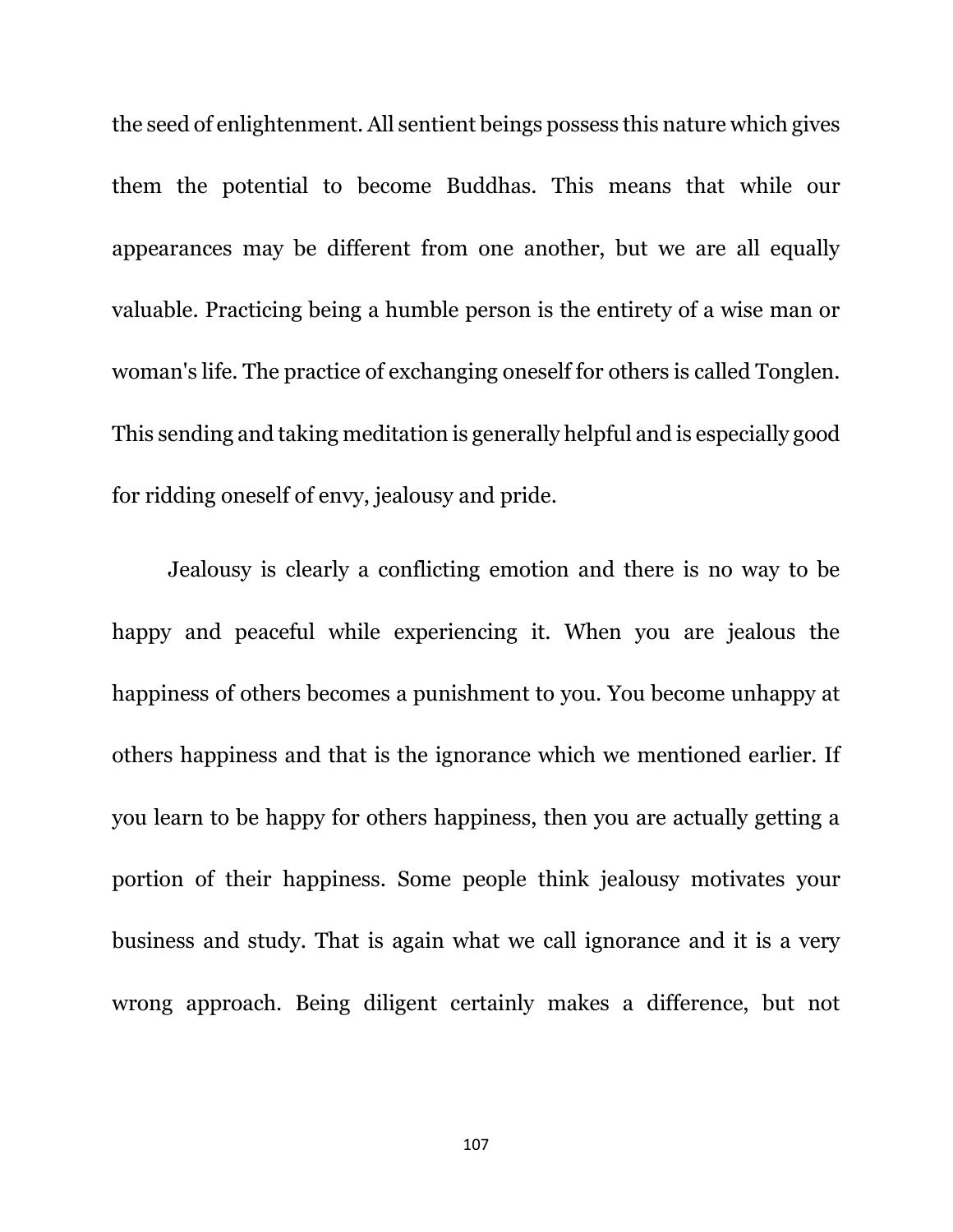the seed of enlightenment. All sentient beings possess this nature which gives them the potential to become Buddhas. This means that while our appearances may be different from one another, but we are all equally valuable. Practicing being a humble person is the entirety of a wise man or woman's life. The practice of exchanging oneself for others is called Tonglen. This sending and taking meditation is generally helpful and is especially good for ridding oneself of envy, jealousy and pride.

Jealousy is clearly a conflicting emotion and there is no way to be happy and peaceful while experiencing it. When you are jealous the happiness of others becomes a punishment to you. You become unhappy at others happiness and that is the ignorance which we mentioned earlier. If you learn to be happy for others happiness, then you are actually getting a portion of their happiness. Some people think jealousy motivates your business and study. That is again what we call ignorance and it is a very wrong approach. Being diligent certainly makes a difference, but not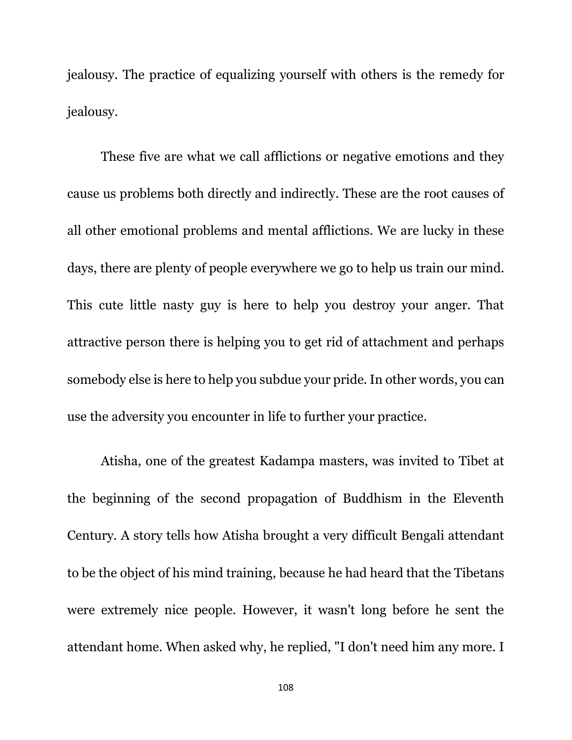jealousy. The practice of equalizing yourself with others is the remedy for jealousy.

These five are what we call afflictions or negative emotions and they cause us problems both directly and indirectly. These are the root causes of all other emotional problems and mental afflictions. We are lucky in these days, there are plenty of people everywhere we go to help us train our mind. This cute little nasty guy is here to help you destroy your anger. That attractive person there is helping you to get rid of attachment and perhaps somebody else is here to help you subdue your pride. In other words, you can use the adversity you encounter in life to further your practice.

Atisha, one of the greatest Kadampa masters, was invited to Tibet at the beginning of the second propagation of Buddhism in the Eleventh Century. A story tells how Atisha brought a very difficult Bengali attendant to be the object of his mind training, because he had heard that the Tibetans were extremely nice people. However, it wasn't long before he sent the attendant home. When asked why, he replied, "I don't need him any more. I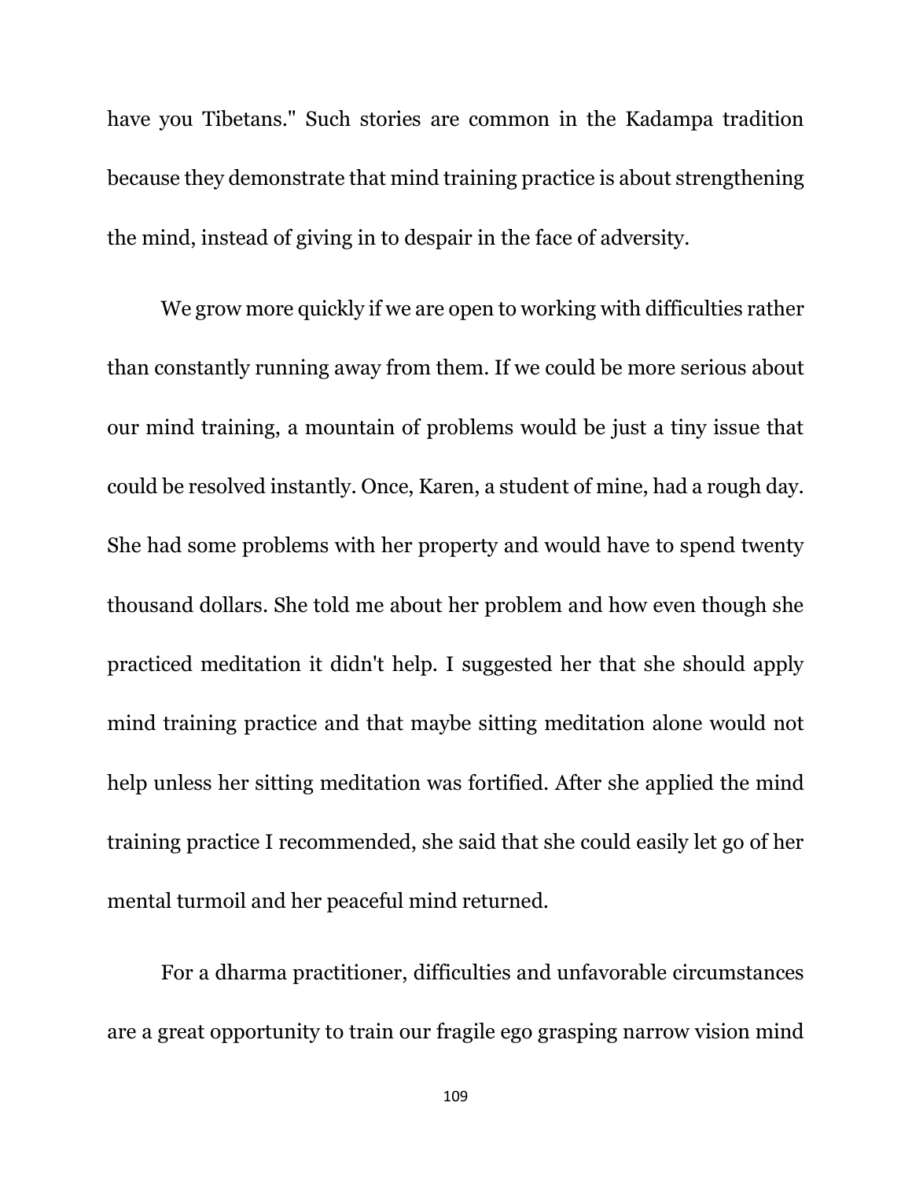have you Tibetans." Such stories are common in the Kadampa tradition because they demonstrate that mind training practice is about strengthening the mind, instead of giving in to despair in the face of adversity.

We grow more quickly if we are open to working with difficulties rather than constantly running away from them. If we could be more serious about our mind training, a mountain of problems would be just a tiny issue that could be resolved instantly. Once, Karen, a student of mine, had a rough day. She had some problems with her property and would have to spend twenty thousand dollars. She told me about her problem and how even though she practiced meditation it didn't help. I suggested her that she should apply mind training practice and that maybe sitting meditation alone would not help unless her sitting meditation was fortified. After she applied the mind training practice I recommended, she said that she could easily let go of her mental turmoil and her peaceful mind returned.

For a dharma practitioner, difficulties and unfavorable circumstances are a great opportunity to train our fragile ego grasping narrow vision mind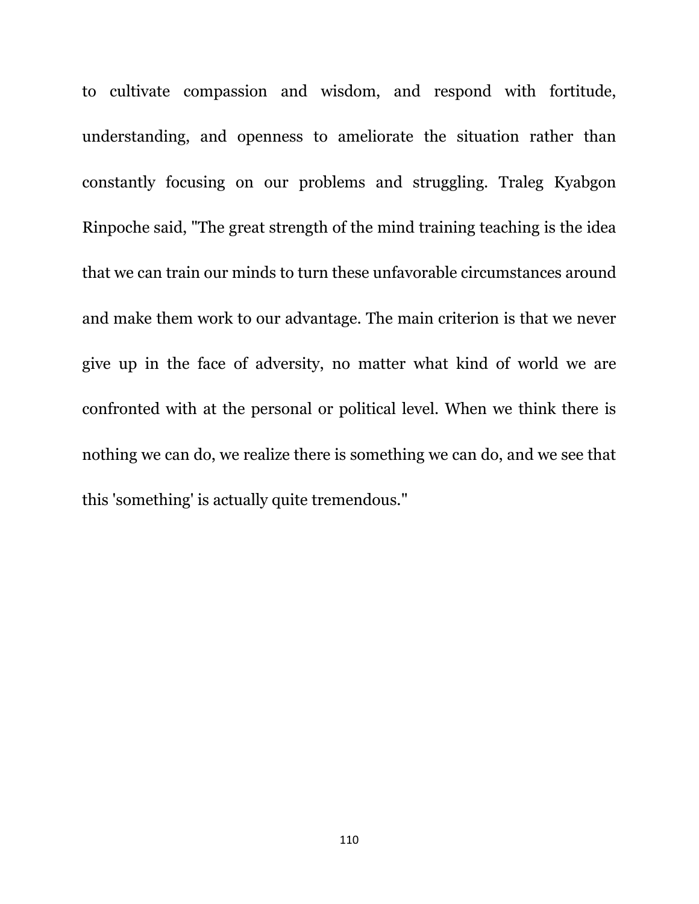to cultivate compassion and wisdom, and respond with fortitude, understanding, and openness to ameliorate the situation rather than constantly focusing on our problems and struggling. Traleg Kyabgon Rinpoche said, "The great strength of the mind training teaching is the idea that we can train our minds to turn these unfavorable circumstances around and make them work to our advantage. The main criterion is that we never give up in the face of adversity, no matter what kind of world we are confronted with at the personal or political level. When we think there is nothing we can do, we realize there is something we can do, and we see that this 'something' is actually quite tremendous."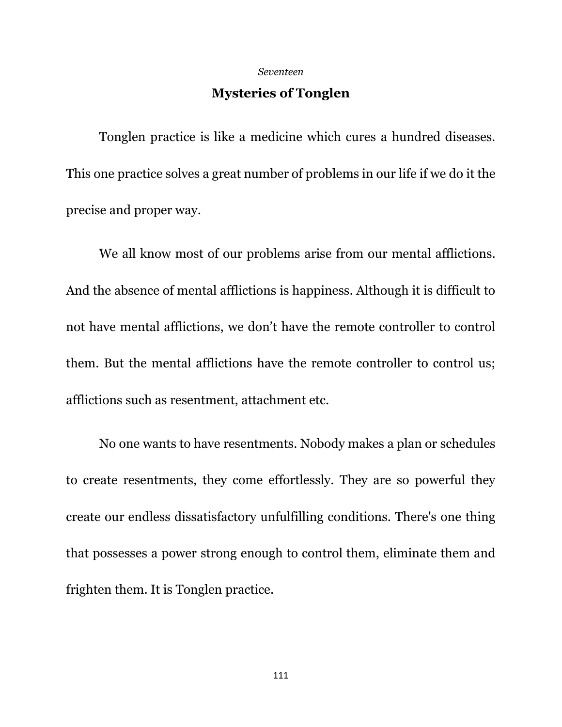*Seventeen*

# Mysteries of Tonglen

Tonglen practice is like a medicine which cures a hundred diseases. This one practice solves a great number of problems in our life if we do it the precise and proper way.

We all know most of our problems arise from our mental afflictions. And the absence of mental afflictions is happiness. Although it is difficult to not have mental afflictions, we don't have the remote controller to control them. But the mental afflictions have the remote controller to control us; afflictions such as resentment, attachment etc.

No one wants to have resentments. Nobody makes a plan or schedules to create resentments, they come effortlessly. They are so powerful they create our endless dissatisfactory unfulfilling conditions. There's one thing that possesses a power strong enough to control them, eliminate them and frighten them. It is Tonglen practice.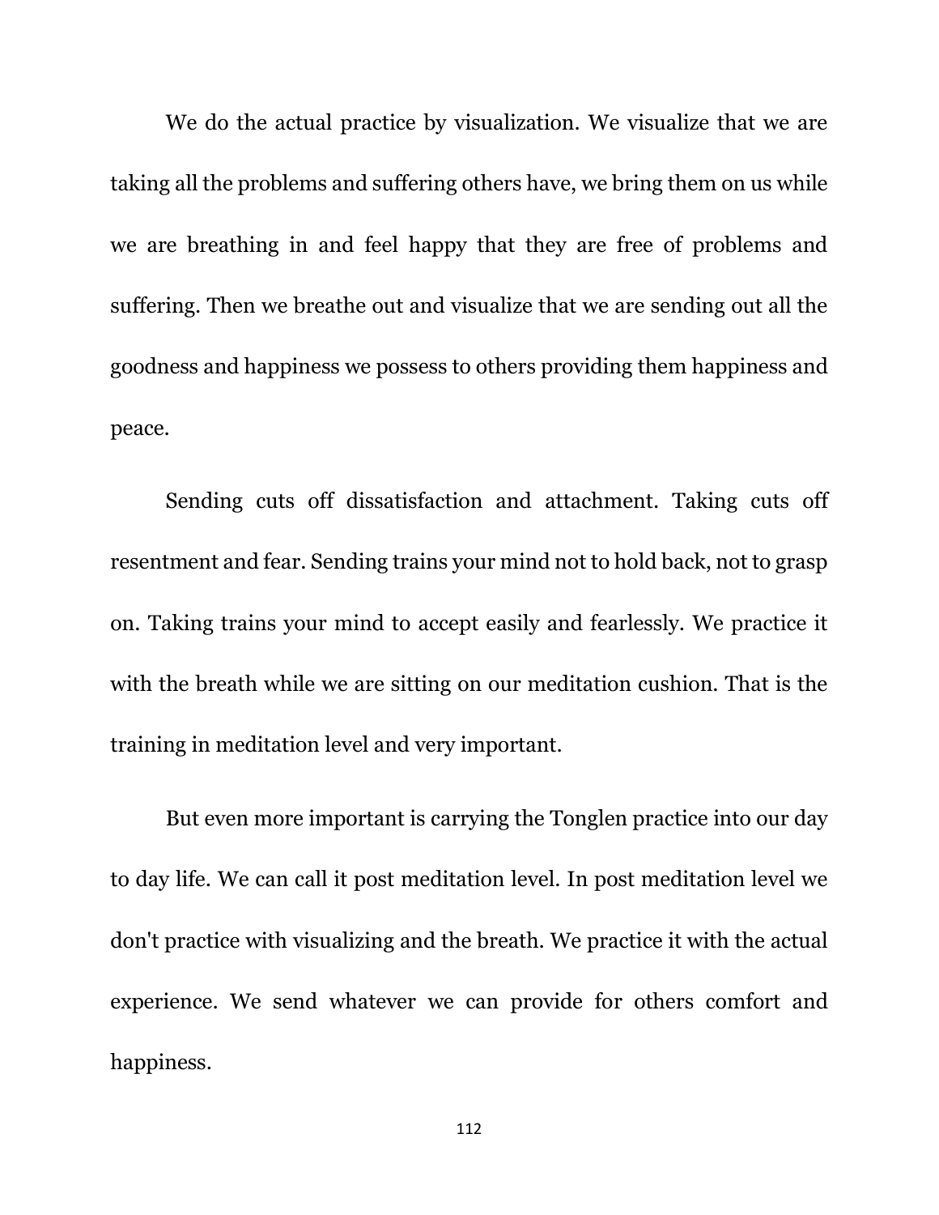We do the actual practice by visualization. We visualize that we are taking all the problems and suffering others have, we bring them on us while we are breathing in and feel happy that they are free of problems and suffering. Then we breathe out and visualize that we are sending out all the goodness and happiness we possess to others providing them happiness and peace.

Sending cuts off dissatisfaction and attachment. Taking cuts off resentment and fear. Sending trains your mind not to hold back, not to grasp on. Taking trains your mind to accept easily and fearlessly. We practice it with the breath while we are sitting on our meditation cushion. That is the training in meditation level and very important.

But even more important is carrying the Tonglen practice into our day to day life. We can call it post meditation level. In post meditation level we don't practice with visualizing and the breath. We practice it with the actual experience. We send whatever we can provide for others comfort and happiness.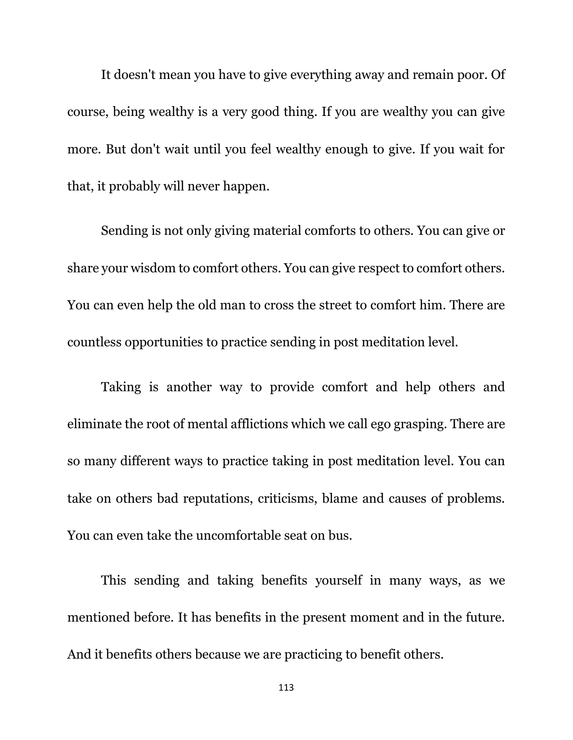It doesn't mean you have to give everything away and remain poor. Of course, being wealthy is a very good thing. If you are wealthy you can give more. But don't wait until you feel wealthy enough to give. If you wait for that, it probably will never happen.

Sending is not only giving material comforts to others. You can give or share your wisdom to comfort others. You can give respect to comfort others. You can even help the old man to cross the street to comfort him. There are countless opportunities to practice sending in post meditation level.

Taking is another way to provide comfort and help others and eliminate the root of mental afflictions which we call ego grasping. There are so many different ways to practice taking in post meditation level. You can take on others bad reputations, criticisms, blame and causes of problems. You can even take the uncomfortable seat on bus.

This sending and taking benefits yourself in many ways, as we mentioned before. It has benefits in the present moment and in the future. And it benefits others because we are practicing to benefit others.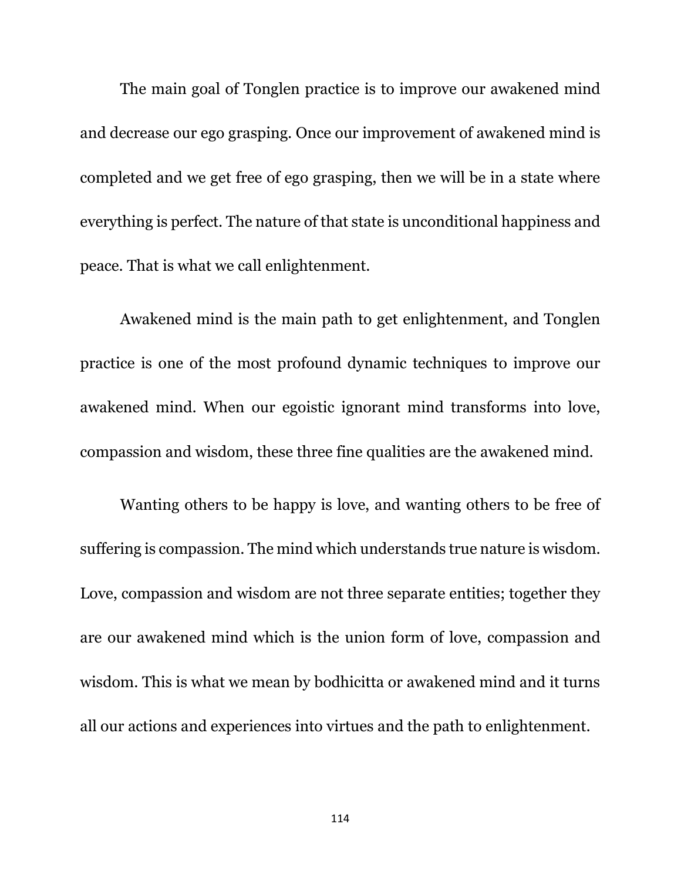The main goal of Tonglen practice is to improve our awakened mind and decrease our ego grasping. Once our improvement of awakened mind is completed and we get free of ego grasping, then we will be in a state where everything is perfect. The nature of that state is unconditional happiness and peace. That is what we call enlightenment.

Awakened mind is the main path to get enlightenment, and Tonglen practice is one of the most profound dynamic techniques to improve our awakened mind. When our egoistic ignorant mind transforms into love, compassion and wisdom, these three fine qualities are the awakened mind.

Wanting others to be happy is love, and wanting others to be free of suffering is compassion. The mind which understands true nature is wisdom. Love, compassion and wisdom are not three separate entities; together they are our awakened mind which is the union form of love, compassion and wisdom. This is what we mean by bodhicitta or awakened mind and it turns all our actions and experiences into virtues and the path to enlightenment.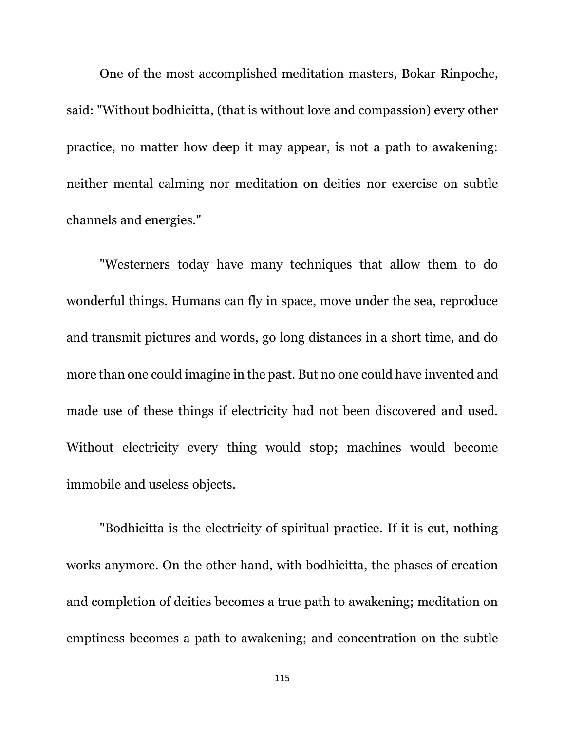One of the most accomplished meditation masters, Bokar Rinpoche, said: "Without bodhicitta, (that is without love and compassion) every other practice, no matter how deep it may appear, is not a path to awakening: neither mental calming nor meditation on deities nor exercise on subtle channels and energies."

"Westerners today have many techniques that allow them to do wonderful things. Humans can fly in space, move under the sea, reproduce and transmit pictures and words, go long distances in a short time, and do more than one could imagine in the past. But no one could have invented and made use of these things if electricity had not been discovered and used. Without electricity every thing would stop; machines would become immobile and useless objects.

"Bodhicitta is the electricity of spiritual practice. If it is cut, nothing works anymore. On the other hand, with bodhicitta, the phases of creation and completion of deities becomes a true path to awakening; meditation on emptiness becomes a path to awakening; and concentration on the subtle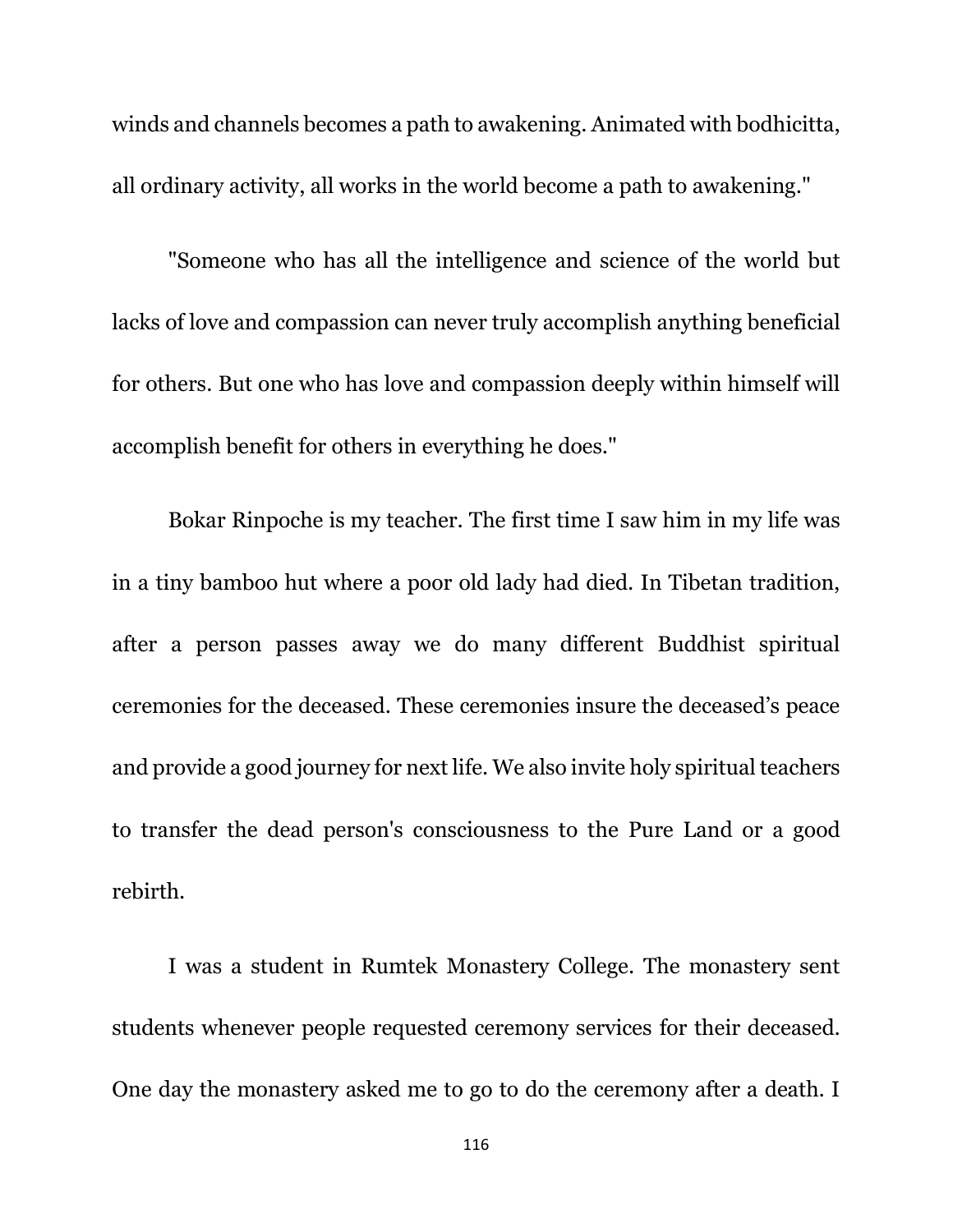winds and channels becomes a path to awakening. Animated with bodhicitta, all ordinary activity, all works in the world become a path to awakening."

"Someone who has all the intelligence and science of the world but lacks of love and compassion can never truly accomplish anything beneficial for others. But one who has love and compassion deeply within himself will accomplish benefit for others in everything he does."

Bokar Rinpoche is my teacher. The first time I saw him in my life was in a tiny bamboo hut where a poor old lady had died. In Tibetan tradition, after a person passes away we do many different Buddhist spiritual ceremonies for the deceased. These ceremonies insure the deceased's peace and provide a good journey for next life. We also invite holy spiritual teachers to transfer the dead person's consciousness to the Pure Land or a good rebirth.

I was a student in Rumtek Monastery College. The monastery sent students whenever people requested ceremony services for their deceased. One day the monastery asked me to go to do the ceremony after a death. I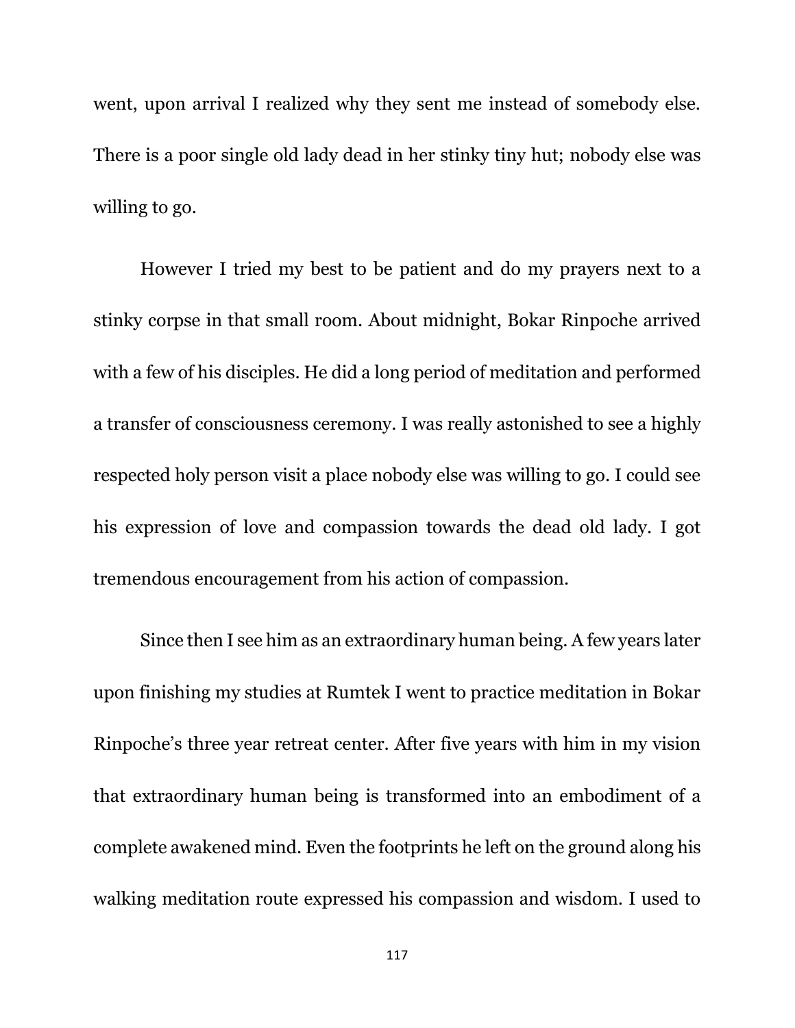went, upon arrival I realized why they sent me instead of somebody else. There is a poor single old lady dead in her stinky tiny hut; nobody else was willing to go.

However I tried my best to be patient and do my prayers next to a stinky corpse in that small room. About midnight, Bokar Rinpoche arrived with a few of his disciples. He did a long period of meditation and performed a transfer of consciousness ceremony. I was really astonished to see a highly respected holy person visit a place nobody else was willing to go. I could see his expression of love and compassion towards the dead old lady. I got tremendous encouragement from his action of compassion.

Since then I see him as an extraordinary human being. A few years later upon finishing my studies at Rumtek I went to practice meditation in Bokar Rinpoche's three year retreat center. After five years with him in my vision that extraordinary human being is transformed into an embodiment of a complete awakened mind. Even the footprints he left on the ground along his walking meditation route expressed his compassion and wisdom. I used to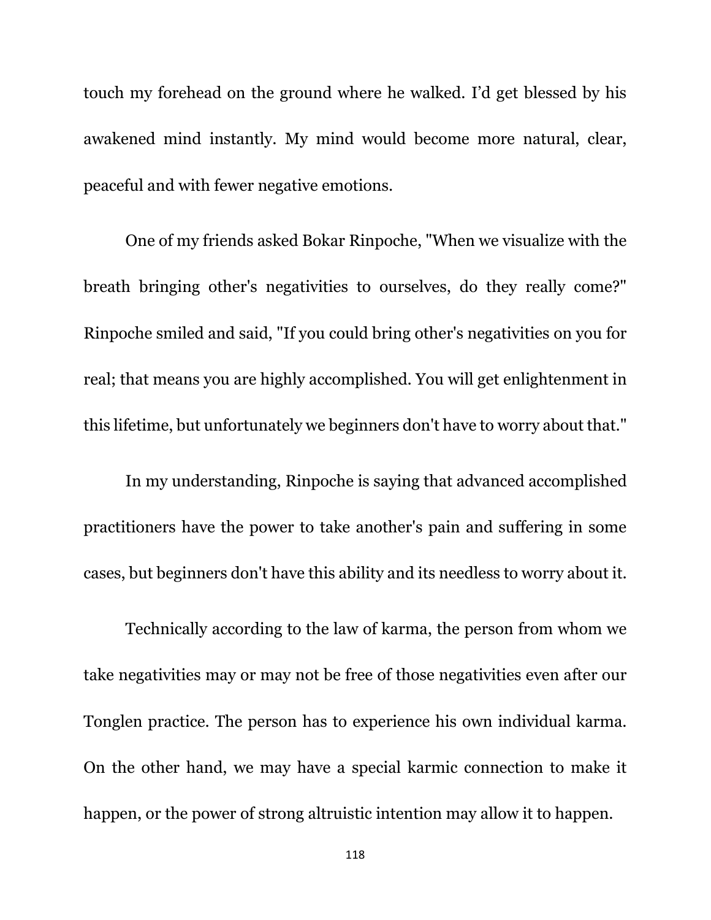touch my forehead on the ground where he walked. I’d get blessed by his awakened mind instantly. My mind would become more natural, clear, peaceful and with fewer negative emotions.

One of my friends asked Bokar Rinpoche, "When we visualize with the breath bringing other's negativities to ourselves, do they really come?" Rinpoche smiled and said, "If you could bring other's negativities on you for real; that means you are highly accomplished. You will get enlightenment in this lifetime, but unfortunately we beginners don't have to worry about that."

In my understanding, Rinpoche is saying that advanced accomplished practitioners have the power to take another's pain and suffering in some cases, but beginners don't have this ability and its needless to worry about it.

Technically according to the law of karma, the person from whom we take negativities may or may not be free of those negativities even after our Tonglen practice. The person has to experience his own individual karma. On the other hand, we may have a special karmic connection to make it happen, or the power of strong altruistic intention may allow it to happen.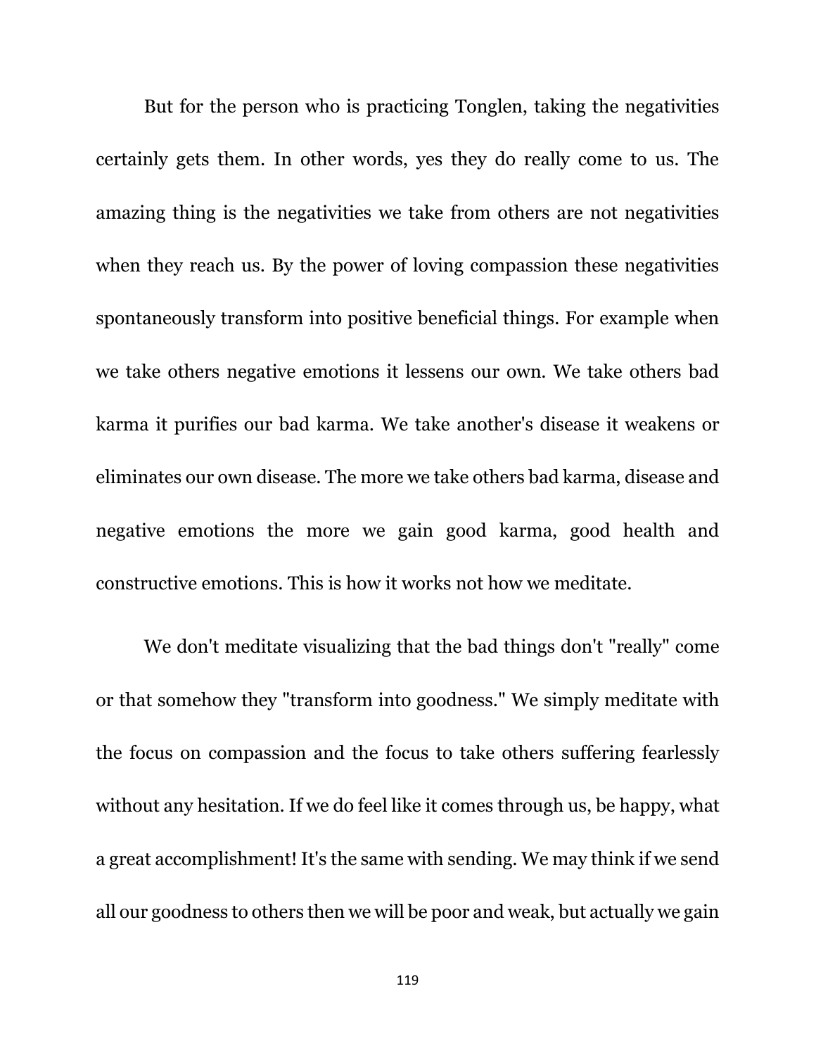But for the person who is practicing Tonglen, taking the negativities certainly gets them. In other words, yes they do really come to us. The amazing thing is the negativities we take from others are not negativities when they reach us. By the power of loving compassion these negativities spontaneously transform into positive beneficial things. For example when we take others negative emotions it lessens our own. We take others bad karma it purifies our bad karma. We take another's disease it weakens or eliminates our own disease. The more we take others bad karma, disease and negative emotions the more we gain good karma, good health and constructive emotions. This is how it works not how we meditate.

We don't meditate visualizing that the bad things don't "really" come or that somehow they "transform into goodness." We simply meditate with the focus on compassion and the focus to take others suffering fearlessly without any hesitation. If we do feel like it comes through us, be happy, what a great accomplishment! It's the same with sending. We may think if we send all our goodness to others then we will be poor and weak, but actually we gain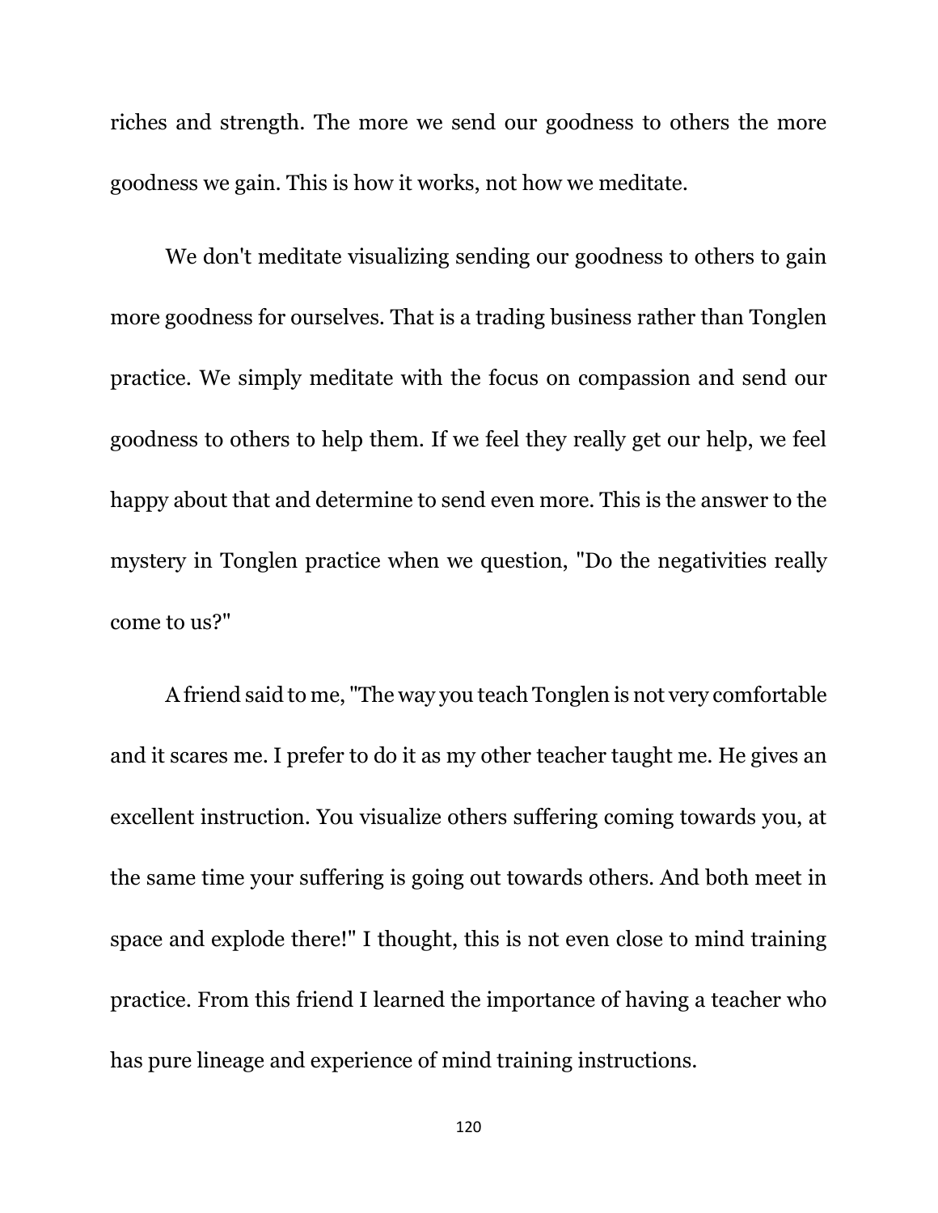riches and strength. The more we send our goodness to others the more goodness we gain. This is how it works, not how we meditate.

We don't meditate visualizing sending our goodness to others to gain more goodness for ourselves. That is a trading business rather than Tonglen practice. We simply meditate with the focus on compassion and send our goodness to others to help them. If we feel they really get our help, we feel happy about that and determine to send even more. This is the answer to the mystery in Tonglen practice when we question, "Do the negativities really come to us?"

A friend said to me, "The way you teach Tonglen is not very comfortable and it scares me. I prefer to do it as my other teacher taught me. He gives an excellent instruction. You visualize others suffering coming towards you, at the same time your suffering is going out towards others. And both meet in space and explode there!" I thought, this is not even close to mind training practice. From this friend I learned the importance of having a teacher who has pure lineage and experience of mind training instructions.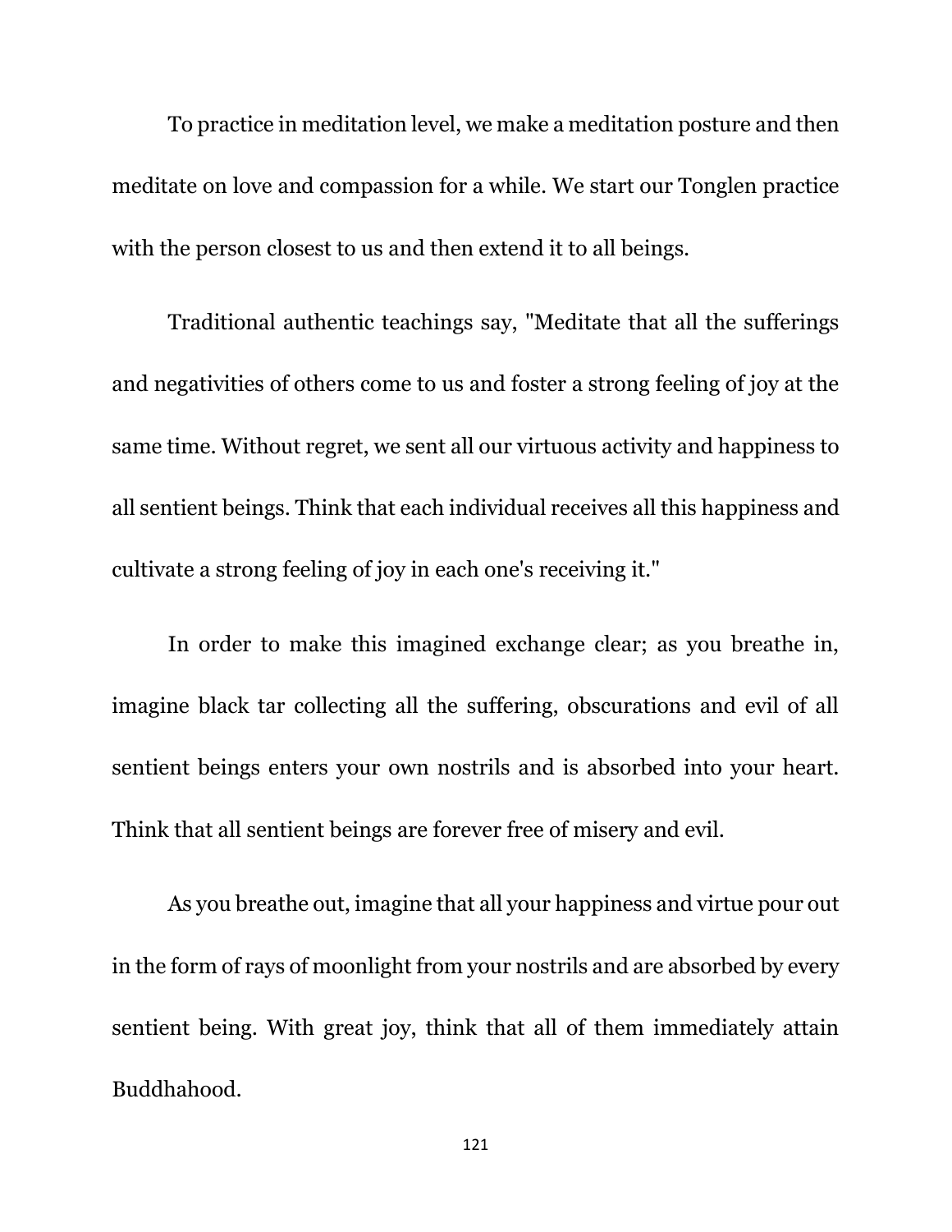To practice in meditation level, we make a meditation posture and then meditate on love and compassion for a while. We start our Tonglen practice with the person closest to us and then extend it to all beings.

Traditional authentic teachings say, "Meditate that all the sufferings and negativities of others come to us and foster a strong feeling of joy at the same time. Without regret, we sent all our virtuous activity and happiness to all sentient beings. Think that each individual receives all this happiness and cultivate a strong feeling of joy in each one's receiving it."

In order to make this imagined exchange clear; as you breathe in, imagine black tar collecting all the suffering, obscurations and evil of all sentient beings enters your own nostrils and is absorbed into your heart. Think that all sentient beings are forever free of misery and evil.

As you breathe out, imagine that all your happiness and virtue pour out in the form of rays of moonlight from your nostrils and are absorbed by every sentient being. With great joy, think that all of them immediately attain Buddhahood.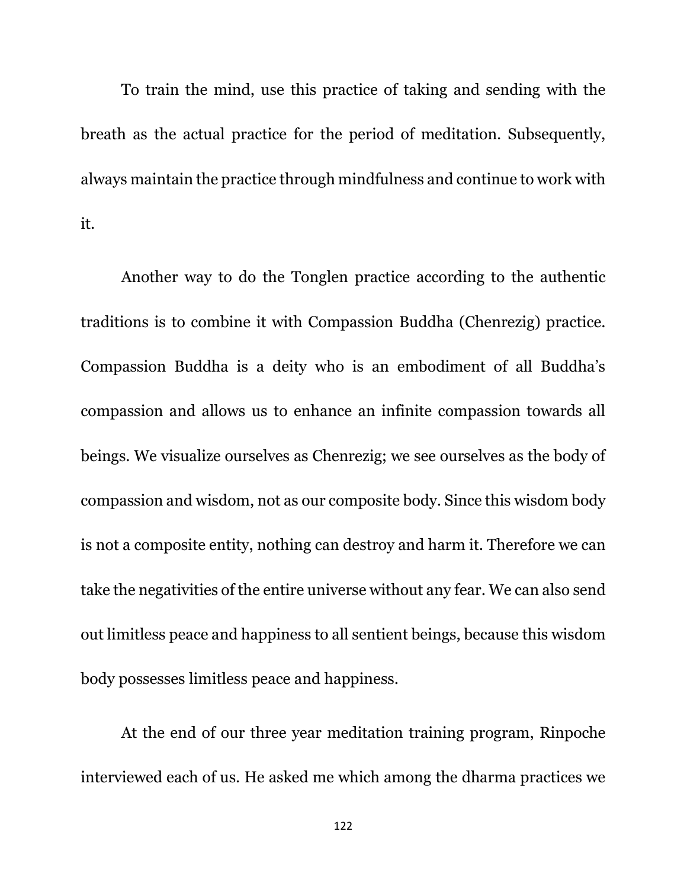To train the mind, use this practice of taking and sending with the breath as the actual practice for the period of meditation. Subsequently, always maintain the practice through mindfulness and continue to work with it.

Another way to do the Tonglen practice according to the authentic traditions is to combine it with Compassion Buddha (Chenrezig) practice. Compassion Buddha is a deity who is an embodiment of all Buddha's compassion and allows us to enhance an infinite compassion towards all beings. We visualize ourselves as Chenrezig; we see ourselves as the body of compassion and wisdom, not as our composite body. Since this wisdom body is not a composite entity, nothing can destroy and harm it. Therefore we can take the negativities of the entire universe without any fear. We can also send out limitless peace and happiness to all sentient beings, because this wisdom body possesses limitless peace and happiness.

At the end of our three year meditation training program, Rinpoche interviewed each of us. He asked me which among the dharma practices we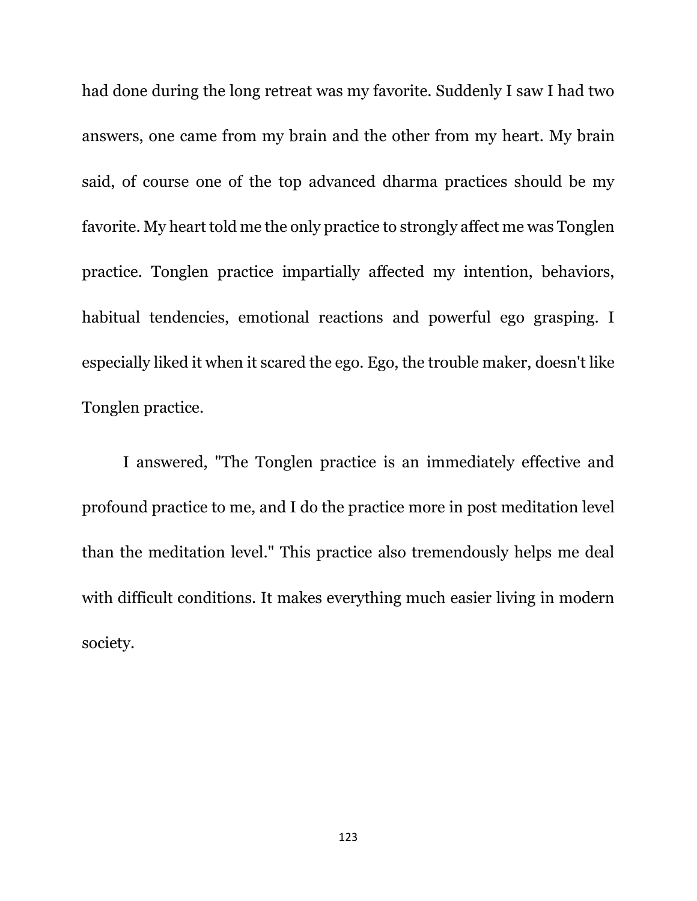had done during the long retreat was my favorite. Suddenly I saw I had two answers, one came from my brain and the other from my heart. My brain said, of course one of the top advanced dharma practices should be my favorite. My heart told me the only practice to strongly affect me was Tonglen practice. Tonglen practice impartially affected my intention, behaviors, habitual tendencies, emotional reactions and powerful ego grasping. I especially liked it when it scared the ego. Ego, the trouble maker, doesn't like Tonglen practice.

I answered, "The Tonglen practice is an immediately effective and profound practice to me, and I do the practice more in post meditation level than the meditation level." This practice also tremendously helps me deal with difficult conditions. It makes everything much easier living in modern society.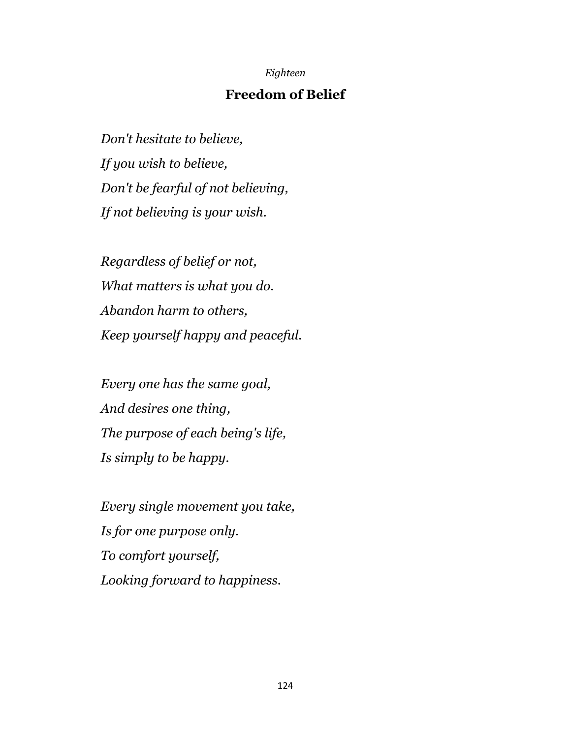*Eighteen*

## Freedom of Belief

*Don't hesitate to believe,*
*If you wish to believe,*
*Don't be fearful of not believing,*
*If not believing is your wish.*

*Regardless of belief or not,*
*What matters is what you do.*
*Abandon harm to others,*
*Keep yourself happy and peaceful.*

*Every one has the same goal,*
*And desires one thing,*
*The purpose of each being's life,*
*Is simply to be happy.*

*Every single movement you take,*
*Is for one purpose only.*
*To comfort yourself,*
*Looking forward to happiness.*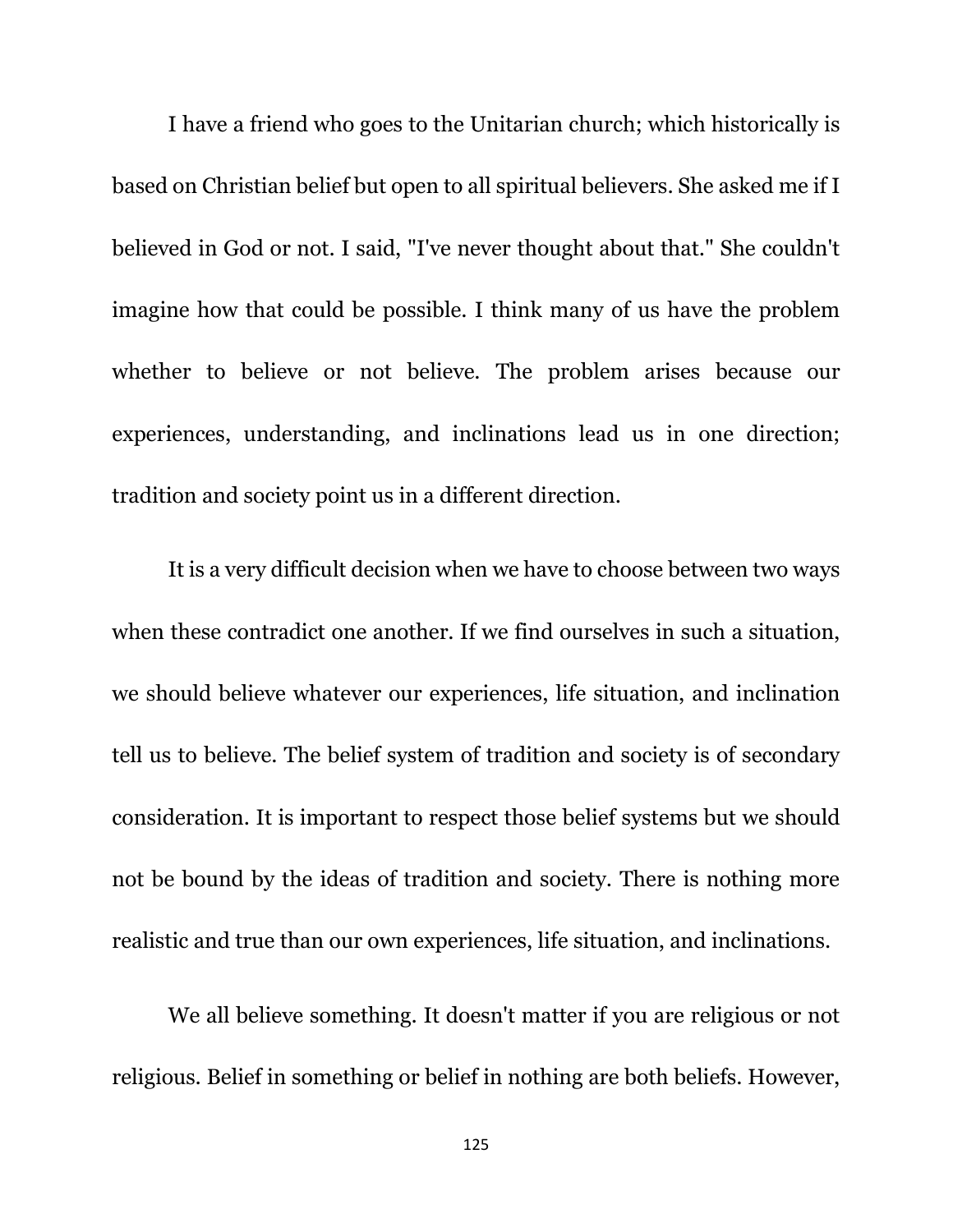I have a friend who goes to the Unitarian church; which historically is based on Christian belief but open to all spiritual believers. She asked me if I believed in God or not. I said, "I've never thought about that." She couldn't imagine how that could be possible. I think many of us have the problem whether to believe or not believe. The problem arises because our experiences, understanding, and inclinations lead us in one direction; tradition and society point us in a different direction.

It is a very difficult decision when we have to choose between two ways when these contradict one another. If we find ourselves in such a situation, we should believe whatever our experiences, life situation, and inclination tell us to believe. The belief system of tradition and society is of secondary consideration. It is important to respect those belief systems but we should not be bound by the ideas of tradition and society. There is nothing more realistic and true than our own experiences, life situation, and inclinations.

We all believe something. It doesn't matter if you are religious or not religious. Belief in something or belief in nothing are both beliefs. However,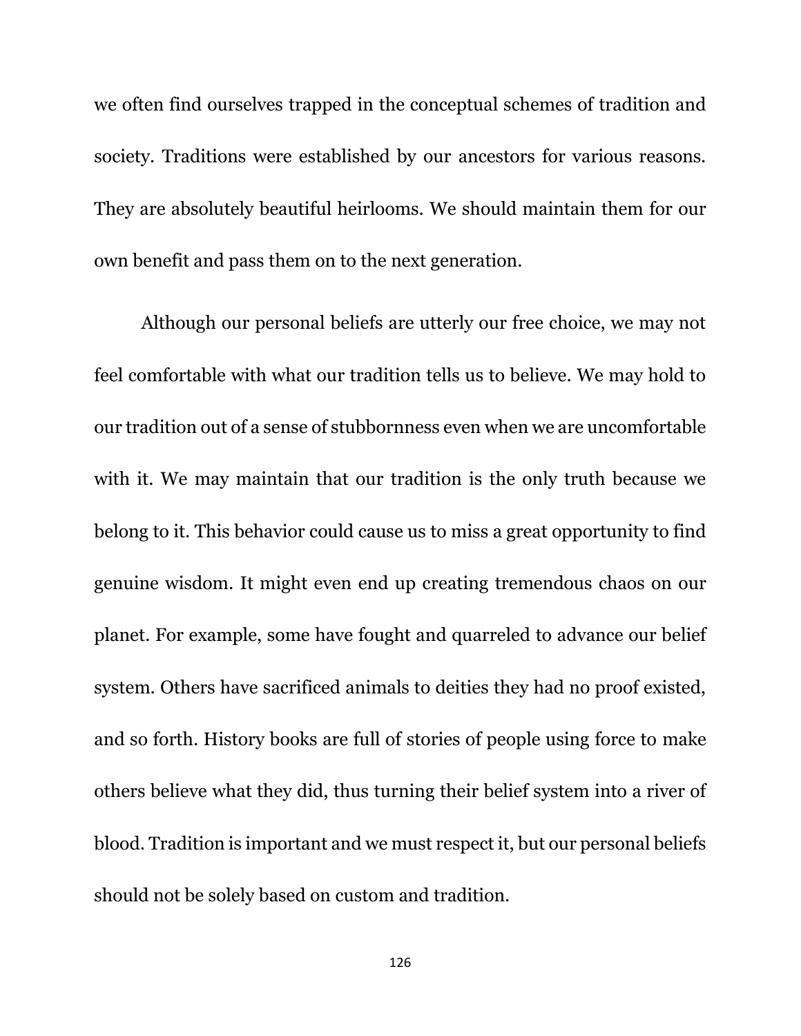we often find ourselves trapped in the conceptual schemes of tradition and society. Traditions were established by our ancestors for various reasons. They are absolutely beautiful heirlooms. We should maintain them for our own benefit and pass them on to the next generation.

Although our personal beliefs are utterly our free choice, we may not feel comfortable with what our tradition tells us to believe. We may hold to our tradition out of a sense of stubbornness even when we are uncomfortable with it. We may maintain that our tradition is the only truth because we belong to it. This behavior could cause us to miss a great opportunity to find genuine wisdom. It might even end up creating tremendous chaos on our planet. For example, some have fought and quarreled to advance our belief system. Others have sacrificed animals to deities they had no proof existed, and so forth. History books are full of stories of people using force to make others believe what they did, thus turning their belief system into a river of blood. Tradition is important and we must respect it, but our personal beliefs should not be solely based on custom and tradition.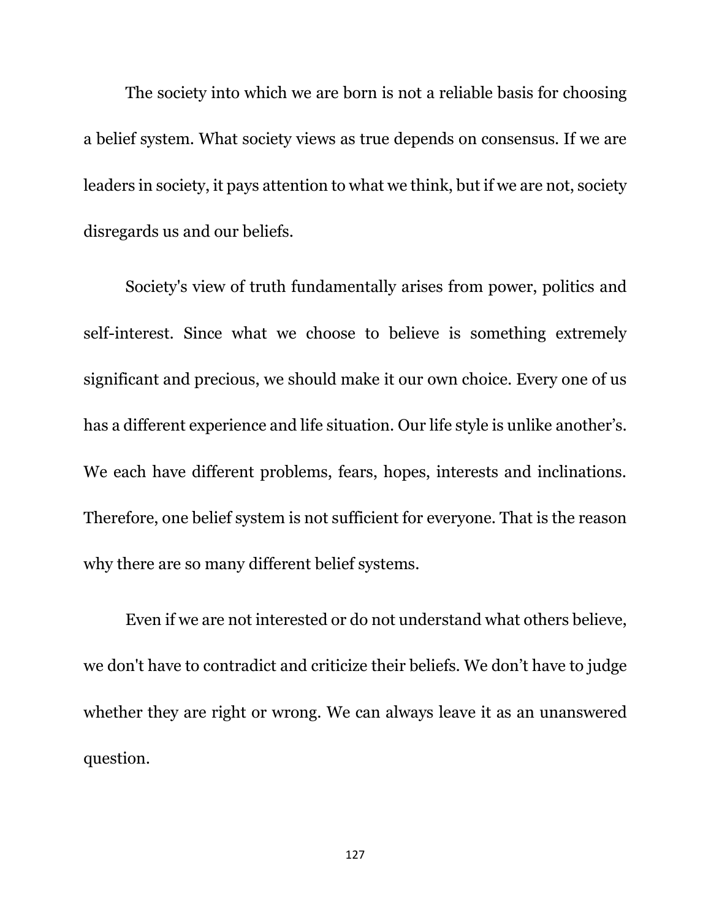The society into which we are born is not a reliable basis for choosing a belief system. What society views as true depends on consensus. If we are leaders in society, it pays attention to what we think, but if we are not, society disregards us and our beliefs.

Society's view of truth fundamentally arises from power, politics and self-interest. Since what we choose to believe is something extremely significant and precious, we should make it our own choice. Every one of us has a different experience and life situation. Our life style is unlike another's. We each have different problems, fears, hopes, interests and inclinations. Therefore, one belief system is not sufficient for everyone. That is the reason why there are so many different belief systems.

Even if we are not interested or do not understand what others believe, we don't have to contradict and criticize their beliefs. We don't have to judge whether they are right or wrong. We can always leave it as an unanswered question.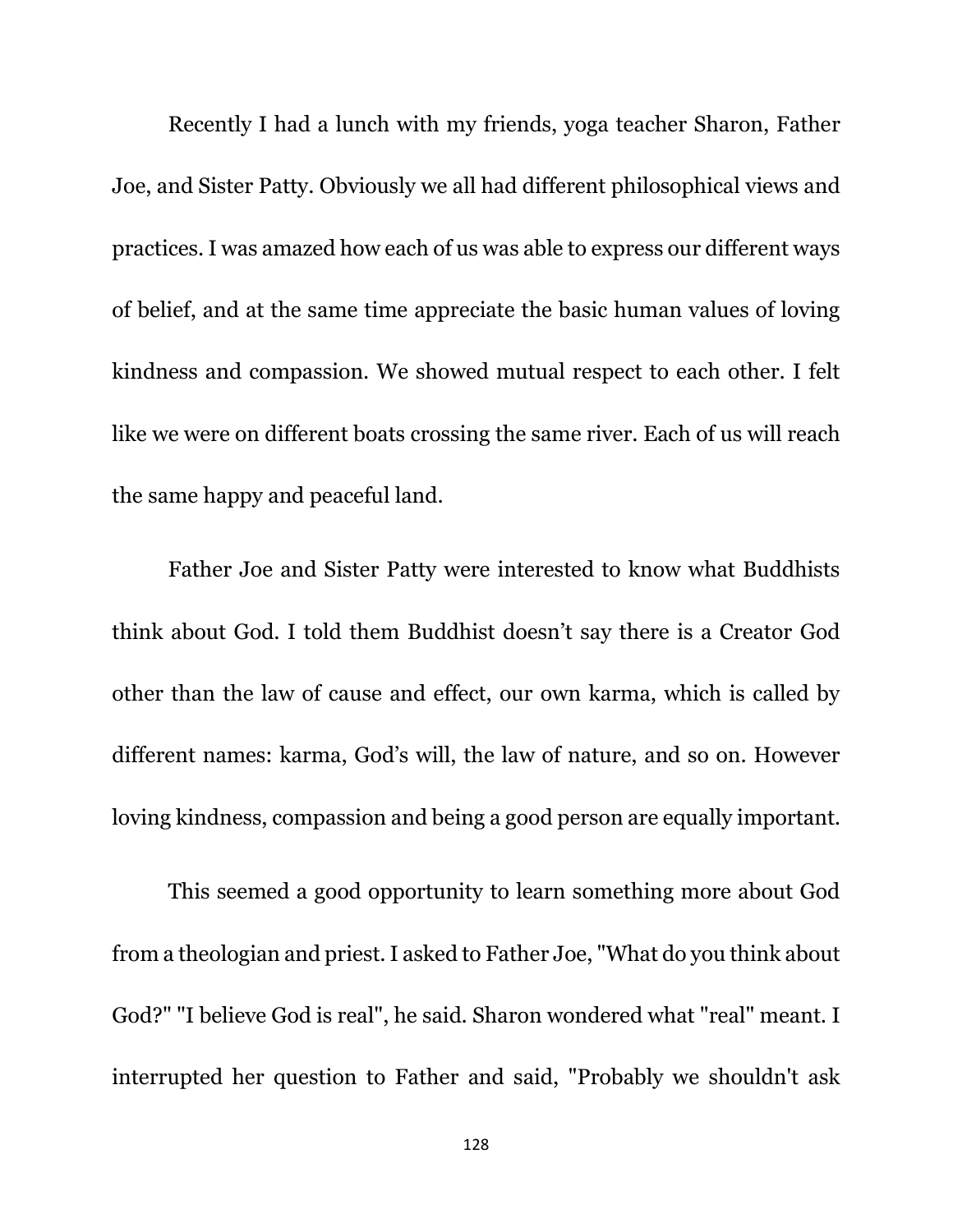Recently I had a lunch with my friends, yoga teacher Sharon, Father Joe, and Sister Patty. Obviously we all had different philosophical views and practices. I was amazed how each of us was able to express our different ways of belief, and at the same time appreciate the basic human values of loving kindness and compassion. We showed mutual respect to each other. I felt like we were on different boats crossing the same river. Each of us will reach the same happy and peaceful land.

Father Joe and Sister Patty were interested to know what Buddhists think about God. I told them Buddhist doesn't say there is a Creator God other than the law of cause and effect, our own karma, which is called by different names: karma, God's will, the law of nature, and so on. However loving kindness, compassion and being a good person are equally important.

This seemed a good opportunity to learn something more about God from a theologian and priest. I asked to Father Joe, "What do you think about God?" "I believe God is real", he said. Sharon wondered what "real" meant. I interrupted her question to Father and said, "Probably we shouldn't ask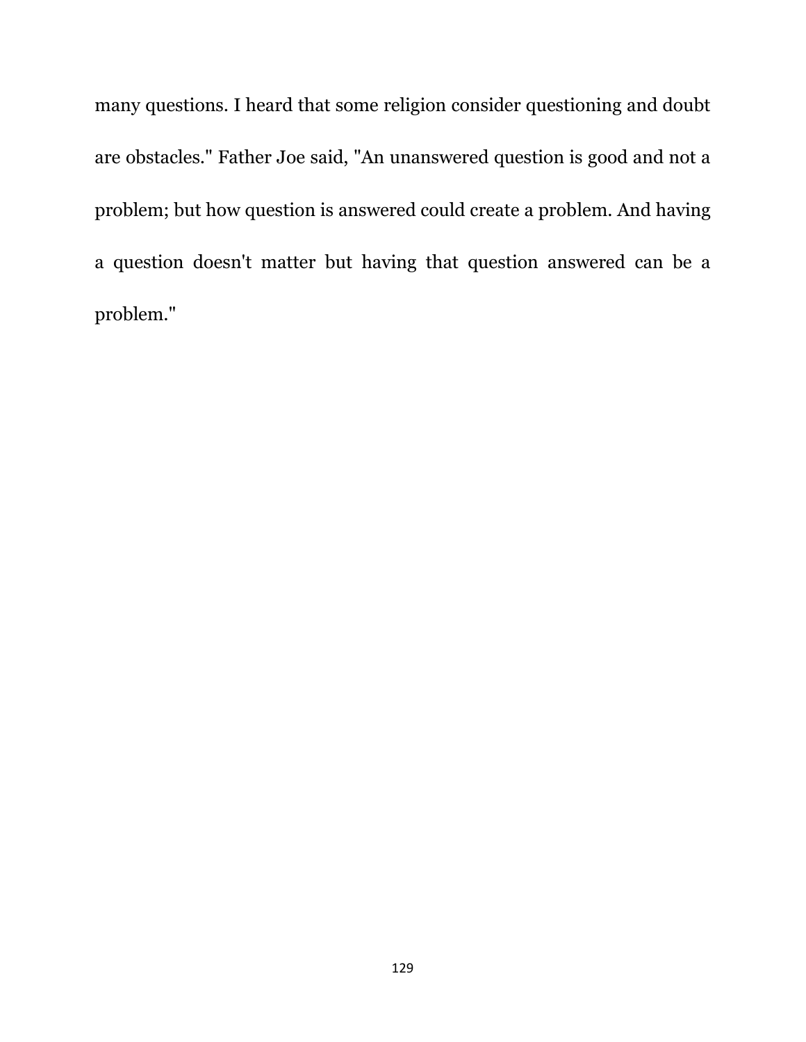many questions. I heard that some religion consider questioning and doubt are obstacles." Father Joe said, "An unanswered question is good and not a problem; but how question is answered could create a problem. And having a question doesn't matter but having that question answered can be a problem."